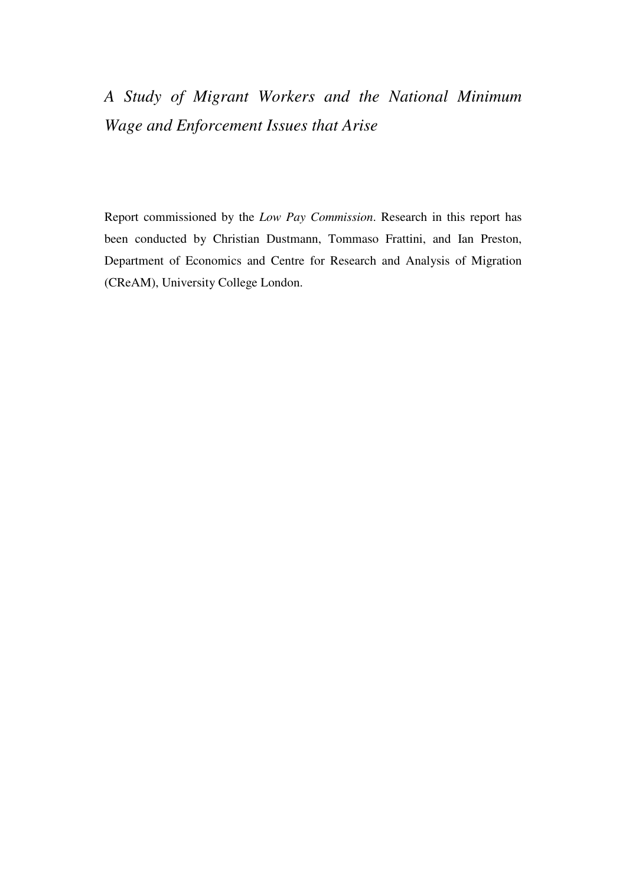# *A Study of Migrant Workers and the National Minimum Wage and Enforcement Issues that Arise*

Report commissioned by the *Low Pay Commission*. Research in this report has been conducted by Christian Dustmann, Tommaso Frattini, and Ian Preston, Department of Economics and Centre for Research and Analysis of Migration (CReAM), University College London.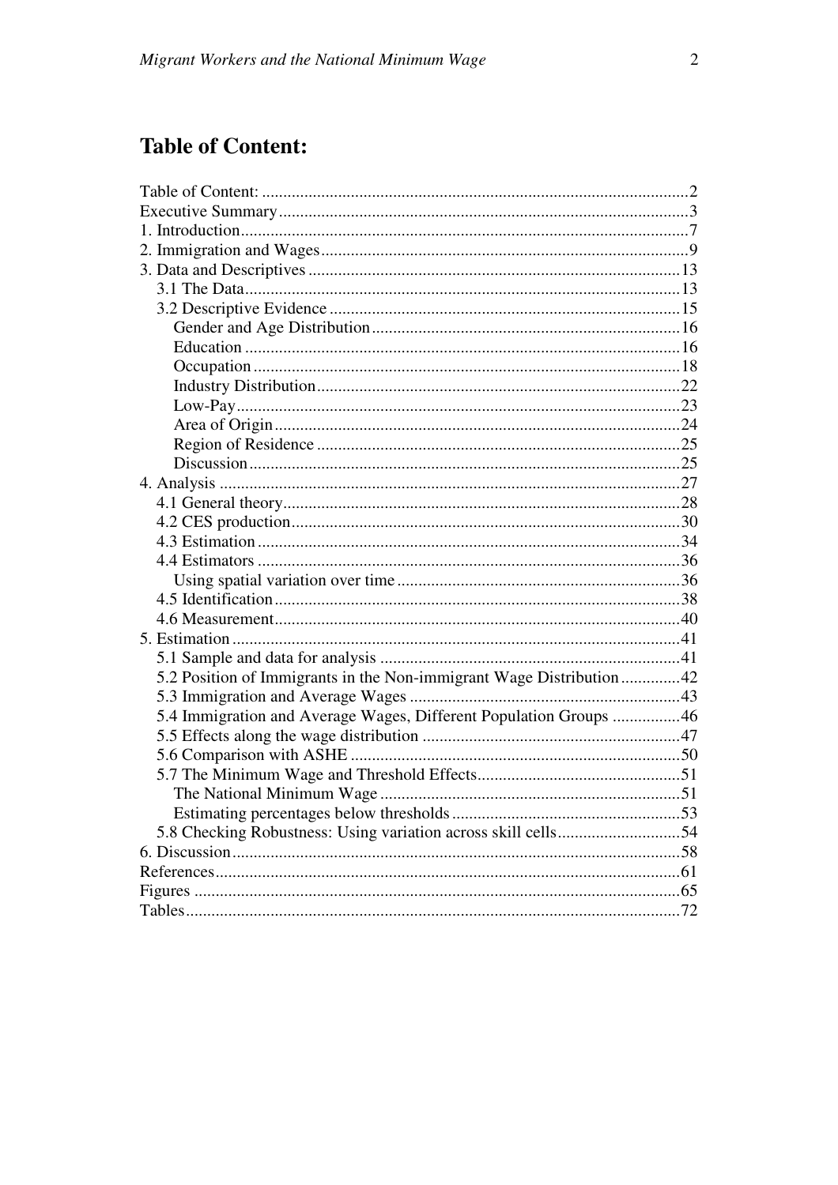# Table of Content:

Table of Content: ....................................................................................................2
Executive Summary ................................................................................................3
1. Introduction .........................................................................................................7
2. Immigration and Wages ......................................................................................9
3. Data and Descriptives ........................................................................................13
 3.1 The Data .......................................................................................................13
 3.2 Descriptive Evidence ...................................................................................15
  Gender and Age Distribution ..........................................................................16
  Education .......................................................................................................16
  Occupation .....................................................................................................18
  Industry Distribution ......................................................................................22
  Low-Pay .........................................................................................................23
  Area of Origin ................................................................................................24
  Region of Residence ......................................................................................25
  Discussion ......................................................................................................25
4. Analysis .............................................................................................................27
 4.1 General theory ..............................................................................................28
 4.2 CES production ............................................................................................30
 4.3 Estimation ....................................................................................................34
 4.4 Estimators ....................................................................................................36
  Using spatial variation over time ....................................................................36
 4.5 Identification ................................................................................................38
 4.6 Measurement ................................................................................................40
5. Estimation ..........................................................................................................41
 5.1 Sample and data for analysis .......................................................................41
 5.2 Position of Immigrants in the Non-immigrant Wage Distribution ..............42
 5.3 Immigration and Average Wages ................................................................43
 5.4 Immigration and Average Wages, Different Population Groups ................46
 5.5 Effects along the wage distribution .............................................................47
 5.6 Comparison with ASHE ..............................................................................50
 5.7 The Minimum Wage and Threshold Effects ................................................51
  The National Minimum Wage .......................................................................51
  Estimating percentages below thresholds ......................................................53
 5.8 Checking Robustness: Using variation across skill cells .............................54
6. Discussion ..........................................................................................................58
References .............................................................................................................61
Figures ..................................................................................................................65
Tables ....................................................................................................................72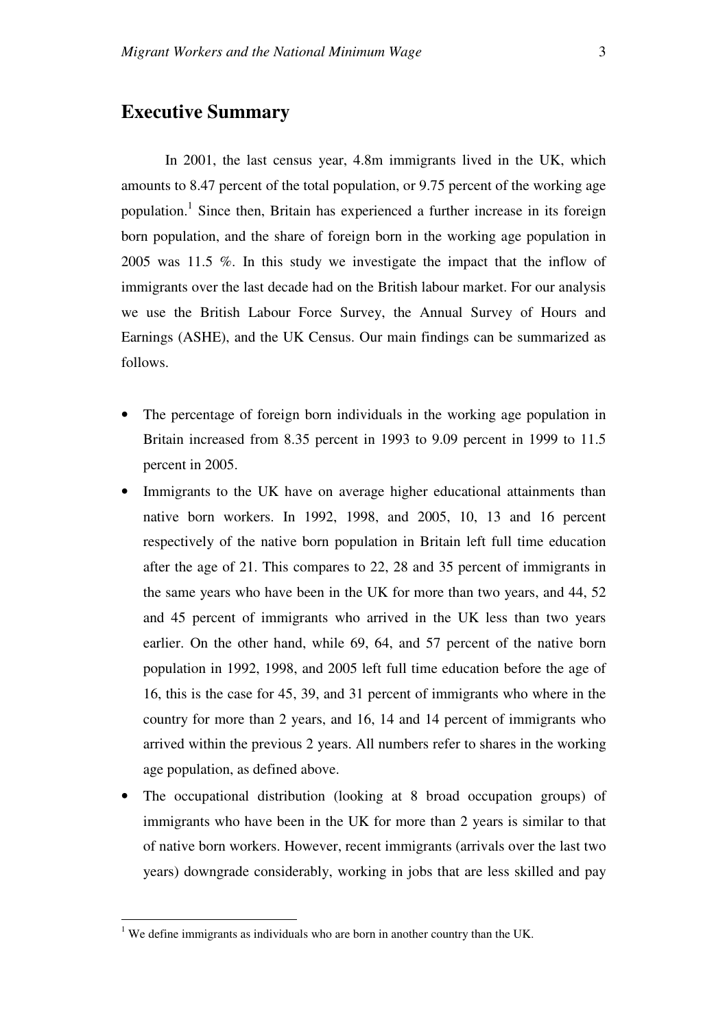## Executive Summary

In 2001, the last census year, 4.8m immigrants lived in the UK, which amounts to 8.47 percent of the total population, or 9.75 percent of the working age population.[1] Since then, Britain has experienced a further increase in its foreign born population, and the share of foreign born in the working age population in 2005 was 11.5 %. In this study we investigate the impact that the inflow of immigrants over the last decade had on the British labour market. For our analysis we use the British Labour Force Survey, the Annual Survey of Hours and Earnings (ASHE), and the UK Census. Our main findings can be summarized as follows.

- The percentage of foreign born individuals in the working age population in Britain increased from 8.35 percent in 1993 to 9.09 percent in 1999 to 11.5 percent in 2005.
- Immigrants to the UK have on average higher educational attainments than native born workers. In 1992, 1998, and 2005, 10, 13 and 16 percent respectively of the native born population in Britain left full time education after the age of 21. This compares to 22, 28 and 35 percent of immigrants in the same years who have been in the UK for more than two years, and 44, 52 and 45 percent of immigrants who arrived in the UK less than two years earlier. On the other hand, while 69, 64, and 57 percent of the native born population in 1992, 1998, and 2005 left full time education before the age of 16, this is the case for 45, 39, and 31 percent of immigrants who where in the country for more than 2 years, and 16, 14 and 14 percent of immigrants who arrived within the previous 2 years. All numbers refer to shares in the working age population, as defined above.
- The occupational distribution (looking at 8 broad occupation groups) of immigrants who have been in the UK for more than 2 years is similar to that of native born workers. However, recent immigrants (arrivals over the last two years) downgrade considerably, working in jobs that are less skilled and pay

[1] We define immigrants as individuals who are born in another country than the UK.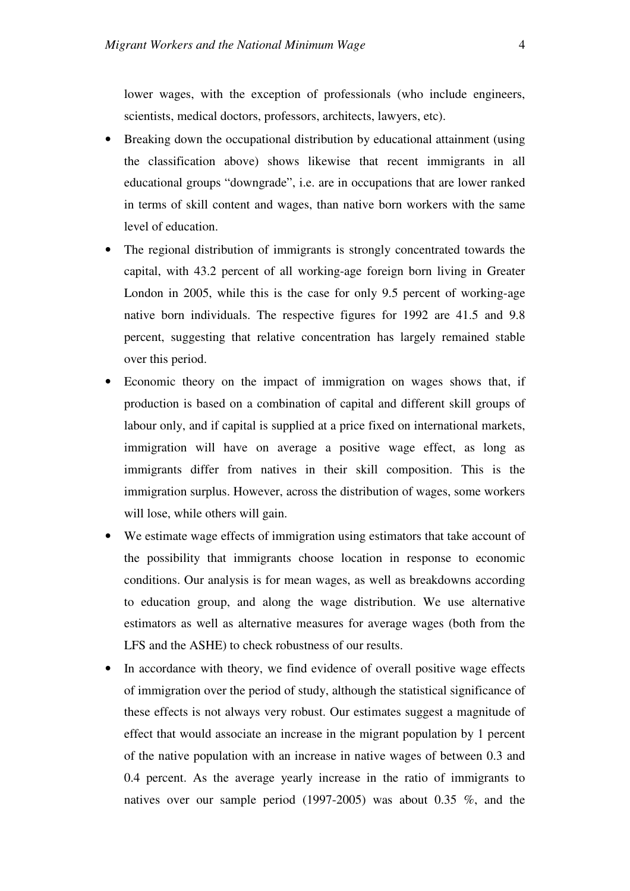lower wages, with the exception of professionals (who include engineers, scientists, medical doctors, professors, architects, lawyers, etc).

- Breaking down the occupational distribution by educational attainment (using the classification above) shows likewise that recent immigrants in all educational groups "downgrade", i.e. are in occupations that are lower ranked in terms of skill content and wages, than native born workers with the same level of education.
- The regional distribution of immigrants is strongly concentrated towards the capital, with 43.2 percent of all working-age foreign born living in Greater London in 2005, while this is the case for only 9.5 percent of working-age native born individuals. The respective figures for 1992 are 41.5 and 9.8 percent, suggesting that relative concentration has largely remained stable over this period.
- Economic theory on the impact of immigration on wages shows that, if production is based on a combination of capital and different skill groups of labour only, and if capital is supplied at a price fixed on international markets, immigration will have on average a positive wage effect, as long as immigrants differ from natives in their skill composition. This is the immigration surplus. However, across the distribution of wages, some workers will lose, while others will gain.
- We estimate wage effects of immigration using estimators that take account of the possibility that immigrants choose location in response to economic conditions. Our analysis is for mean wages, as well as breakdowns according to education group, and along the wage distribution. We use alternative estimators as well as alternative measures for average wages (both from the LFS and the ASHE) to check robustness of our results.
- In accordance with theory, we find evidence of overall positive wage effects of immigration over the period of study, although the statistical significance of these effects is not always very robust. Our estimates suggest a magnitude of effect that would associate an increase in the migrant population by 1 percent of the native population with an increase in native wages of between 0.3 and 0.4 percent. As the average yearly increase in the ratio of immigrants to natives over our sample period (1997-2005) was about 0.35 %, and the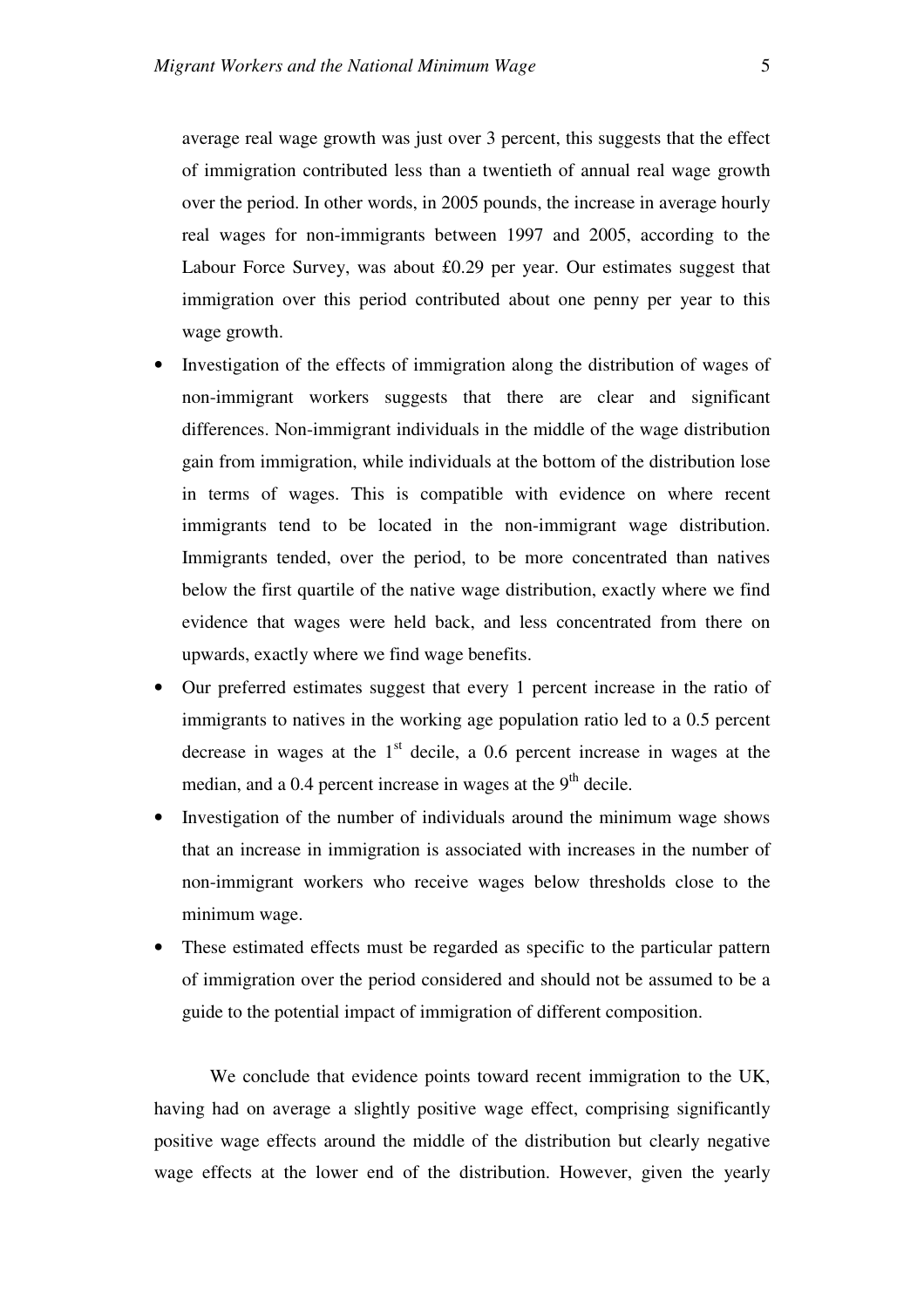average real wage growth was just over 3 percent, this suggests that the effect of immigration contributed less than a twentieth of annual real wage growth over the period. In other words, in 2005 pounds, the increase in average hourly real wages for non-immigrants between 1997 and 2005, according to the Labour Force Survey, was about £0.29 per year. Our estimates suggest that immigration over this period contributed about one penny per year to this wage growth.

- Investigation of the effects of immigration along the distribution of wages of non-immigrant workers suggests that there are clear and significant differences. Non-immigrant individuals in the middle of the wage distribution gain from immigration, while individuals at the bottom of the distribution lose in terms of wages. This is compatible with evidence on where recent immigrants tend to be located in the non-immigrant wage distribution. Immigrants tended, over the period, to be more concentrated than natives below the first quartile of the native wage distribution, exactly where we find evidence that wages were held back, and less concentrated from there on upwards, exactly where we find wage benefits.
- Our preferred estimates suggest that every 1 percent increase in the ratio of immigrants to natives in the working age population ratio led to a 0.5 percent decrease in wages at the 1st decile, a 0.6 percent increase in wages at the median, and a 0.4 percent increase in wages at the 9th decile.
- Investigation of the number of individuals around the minimum wage shows that an increase in immigration is associated with increases in the number of non-immigrant workers who receive wages below thresholds close to the minimum wage.
- These estimated effects must be regarded as specific to the particular pattern of immigration over the period considered and should not be assumed to be a guide to the potential impact of immigration of different composition.

We conclude that evidence points toward recent immigration to the UK, having had on average a slightly positive wage effect, comprising significantly positive wage effects around the middle of the distribution but clearly negative wage effects at the lower end of the distribution. However, given the yearly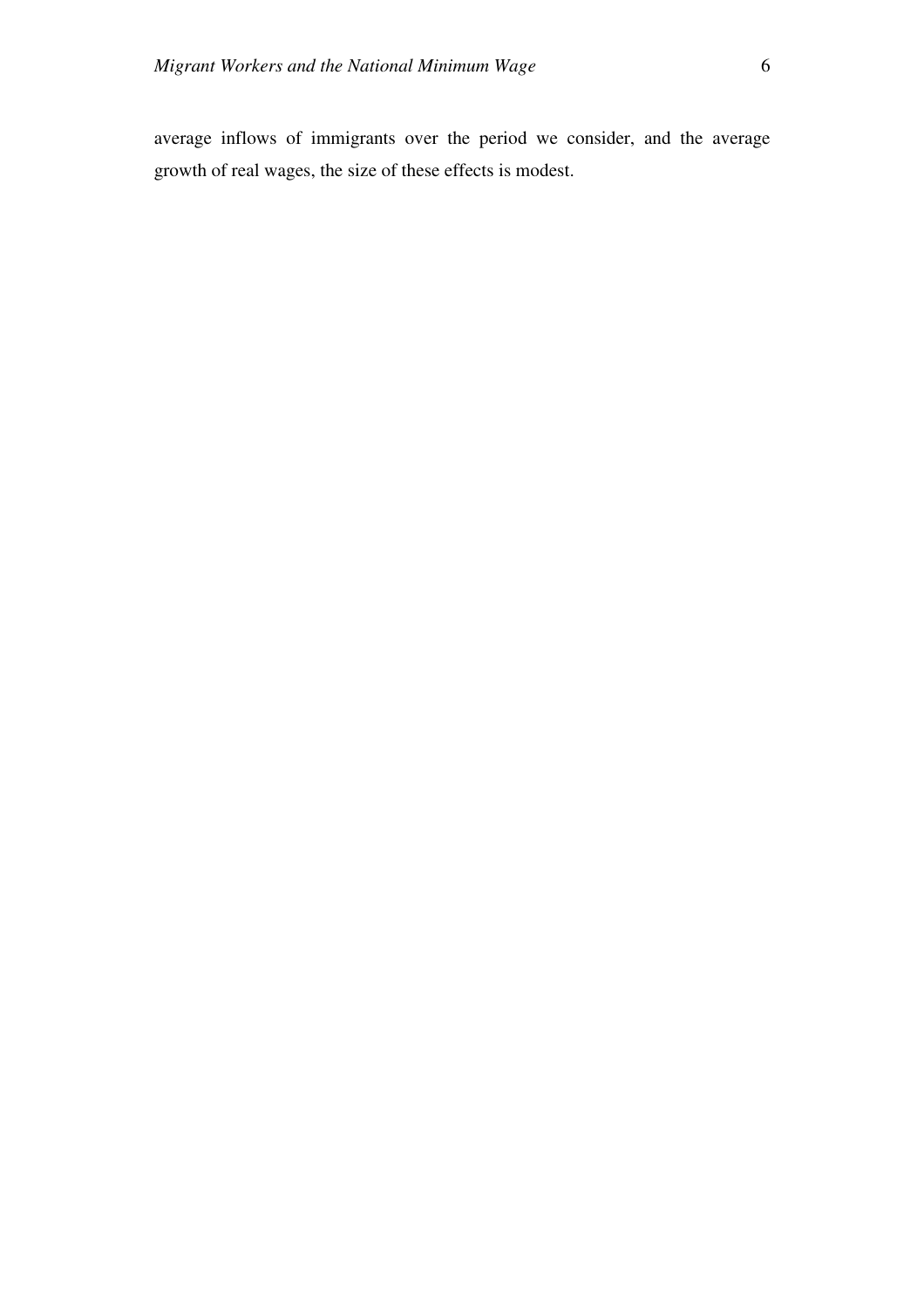average inflows of immigrants over the period we consider, and the average growth of real wages, the size of these effects is modest.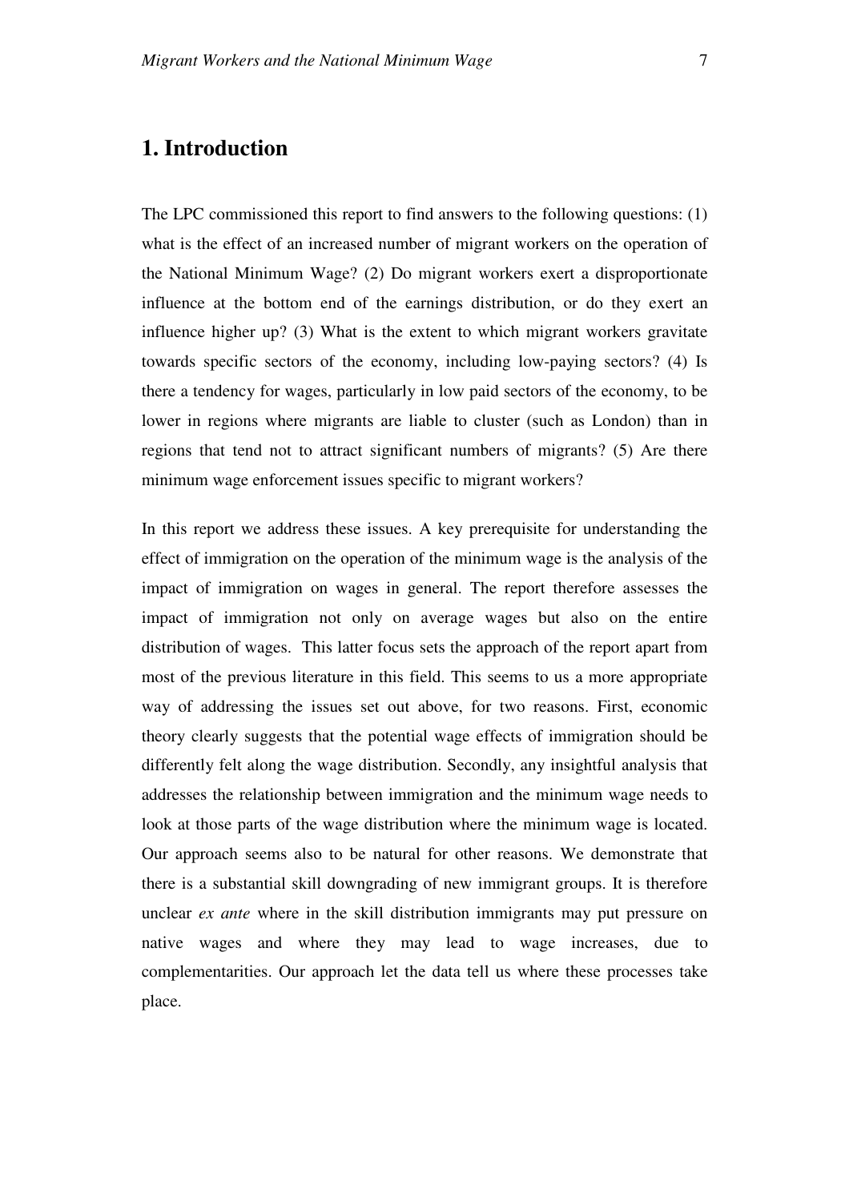# 1. Introduction

The LPC commissioned this report to find answers to the following questions: (1) what is the effect of an increased number of migrant workers on the operation of the National Minimum Wage? (2) Do migrant workers exert a disproportionate influence at the bottom end of the earnings distribution, or do they exert an influence higher up? (3) What is the extent to which migrant workers gravitate towards specific sectors of the economy, including low-paying sectors? (4) Is there a tendency for wages, particularly in low paid sectors of the economy, to be lower in regions where migrants are liable to cluster (such as London) than in regions that tend not to attract significant numbers of migrants? (5) Are there minimum wage enforcement issues specific to migrant workers?

In this report we address these issues. A key prerequisite for understanding the effect of immigration on the operation of the minimum wage is the analysis of the impact of immigration on wages in general. The report therefore assesses the impact of immigration not only on average wages but also on the entire distribution of wages. This latter focus sets the approach of the report apart from most of the previous literature in this field. This seems to us a more appropriate way of addressing the issues set out above, for two reasons. First, economic theory clearly suggests that the potential wage effects of immigration should be differently felt along the wage distribution. Secondly, any insightful analysis that addresses the relationship between immigration and the minimum wage needs to look at those parts of the wage distribution where the minimum wage is located. Our approach seems also to be natural for other reasons. We demonstrate that there is a substantial skill downgrading of new immigrant groups. It is therefore unclear *ex ante* where in the skill distribution immigrants may put pressure on native wages and where they may lead to wage increases, due to complementarities. Our approach let the data tell us where these processes take place.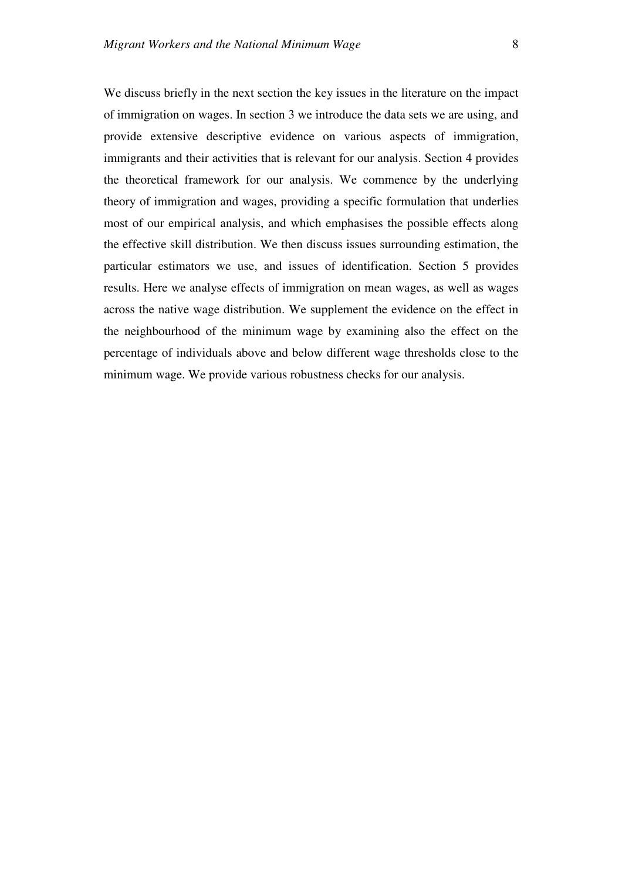We discuss briefly in the next section the key issues in the literature on the impact of immigration on wages. In section 3 we introduce the data sets we are using, and provide extensive descriptive evidence on various aspects of immigration, immigrants and their activities that is relevant for our analysis. Section 4 provides the theoretical framework for our analysis. We commence by the underlying theory of immigration and wages, providing a specific formulation that underlies most of our empirical analysis, and which emphasises the possible effects along the effective skill distribution. We then discuss issues surrounding estimation, the particular estimators we use, and issues of identification. Section 5 provides results. Here we analyse effects of immigration on mean wages, as well as wages across the native wage distribution. We supplement the evidence on the effect in the neighbourhood of the minimum wage by examining also the effect on the percentage of individuals above and below different wage thresholds close to the minimum wage. We provide various robustness checks for our analysis.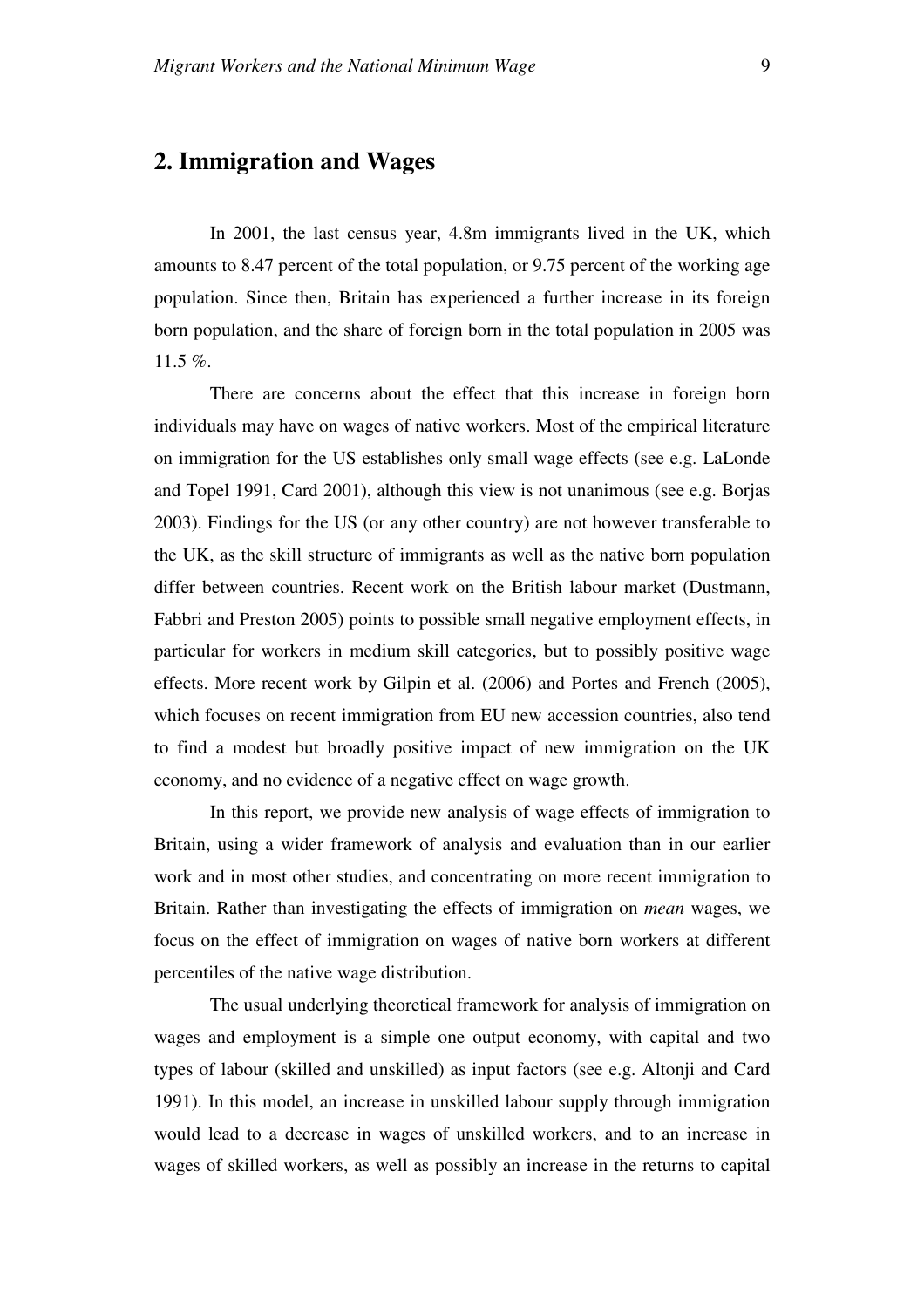## 2. Immigration and Wages

In 2001, the last census year, 4.8m immigrants lived in the UK, which amounts to 8.47 percent of the total population, or 9.75 percent of the working age population. Since then, Britain has experienced a further increase in its foreign born population, and the share of foreign born in the total population in 2005 was 11.5 %.

There are concerns about the effect that this increase in foreign born individuals may have on wages of native workers. Most of the empirical literature on immigration for the US establishes only small wage effects (see e.g. LaLonde and Topel 1991, Card 2001), although this view is not unanimous (see e.g. Borjas 2003). Findings for the US (or any other country) are not however transferable to the UK, as the skill structure of immigrants as well as the native born population differ between countries. Recent work on the British labour market (Dustmann, Fabbri and Preston 2005) points to possible small negative employment effects, in particular for workers in medium skill categories, but to possibly positive wage effects. More recent work by Gilpin et al. (2006) and Portes and French (2005), which focuses on recent immigration from EU new accession countries, also tend to find a modest but broadly positive impact of new immigration on the UK economy, and no evidence of a negative effect on wage growth.

In this report, we provide new analysis of wage effects of immigration to Britain, using a wider framework of analysis and evaluation than in our earlier work and in most other studies, and concentrating on more recent immigration to Britain. Rather than investigating the effects of immigration on *mean* wages, we focus on the effect of immigration on wages of native born workers at different percentiles of the native wage distribution.

The usual underlying theoretical framework for analysis of immigration on wages and employment is a simple one output economy, with capital and two types of labour (skilled and unskilled) as input factors (see e.g. Altonji and Card 1991). In this model, an increase in unskilled labour supply through immigration would lead to a decrease in wages of unskilled workers, and to an increase in wages of skilled workers, as well as possibly an increase in the returns to capital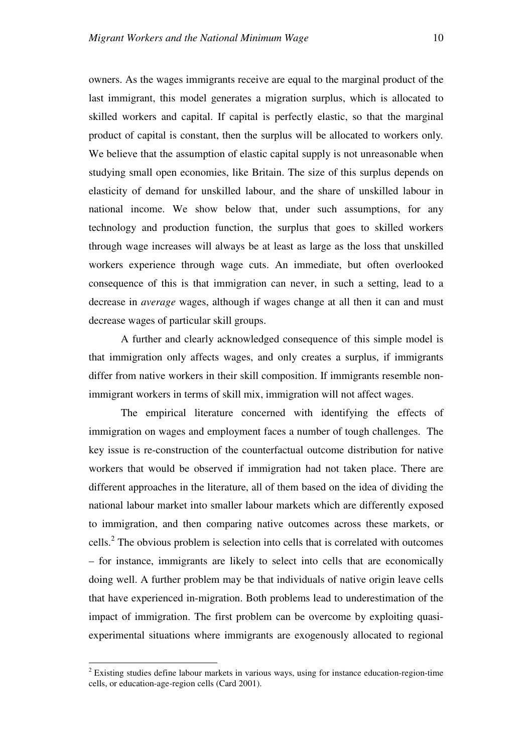owners. As the wages immigrants receive are equal to the marginal product of the last immigrant, this model generates a migration surplus, which is allocated to skilled workers and capital. If capital is perfectly elastic, so that the marginal product of capital is constant, then the surplus will be allocated to workers only. We believe that the assumption of elastic capital supply is not unreasonable when studying small open economies, like Britain. The size of this surplus depends on elasticity of demand for unskilled labour, and the share of unskilled labour in national income. We show below that, under such assumptions, for any technology and production function, the surplus that goes to skilled workers through wage increases will always be at least as large as the loss that unskilled workers experience through wage cuts. An immediate, but often overlooked consequence of this is that immigration can never, in such a setting, lead to a decrease in *average* wages, although if wages change at all then it can and must decrease wages of particular skill groups.

A further and clearly acknowledged consequence of this simple model is that immigration only affects wages, and only creates a surplus, if immigrants differ from native workers in their skill composition. If immigrants resemble non-immigrant workers in terms of skill mix, immigration will not affect wages.

The empirical literature concerned with identifying the effects of immigration on wages and employment faces a number of tough challenges. The key issue is re-construction of the counterfactual outcome distribution for native workers that would be observed if immigration had not taken place. There are different approaches in the literature, all of them based on the idea of dividing the national labour market into smaller labour markets which are differently exposed to immigration, and then comparing native outcomes across these markets, or cells.[2] The obvious problem is selection into cells that is correlated with outcomes – for instance, immigrants are likely to select into cells that are economically doing well. A further problem may be that individuals of native origin leave cells that have experienced in-migration. Both problems lead to underestimation of the impact of immigration. The first problem can be overcome by exploiting quasi-experimental situations where immigrants are exogenously allocated to regional

[2] Existing studies define labour markets in various ways, using for instance education-region-time cells, or education-age-region cells (Card 2001).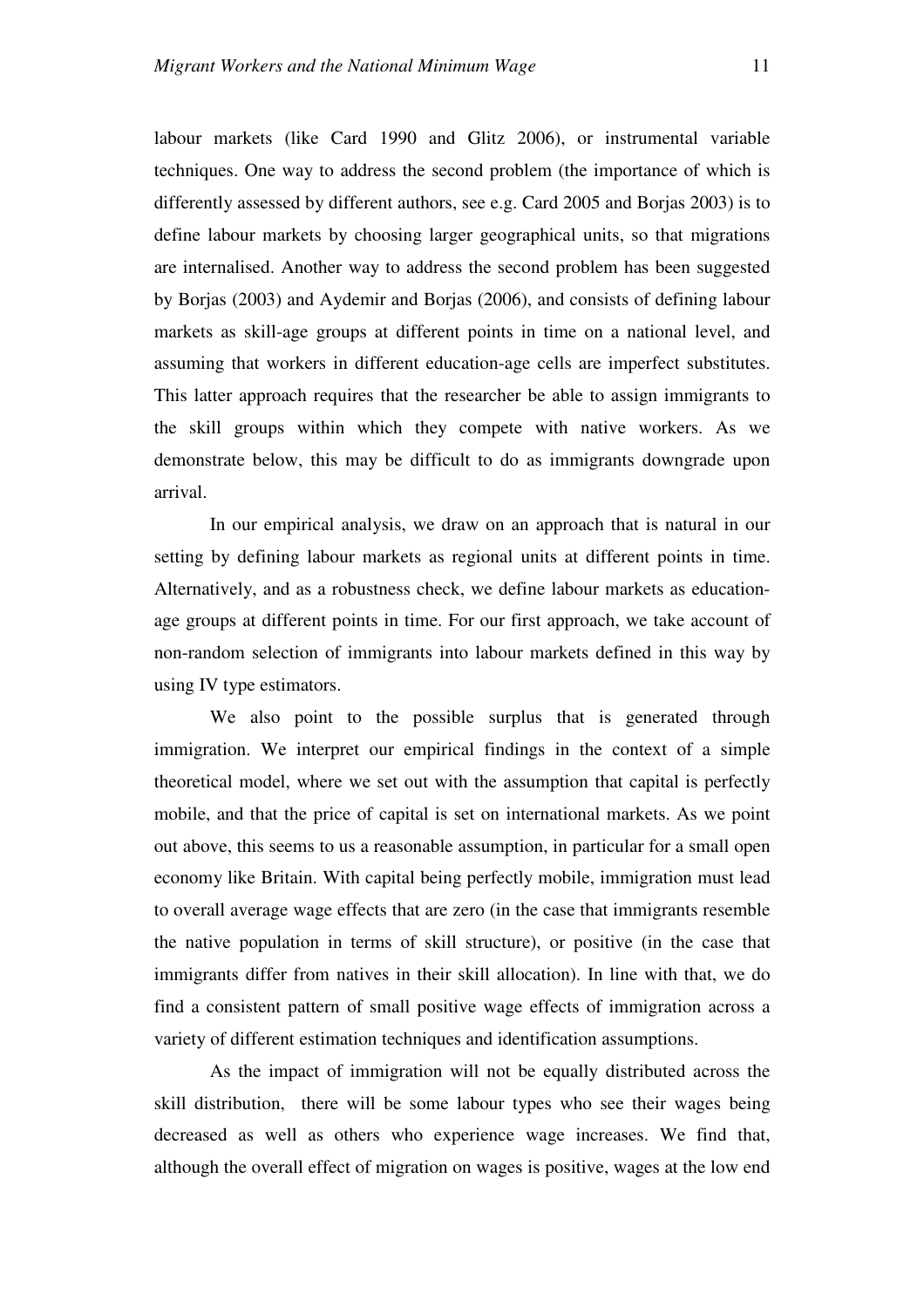labour markets (like Card 1990 and Glitz 2006), or instrumental variable techniques. One way to address the second problem (the importance of which is differently assessed by different authors, see e.g. Card 2005 and Borjas 2003) is to define labour markets by choosing larger geographical units, so that migrations are internalised. Another way to address the second problem has been suggested by Borjas (2003) and Aydemir and Borjas (2006), and consists of defining labour markets as skill-age groups at different points in time on a national level, and assuming that workers in different education-age cells are imperfect substitutes. This latter approach requires that the researcher be able to assign immigrants to the skill groups within which they compete with native workers. As we demonstrate below, this may be difficult to do as immigrants downgrade upon arrival.

In our empirical analysis, we draw on an approach that is natural in our setting by defining labour markets as regional units at different points in time. Alternatively, and as a robustness check, we define labour markets as education-age groups at different points in time. For our first approach, we take account of non-random selection of immigrants into labour markets defined in this way by using IV type estimators.

We also point to the possible surplus that is generated through immigration. We interpret our empirical findings in the context of a simple theoretical model, where we set out with the assumption that capital is perfectly mobile, and that the price of capital is set on international markets. As we point out above, this seems to us a reasonable assumption, in particular for a small open economy like Britain. With capital being perfectly mobile, immigration must lead to overall average wage effects that are zero (in the case that immigrants resemble the native population in terms of skill structure), or positive (in the case that immigrants differ from natives in their skill allocation). In line with that, we do find a consistent pattern of small positive wage effects of immigration across a variety of different estimation techniques and identification assumptions.

As the impact of immigration will not be equally distributed across the skill distribution, there will be some labour types who see their wages being decreased as well as others who experience wage increases. We find that, although the overall effect of migration on wages is positive, wages at the low end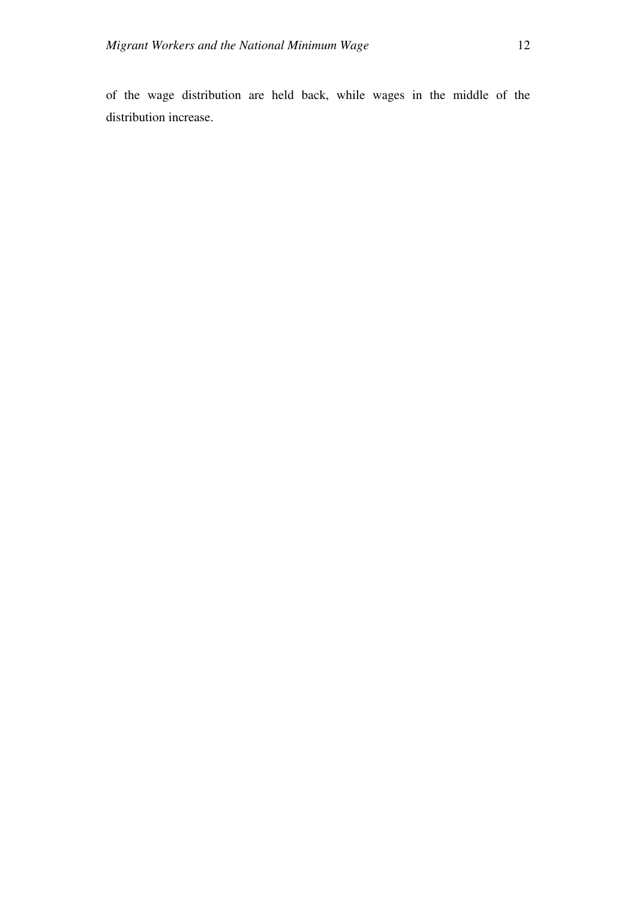of the wage distribution are held back, while wages in the middle of the distribution increase.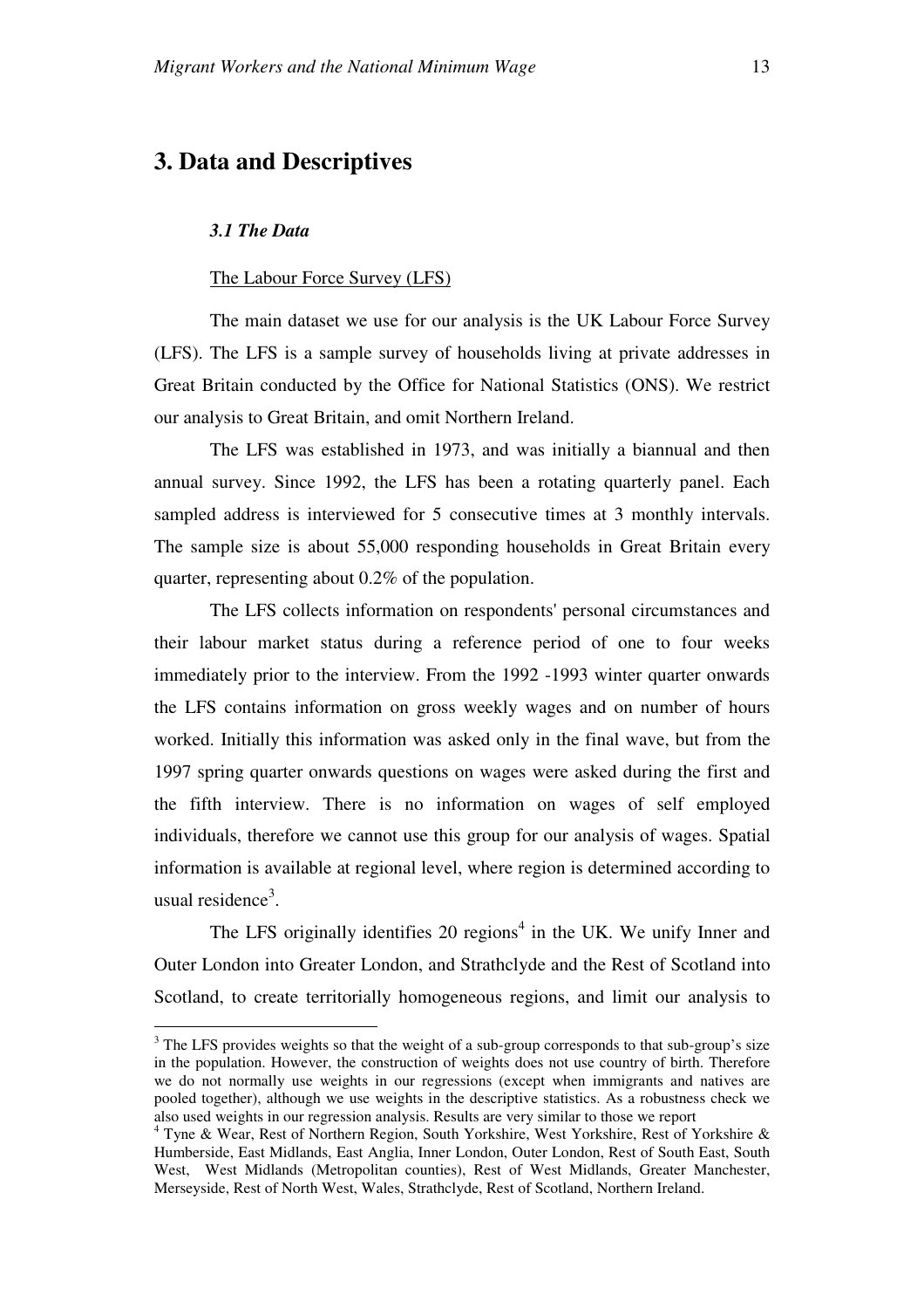# 3. Data and Descriptives

### *3.1 The Data*

The Labour Force Survey (LFS)

The main dataset we use for our analysis is the UK Labour Force Survey (LFS). The LFS is a sample survey of households living at private addresses in Great Britain conducted by the Office for National Statistics (ONS). We restrict our analysis to Great Britain, and omit Northern Ireland.

The LFS was established in 1973, and was initially a biannual and then annual survey. Since 1992, the LFS has been a rotating quarterly panel. Each sampled address is interviewed for 5 consecutive times at 3 monthly intervals. The sample size is about 55,000 responding households in Great Britain every quarter, representing about 0.2% of the population.

The LFS collects information on respondents' personal circumstances and their labour market status during a reference period of one to four weeks immediately prior to the interview. From the 1992 -1993 winter quarter onwards the LFS contains information on gross weekly wages and on number of hours worked. Initially this information was asked only in the final wave, but from the 1997 spring quarter onwards questions on wages were asked during the first and the fifth interview. There is no information on wages of self employed individuals, therefore we cannot use this group for our analysis of wages. Spatial information is available at regional level, where region is determined according to usual residence[3].

The LFS originally identifies 20 regions[4] in the UK. We unify Inner and Outer London into Greater London, and Strathclyde and the Rest of Scotland into Scotland, to create territorially homogeneous regions, and limit our analysis to

---

[3] The LFS provides weights so that the weight of a sub-group corresponds to that sub-group's size in the population. However, the construction of weights does not use country of birth. Therefore we do not normally use weights in our regressions (except when immigrants and natives are pooled together), although we use weights in the descriptive statistics. As a robustness check we also used weights in our regression analysis. Results are very similar to those we report

[4] Tyne & Wear, Rest of Northern Region, South Yorkshire, West Yorkshire, Rest of Yorkshire & Humberside, East Midlands, East Anglia, Inner London, Outer London, Rest of South East, South West, West Midlands (Metropolitan counties), Rest of West Midlands, Greater Manchester, Merseyside, Rest of North West, Wales, Strathclyde, Rest of Scotland, Northern Ireland.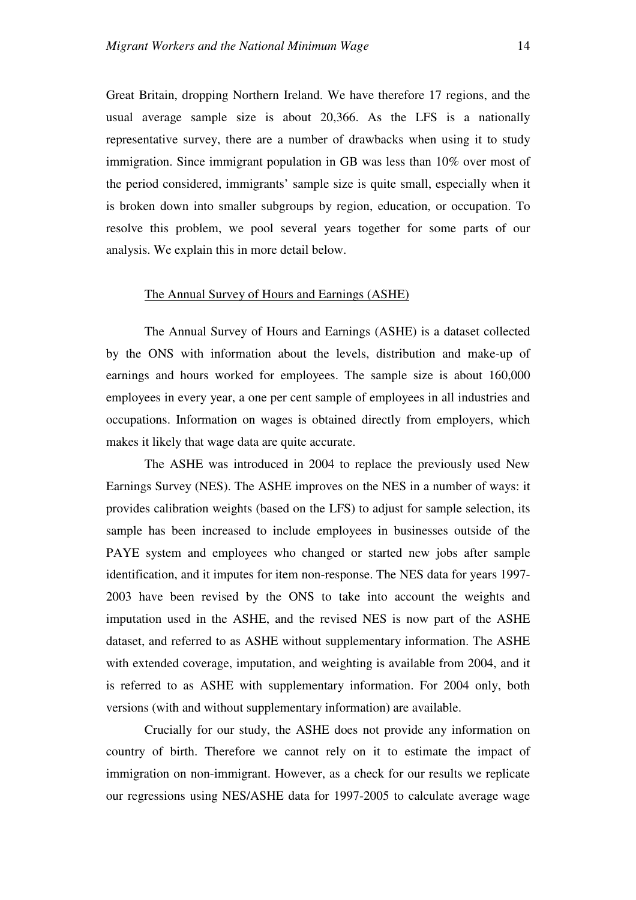Great Britain, dropping Northern Ireland. We have therefore 17 regions, and the usual average sample size is about 20,366. As the LFS is a nationally representative survey, there are a number of drawbacks when using it to study immigration. Since immigrant population in GB was less than 10% over most of the period considered, immigrants' sample size is quite small, especially when it is broken down into smaller subgroups by region, education, or occupation. To resolve this problem, we pool several years together for some parts of our analysis. We explain this in more detail below.

### The Annual Survey of Hours and Earnings (ASHE)

The Annual Survey of Hours and Earnings (ASHE) is a dataset collected by the ONS with information about the levels, distribution and make-up of earnings and hours worked for employees. The sample size is about 160,000 employees in every year, a one per cent sample of employees in all industries and occupations. Information on wages is obtained directly from employers, which makes it likely that wage data are quite accurate.

The ASHE was introduced in 2004 to replace the previously used New Earnings Survey (NES). The ASHE improves on the NES in a number of ways: it provides calibration weights (based on the LFS) to adjust for sample selection, its sample has been increased to include employees in businesses outside of the PAYE system and employees who changed or started new jobs after sample identification, and it imputes for item non-response. The NES data for years 1997-2003 have been revised by the ONS to take into account the weights and imputation used in the ASHE, and the revised NES is now part of the ASHE dataset, and referred to as ASHE without supplementary information. The ASHE with extended coverage, imputation, and weighting is available from 2004, and it is referred to as ASHE with supplementary information. For 2004 only, both versions (with and without supplementary information) are available.

Crucially for our study, the ASHE does not provide any information on country of birth. Therefore we cannot rely on it to estimate the impact of immigration on non-immigrant. However, as a check for our results we replicate our regressions using NES/ASHE data for 1997-2005 to calculate average wage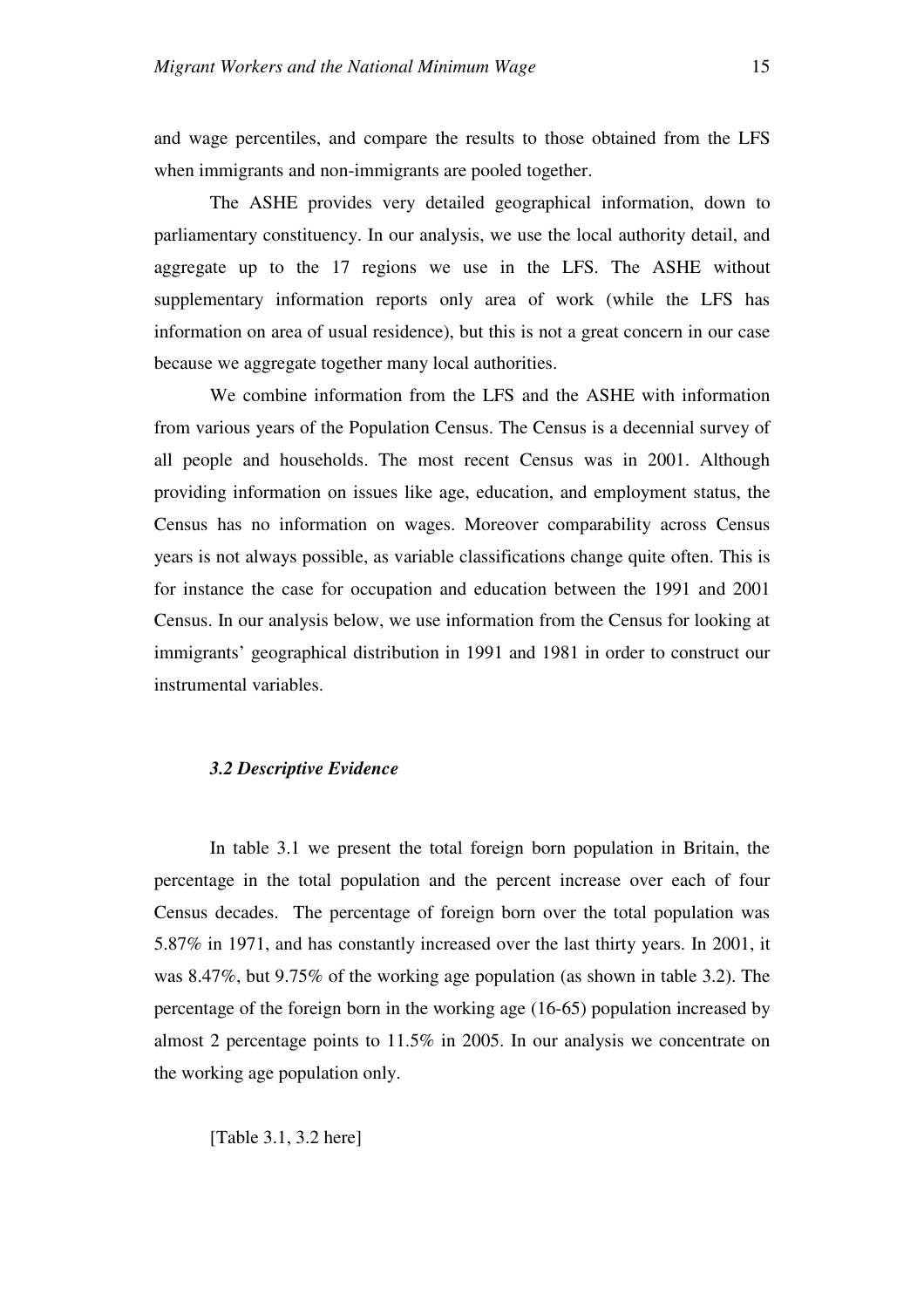and wage percentiles, and compare the results to those obtained from the LFS when immigrants and non-immigrants are pooled together.

The ASHE provides very detailed geographical information, down to parliamentary constituency. In our analysis, we use the local authority detail, and aggregate up to the 17 regions we use in the LFS. The ASHE without supplementary information reports only area of work (while the LFS has information on area of usual residence), but this is not a great concern in our case because we aggregate together many local authorities.

We combine information from the LFS and the ASHE with information from various years of the Population Census. The Census is a decennial survey of all people and households. The most recent Census was in 2001. Although providing information on issues like age, education, and employment status, the Census has no information on wages. Moreover comparability across Census years is not always possible, as variable classifications change quite often. This is for instance the case for occupation and education between the 1991 and 2001 Census. In our analysis below, we use information from the Census for looking at immigrants' geographical distribution in 1991 and 1981 in order to construct our instrumental variables.

### *3.2 Descriptive Evidence*

In table 3.1 we present the total foreign born population in Britain, the percentage in the total population and the percent increase over each of four Census decades. The percentage of foreign born over the total population was 5.87% in 1971, and has constantly increased over the last thirty years. In 2001, it was 8.47%, but 9.75% of the working age population (as shown in table 3.2). The percentage of the foreign born in the working age (16-65) population increased by almost 2 percentage points to 11.5% in 2005. In our analysis we concentrate on the working age population only.

[Table 3.1, 3.2 here]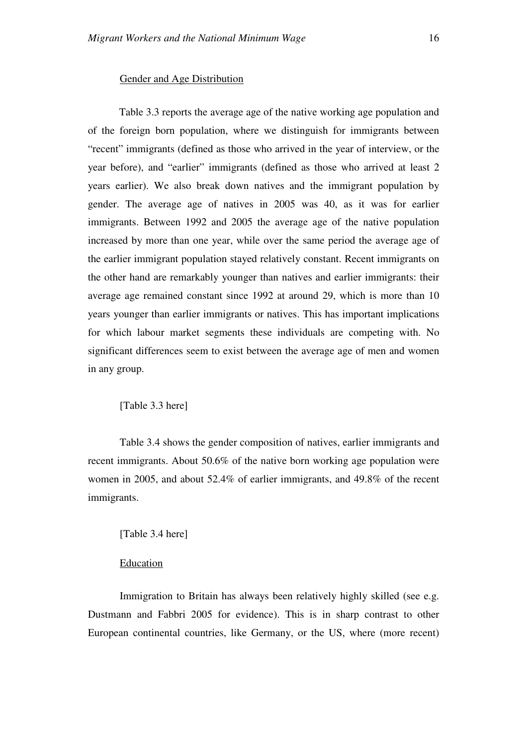Gender and Age Distribution

Table 3.3 reports the average age of the native working age population and of the foreign born population, where we distinguish for immigrants between "recent" immigrants (defined as those who arrived in the year of interview, or the year before), and "earlier" immigrants (defined as those who arrived at least 2 years earlier). We also break down natives and the immigrant population by gender. The average age of natives in 2005 was 40, as it was for earlier immigrants. Between 1992 and 2005 the average age of the native population increased by more than one year, while over the same period the average age of the earlier immigrant population stayed relatively constant. Recent immigrants on the other hand are remarkably younger than natives and earlier immigrants: their average age remained constant since 1992 at around 29, which is more than 10 years younger than earlier immigrants or natives. This has important implications for which labour market segments these individuals are competing with. No significant differences seem to exist between the average age of men and women in any group.

[Table 3.3 here]

Table 3.4 shows the gender composition of natives, earlier immigrants and recent immigrants. About 50.6% of the native born working age population were women in 2005, and about 52.4% of earlier immigrants, and 49.8% of the recent immigrants.

[Table 3.4 here]

Education

Immigration to Britain has always been relatively highly skilled (see e.g. Dustmann and Fabbri 2005 for evidence). This is in sharp contrast to other European continental countries, like Germany, or the US, where (more recent)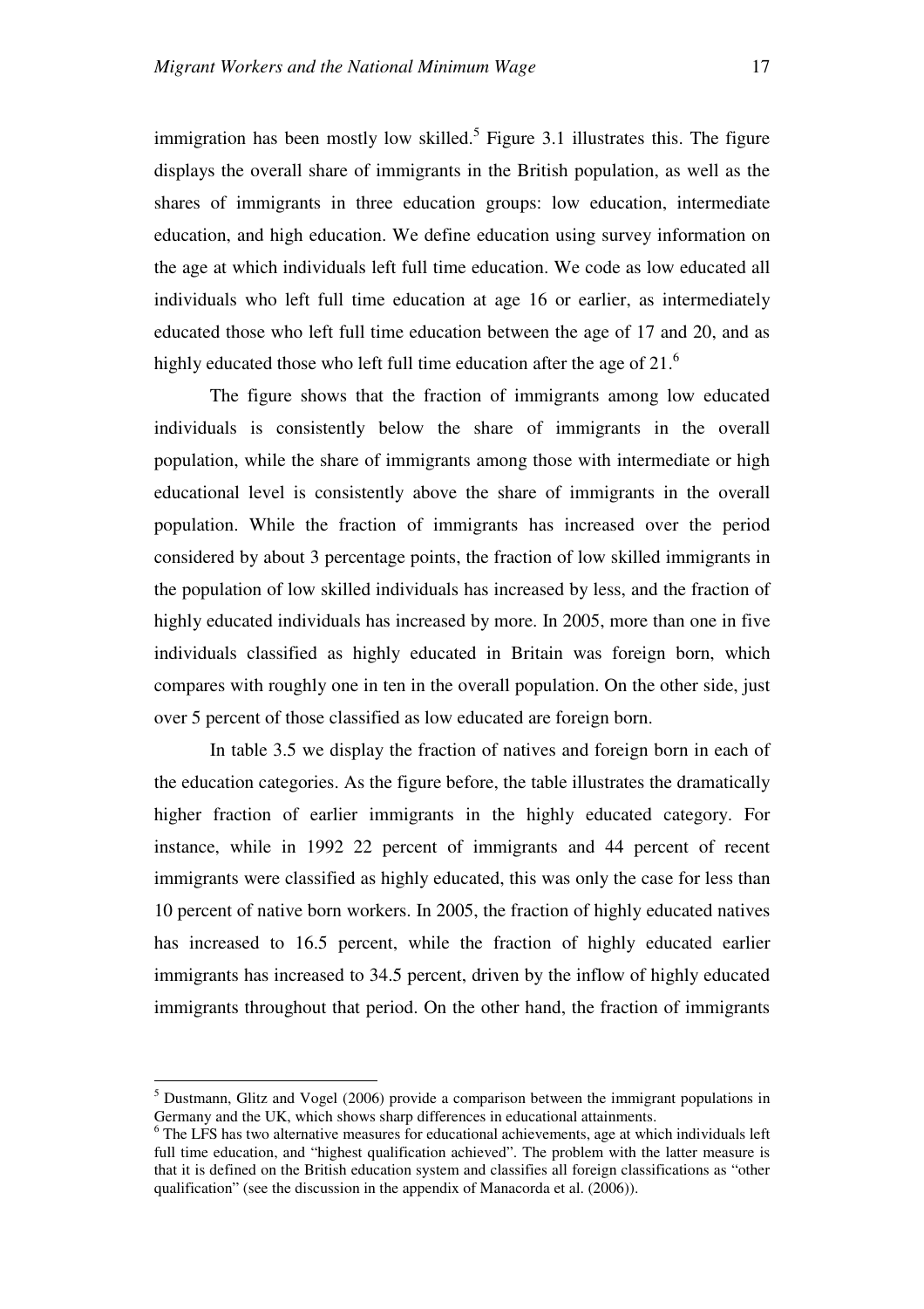immigration has been mostly low skilled.[5] Figure 3.1 illustrates this. The figure displays the overall share of immigrants in the British population, as well as the shares of immigrants in three education groups: low education, intermediate education, and high education. We define education using survey information on the age at which individuals left full time education. We code as low educated all individuals who left full time education at age 16 or earlier, as intermediately educated those who left full time education between the age of 17 and 20, and as highly educated those who left full time education after the age of 21.[6]

The figure shows that the fraction of immigrants among low educated individuals is consistently below the share of immigrants in the overall population, while the share of immigrants among those with intermediate or high educational level is consistently above the share of immigrants in the overall population. While the fraction of immigrants has increased over the period considered by about 3 percentage points, the fraction of low skilled immigrants in the population of low skilled individuals has increased by less, and the fraction of highly educated individuals has increased by more. In 2005, more than one in five individuals classified as highly educated in Britain was foreign born, which compares with roughly one in ten in the overall population. On the other side, just over 5 percent of those classified as low educated are foreign born.

In table 3.5 we display the fraction of natives and foreign born in each of the education categories. As the figure before, the table illustrates the dramatically higher fraction of earlier immigrants in the highly educated category. For instance, while in 1992 22 percent of immigrants and 44 percent of recent immigrants were classified as highly educated, this was only the case for less than 10 percent of native born workers. In 2005, the fraction of highly educated natives has increased to 16.5 percent, while the fraction of highly educated earlier immigrants has increased to 34.5 percent, driven by the inflow of highly educated immigrants throughout that period. On the other hand, the fraction of immigrants

---

[5] Dustmann, Glitz and Vogel (2006) provide a comparison between the immigrant populations in Germany and the UK, which shows sharp differences in educational attainments.

[6] The LFS has two alternative measures for educational achievements, age at which individuals left full time education, and "highest qualification achieved". The problem with the latter measure is that it is defined on the British education system and classifies all foreign classifications as "other qualification" (see the discussion in the appendix of Manacorda et al. (2006)).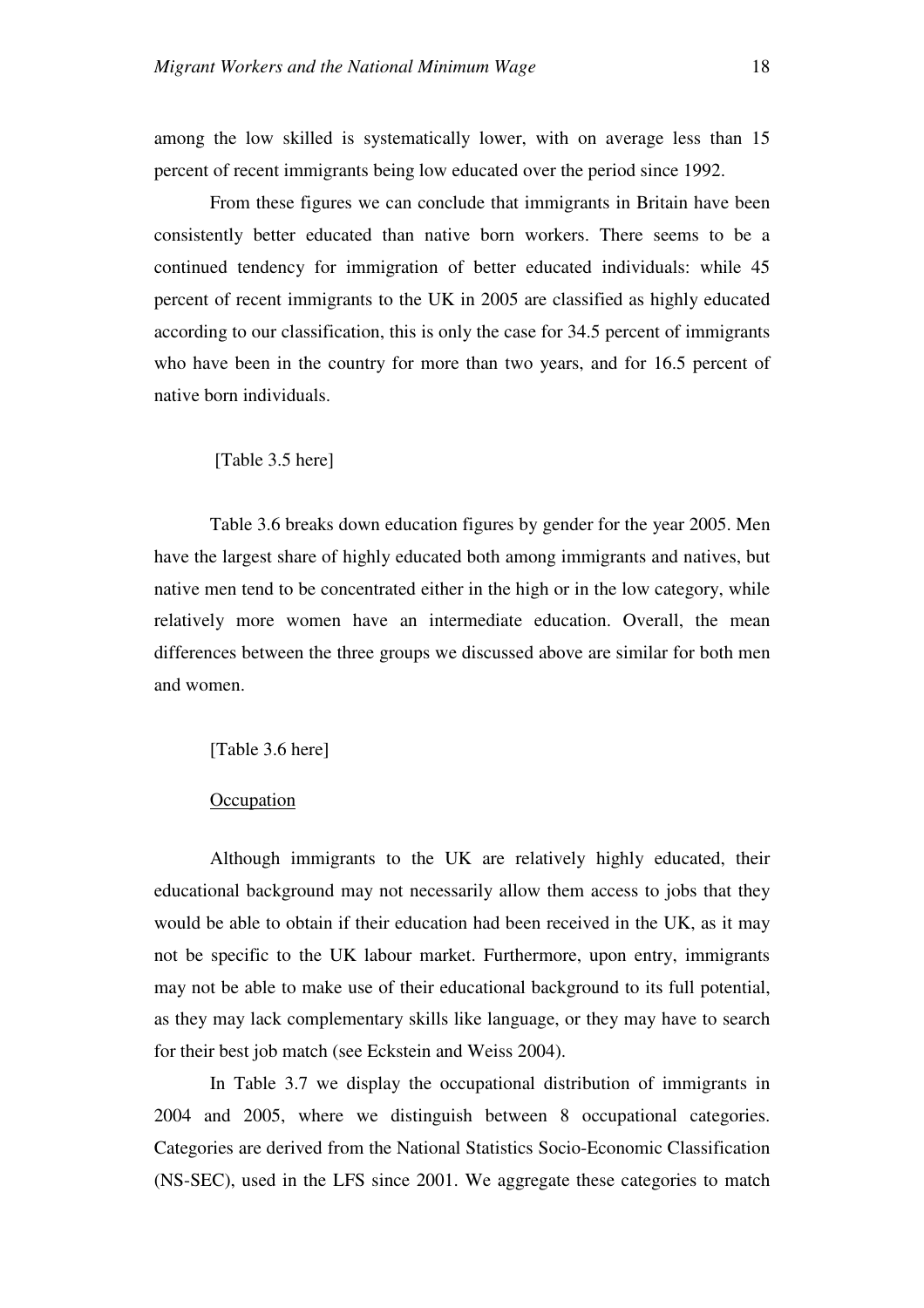among the low skilled is systematically lower, with on average less than 15 percent of recent immigrants being low educated over the period since 1992.

From these figures we can conclude that immigrants in Britain have been consistently better educated than native born workers. There seems to be a continued tendency for immigration of better educated individuals: while 45 percent of recent immigrants to the UK in 2005 are classified as highly educated according to our classification, this is only the case for 34.5 percent of immigrants who have been in the country for more than two years, and for 16.5 percent of native born individuals.

[Table 3.5 here]

Table 3.6 breaks down education figures by gender for the year 2005. Men have the largest share of highly educated both among immigrants and natives, but native men tend to be concentrated either in the high or in the low category, while relatively more women have an intermediate education. Overall, the mean differences between the three groups we discussed above are similar for both men and women.

[Table 3.6 here]

Occupation

Although immigrants to the UK are relatively highly educated, their educational background may not necessarily allow them access to jobs that they would be able to obtain if their education had been received in the UK, as it may not be specific to the UK labour market. Furthermore, upon entry, immigrants may not be able to make use of their educational background to its full potential, as they may lack complementary skills like language, or they may have to search for their best job match (see Eckstein and Weiss 2004).

In Table 3.7 we display the occupational distribution of immigrants in 2004 and 2005, where we distinguish between 8 occupational categories. Categories are derived from the National Statistics Socio-Economic Classification (NS-SEC), used in the LFS since 2001. We aggregate these categories to match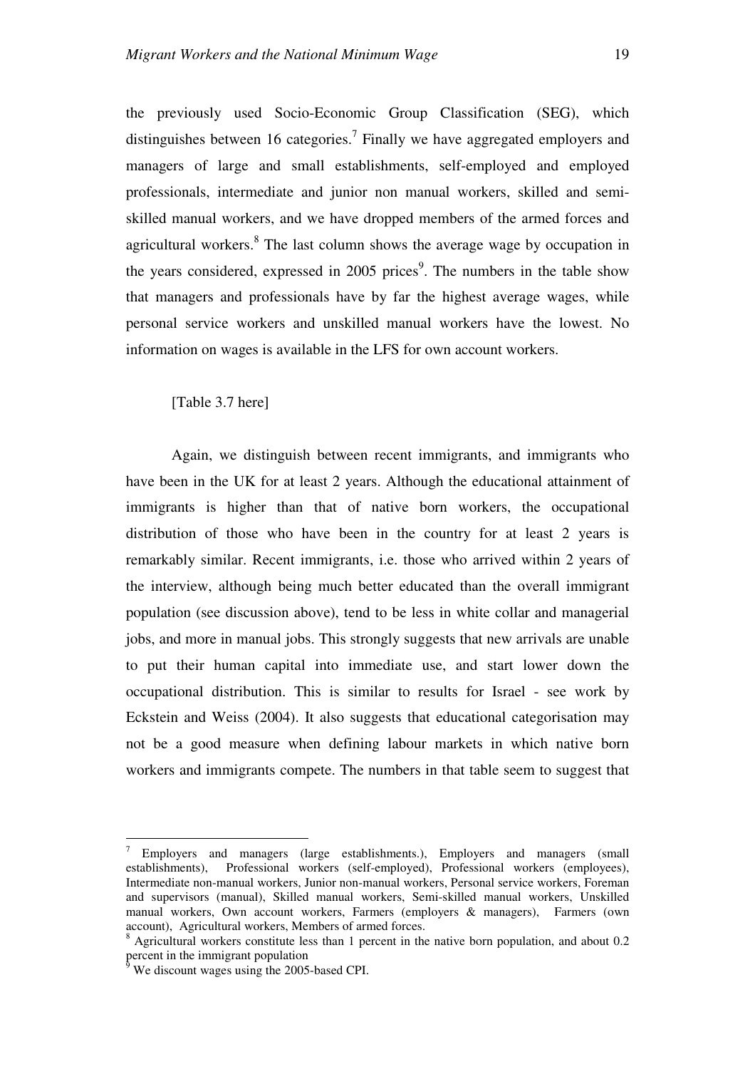the previously used Socio-Economic Group Classification (SEG), which distinguishes between 16 categories.[7] Finally we have aggregated employers and managers of large and small establishments, self-employed and employed professionals, intermediate and junior non manual workers, skilled and semi-skilled manual workers, and we have dropped members of the armed forces and agricultural workers.[8] The last column shows the average wage by occupation in the years considered, expressed in 2005 prices[9]. The numbers in the table show that managers and professionals have by far the highest average wages, while personal service workers and unskilled manual workers have the lowest. No information on wages is available in the LFS for own account workers.

[Table 3.7 here]

Again, we distinguish between recent immigrants, and immigrants who have been in the UK for at least 2 years. Although the educational attainment of immigrants is higher than that of native born workers, the occupational distribution of those who have been in the country for at least 2 years is remarkably similar. Recent immigrants, i.e. those who arrived within 2 years of the interview, although being much better educated than the overall immigrant population (see discussion above), tend to be less in white collar and managerial jobs, and more in manual jobs. This strongly suggests that new arrivals are unable to put their human capital into immediate use, and start lower down the occupational distribution. This is similar to results for Israel - see work by Eckstein and Weiss (2004). It also suggests that educational categorisation may not be a good measure when defining labour markets in which native born workers and immigrants compete. The numbers in that table seem to suggest that

---

[7] Employers and managers (large establishments.), Employers and managers (small establishments), Professional workers (self-employed), Professional workers (employees), Intermediate non-manual workers, Junior non-manual workers, Personal service workers, Foreman and supervisors (manual), Skilled manual workers, Semi-skilled manual workers, Unskilled manual workers, Own account workers, Farmers (employers & managers), Farmers (own account), Agricultural workers, Members of armed forces.

[8] Agricultural workers constitute less than 1 percent in the native born population, and about 0.2 percent in the immigrant population

[9] We discount wages using the 2005-based CPI.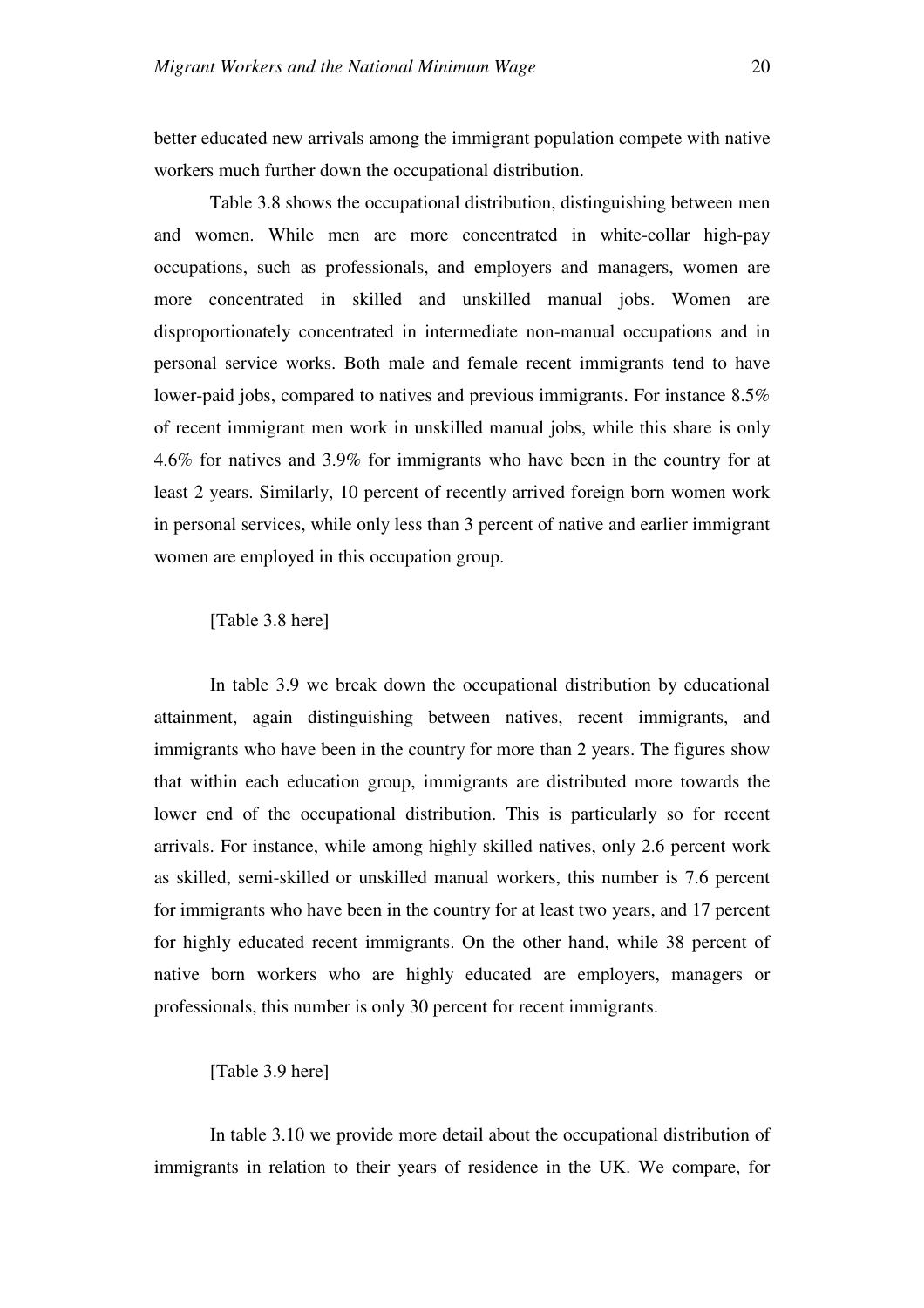better educated new arrivals among the immigrant population compete with native workers much further down the occupational distribution.

Table 3.8 shows the occupational distribution, distinguishing between men and women. While men are more concentrated in white-collar high-pay occupations, such as professionals, and employers and managers, women are more concentrated in skilled and unskilled manual jobs. Women are disproportionately concentrated in intermediate non-manual occupations and in personal service works. Both male and female recent immigrants tend to have lower-paid jobs, compared to natives and previous immigrants. For instance 8.5% of recent immigrant men work in unskilled manual jobs, while this share is only 4.6% for natives and 3.9% for immigrants who have been in the country for at least 2 years. Similarly, 10 percent of recently arrived foreign born women work in personal services, while only less than 3 percent of native and earlier immigrant women are employed in this occupation group.

[Table 3.8 here]

In table 3.9 we break down the occupational distribution by educational attainment, again distinguishing between natives, recent immigrants, and immigrants who have been in the country for more than 2 years. The figures show that within each education group, immigrants are distributed more towards the lower end of the occupational distribution. This is particularly so for recent arrivals. For instance, while among highly skilled natives, only 2.6 percent work as skilled, semi-skilled or unskilled manual workers, this number is 7.6 percent for immigrants who have been in the country for at least two years, and 17 percent for highly educated recent immigrants. On the other hand, while 38 percent of native born workers who are highly educated are employers, managers or professionals, this number is only 30 percent for recent immigrants.

[Table 3.9 here]

In table 3.10 we provide more detail about the occupational distribution of immigrants in relation to their years of residence in the UK. We compare, for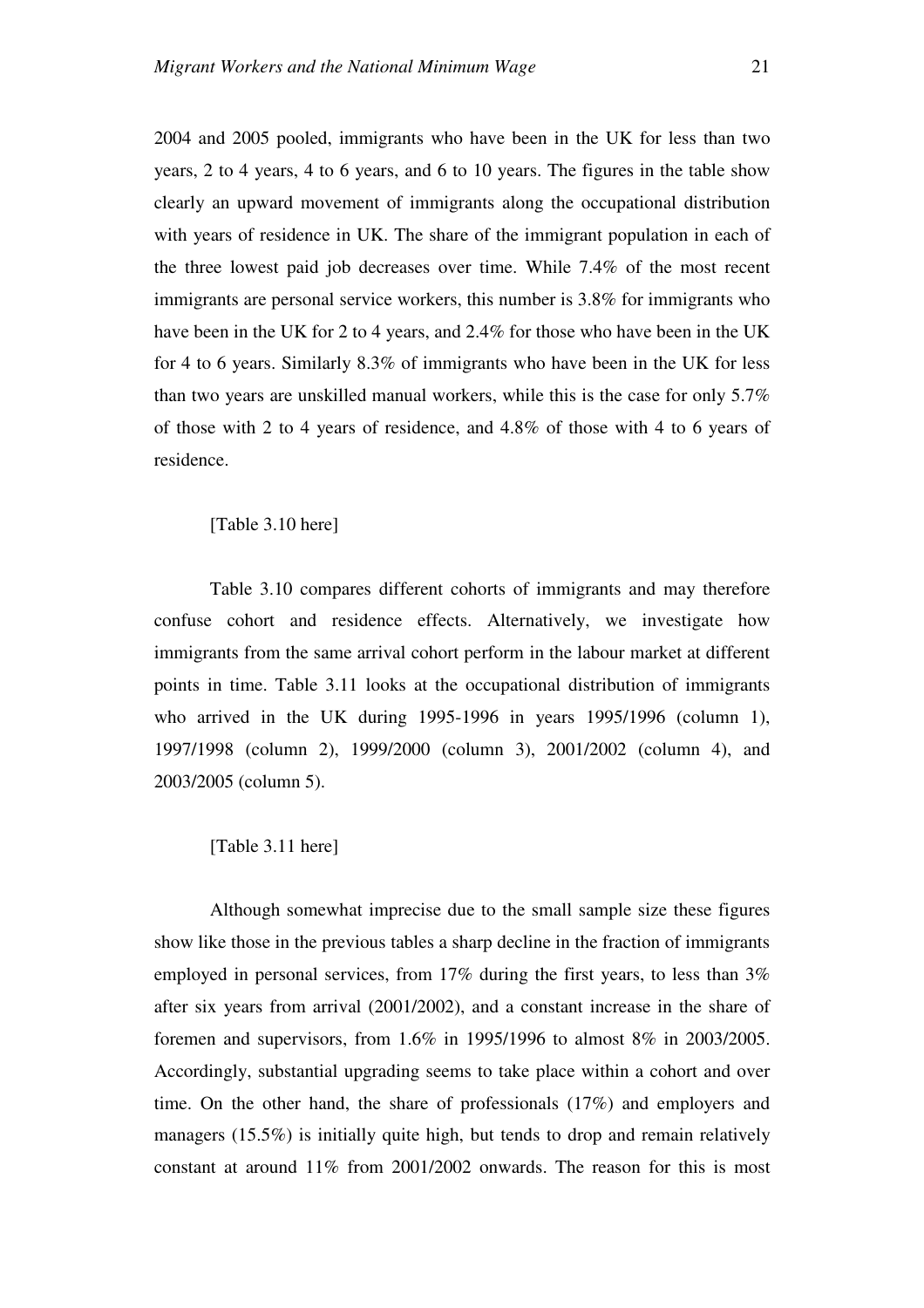2004 and 2005 pooled, immigrants who have been in the UK for less than two years, 2 to 4 years, 4 to 6 years, and 6 to 10 years. The figures in the table show clearly an upward movement of immigrants along the occupational distribution with years of residence in UK. The share of the immigrant population in each of the three lowest paid job decreases over time. While 7.4% of the most recent immigrants are personal service workers, this number is 3.8% for immigrants who have been in the UK for 2 to 4 years, and 2.4% for those who have been in the UK for 4 to 6 years. Similarly 8.3% of immigrants who have been in the UK for less than two years are unskilled manual workers, while this is the case for only 5.7% of those with 2 to 4 years of residence, and 4.8% of those with 4 to 6 years of residence.

[Table 3.10 here]

Table 3.10 compares different cohorts of immigrants and may therefore confuse cohort and residence effects. Alternatively, we investigate how immigrants from the same arrival cohort perform in the labour market at different points in time. Table 3.11 looks at the occupational distribution of immigrants who arrived in the UK during 1995-1996 in years 1995/1996 (column 1), 1997/1998 (column 2), 1999/2000 (column 3), 2001/2002 (column 4), and 2003/2005 (column 5).

[Table 3.11 here]

Although somewhat imprecise due to the small sample size these figures show like those in the previous tables a sharp decline in the fraction of immigrants employed in personal services, from 17% during the first years, to less than 3% after six years from arrival (2001/2002), and a constant increase in the share of foremen and supervisors, from 1.6% in 1995/1996 to almost 8% in 2003/2005. Accordingly, substantial upgrading seems to take place within a cohort and over time. On the other hand, the share of professionals (17%) and employers and managers (15.5%) is initially quite high, but tends to drop and remain relatively constant at around 11% from 2001/2002 onwards. The reason for this is most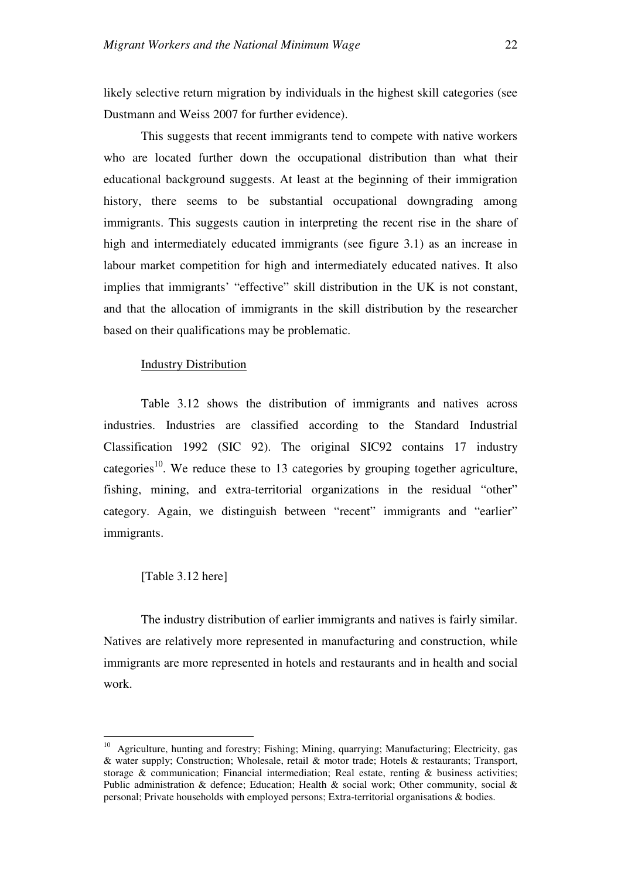likely selective return migration by individuals in the highest skill categories (see Dustmann and Weiss 2007 for further evidence).

This suggests that recent immigrants tend to compete with native workers who are located further down the occupational distribution than what their educational background suggests. At least at the beginning of their immigration history, there seems to be substantial occupational downgrading among immigrants. This suggests caution in interpreting the recent rise in the share of high and intermediately educated immigrants (see figure 3.1) as an increase in labour market competition for high and intermediately educated natives. It also implies that immigrants' "effective" skill distribution in the UK is not constant, and that the allocation of immigrants in the skill distribution by the researcher based on their qualifications may be problematic.

Industry Distribution

Table 3.12 shows the distribution of immigrants and natives across industries. Industries are classified according to the Standard Industrial Classification 1992 (SIC 92). The original SIC92 contains 17 industry categories[10]. We reduce these to 13 categories by grouping together agriculture, fishing, mining, and extra-territorial organizations in the residual "other" category. Again, we distinguish between "recent" immigrants and "earlier" immigrants.

[Table 3.12 here]

The industry distribution of earlier immigrants and natives is fairly similar. Natives are relatively more represented in manufacturing and construction, while immigrants are more represented in hotels and restaurants and in health and social work.

---

[10] Agriculture, hunting and forestry; Fishing; Mining, quarrying; Manufacturing; Electricity, gas & water supply; Construction; Wholesale, retail & motor trade; Hotels & restaurants; Transport, storage & communication; Financial intermediation; Real estate, renting & business activities; Public administration & defence; Education; Health & social work; Other community, social & personal; Private households with employed persons; Extra-territorial organisations & bodies.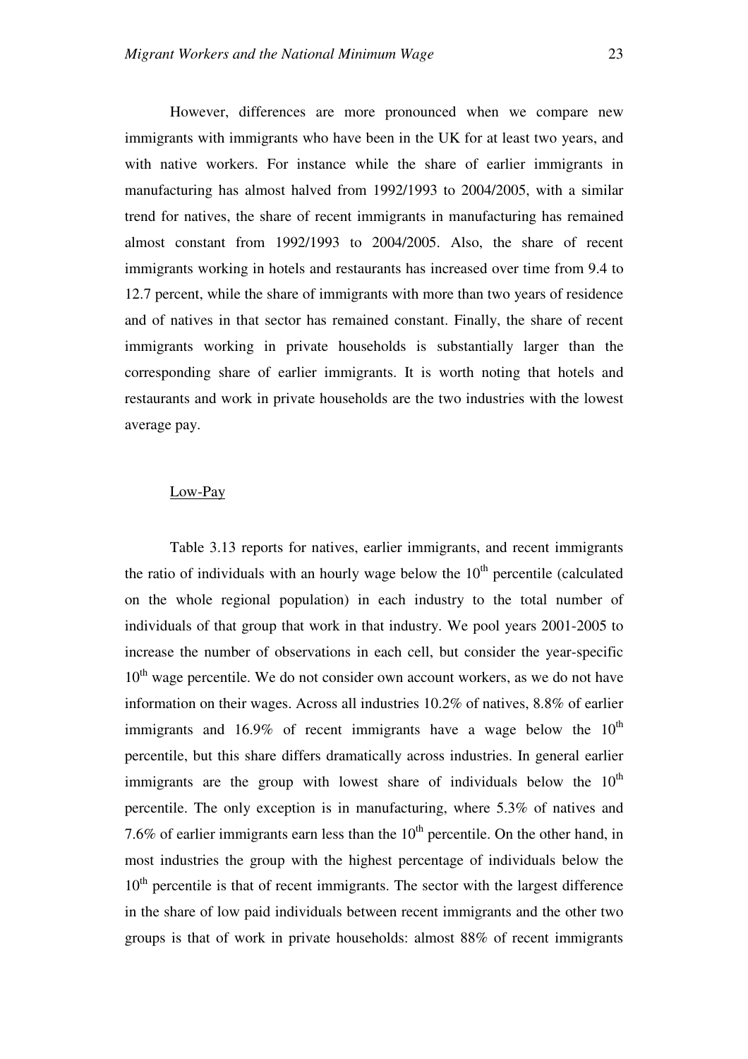However, differences are more pronounced when we compare new immigrants with immigrants who have been in the UK for at least two years, and with native workers. For instance while the share of earlier immigrants in manufacturing has almost halved from 1992/1993 to 2004/2005, with a similar trend for natives, the share of recent immigrants in manufacturing has remained almost constant from 1992/1993 to 2004/2005. Also, the share of recent immigrants working in hotels and restaurants has increased over time from 9.4 to 12.7 percent, while the share of immigrants with more than two years of residence and of natives in that sector has remained constant. Finally, the share of recent immigrants working in private households is substantially larger than the corresponding share of earlier immigrants. It is worth noting that hotels and restaurants and work in private households are the two industries with the lowest average pay.

Low-Pay

Table 3.13 reports for natives, earlier immigrants, and recent immigrants the ratio of individuals with an hourly wage below the 10th percentile (calculated on the whole regional population) in each industry to the total number of individuals of that group that work in that industry. We pool years 2001-2005 to increase the number of observations in each cell, but consider the year-specific 10th wage percentile. We do not consider own account workers, as we do not have information on their wages. Across all industries 10.2% of natives, 8.8% of earlier immigrants and 16.9% of recent immigrants have a wage below the 10th percentile, but this share differs dramatically across industries. In general earlier immigrants are the group with lowest share of individuals below the 10th percentile. The only exception is in manufacturing, where 5.3% of natives and 7.6% of earlier immigrants earn less than the 10th percentile. On the other hand, in most industries the group with the highest percentage of individuals below the 10th percentile is that of recent immigrants. The sector with the largest difference in the share of low paid individuals between recent immigrants and the other two groups is that of work in private households: almost 88% of recent immigrants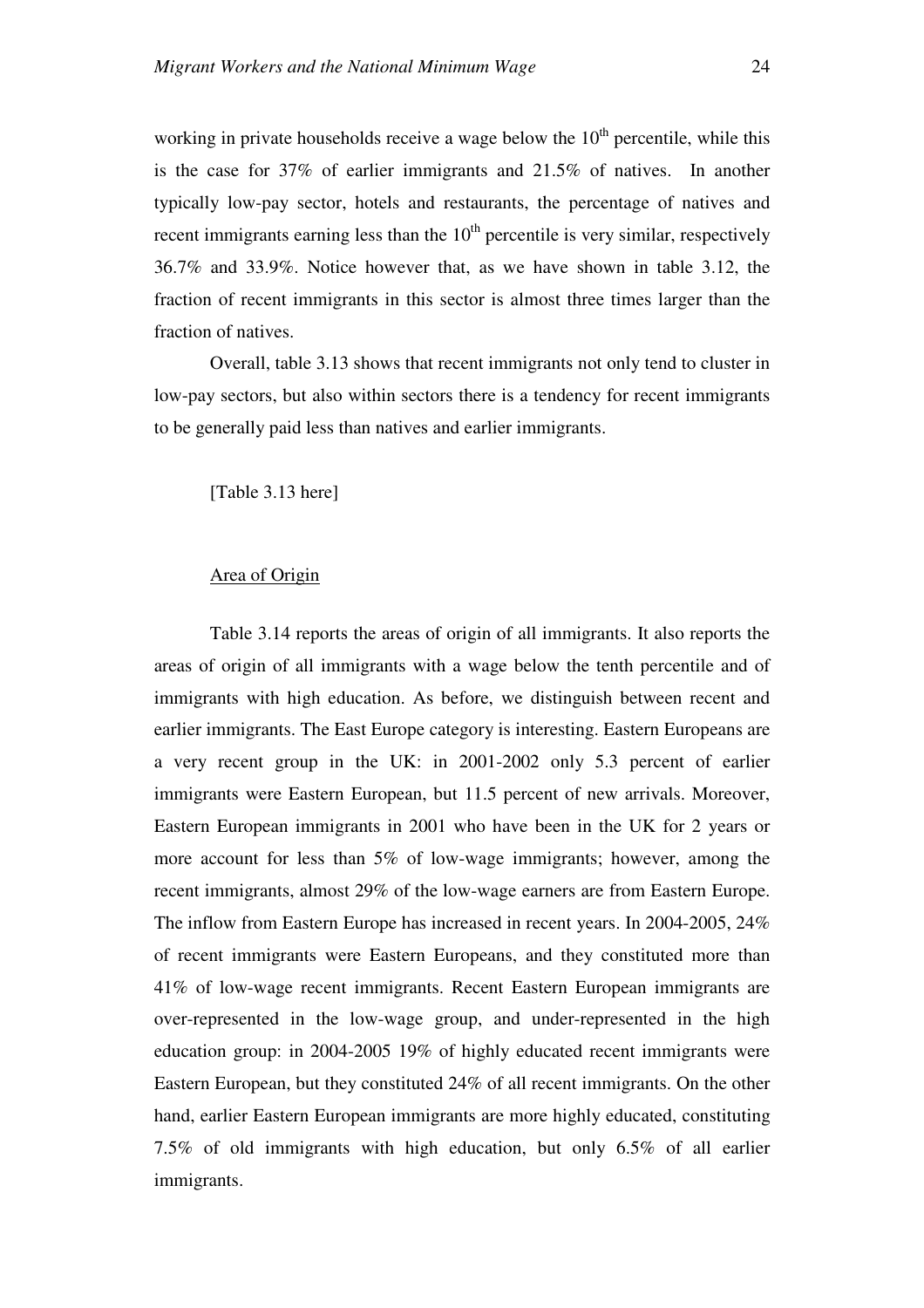working in private households receive a wage below the 10th percentile, while this is the case for 37% of earlier immigrants and 21.5% of natives. In another typically low-pay sector, hotels and restaurants, the percentage of natives and recent immigrants earning less than the 10th percentile is very similar, respectively 36.7% and 33.9%. Notice however that, as we have shown in table 3.12, the fraction of recent immigrants in this sector is almost three times larger than the fraction of natives.

Overall, table 3.13 shows that recent immigrants not only tend to cluster in low-pay sectors, but also within sectors there is a tendency for recent immigrants to be generally paid less than natives and earlier immigrants.

[Table 3.13 here]

Area of Origin

Table 3.14 reports the areas of origin of all immigrants. It also reports the areas of origin of all immigrants with a wage below the tenth percentile and of immigrants with high education. As before, we distinguish between recent and earlier immigrants. The East Europe category is interesting. Eastern Europeans are a very recent group in the UK: in 2001-2002 only 5.3 percent of earlier immigrants were Eastern European, but 11.5 percent of new arrivals. Moreover, Eastern European immigrants in 2001 who have been in the UK for 2 years or more account for less than 5% of low-wage immigrants; however, among the recent immigrants, almost 29% of the low-wage earners are from Eastern Europe. The inflow from Eastern Europe has increased in recent years. In 2004-2005, 24% of recent immigrants were Eastern Europeans, and they constituted more than 41% of low-wage recent immigrants. Recent Eastern European immigrants are over-represented in the low-wage group, and under-represented in the high education group: in 2004-2005 19% of highly educated recent immigrants were Eastern European, but they constituted 24% of all recent immigrants. On the other hand, earlier Eastern European immigrants are more highly educated, constituting 7.5% of old immigrants with high education, but only 6.5% of all earlier immigrants.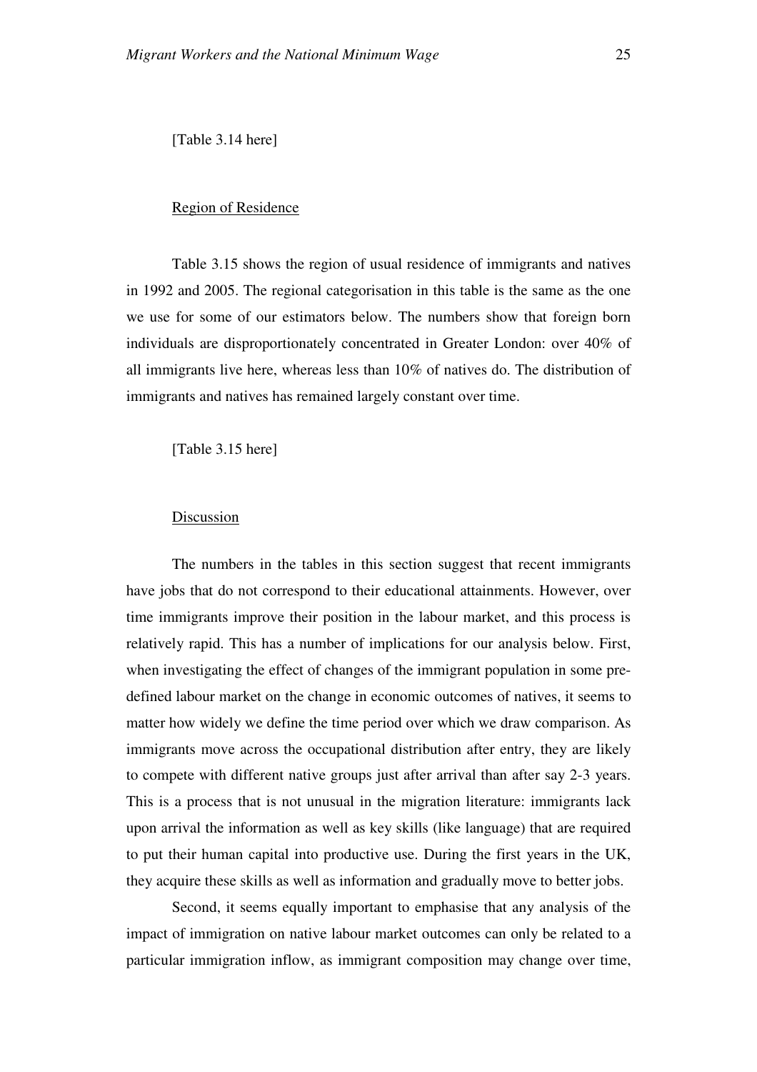[Table 3.14 here]

Region of Residence

Table 3.15 shows the region of usual residence of immigrants and natives in 1992 and 2005. The regional categorisation in this table is the same as the one we use for some of our estimators below. The numbers show that foreign born individuals are disproportionately concentrated in Greater London: over 40% of all immigrants live here, whereas less than 10% of natives do. The distribution of immigrants and natives has remained largely constant over time.

[Table 3.15 here]

Discussion

The numbers in the tables in this section suggest that recent immigrants have jobs that do not correspond to their educational attainments. However, over time immigrants improve their position in the labour market, and this process is relatively rapid. This has a number of implications for our analysis below. First, when investigating the effect of changes of the immigrant population in some pre-defined labour market on the change in economic outcomes of natives, it seems to matter how widely we define the time period over which we draw comparison. As immigrants move across the occupational distribution after entry, they are likely to compete with different native groups just after arrival than after say 2-3 years. This is a process that is not unusual in the migration literature: immigrants lack upon arrival the information as well as key skills (like language) that are required to put their human capital into productive use. During the first years in the UK, they acquire these skills as well as information and gradually move to better jobs.

Second, it seems equally important to emphasise that any analysis of the impact of immigration on native labour market outcomes can only be related to a particular immigration inflow, as immigrant composition may change over time,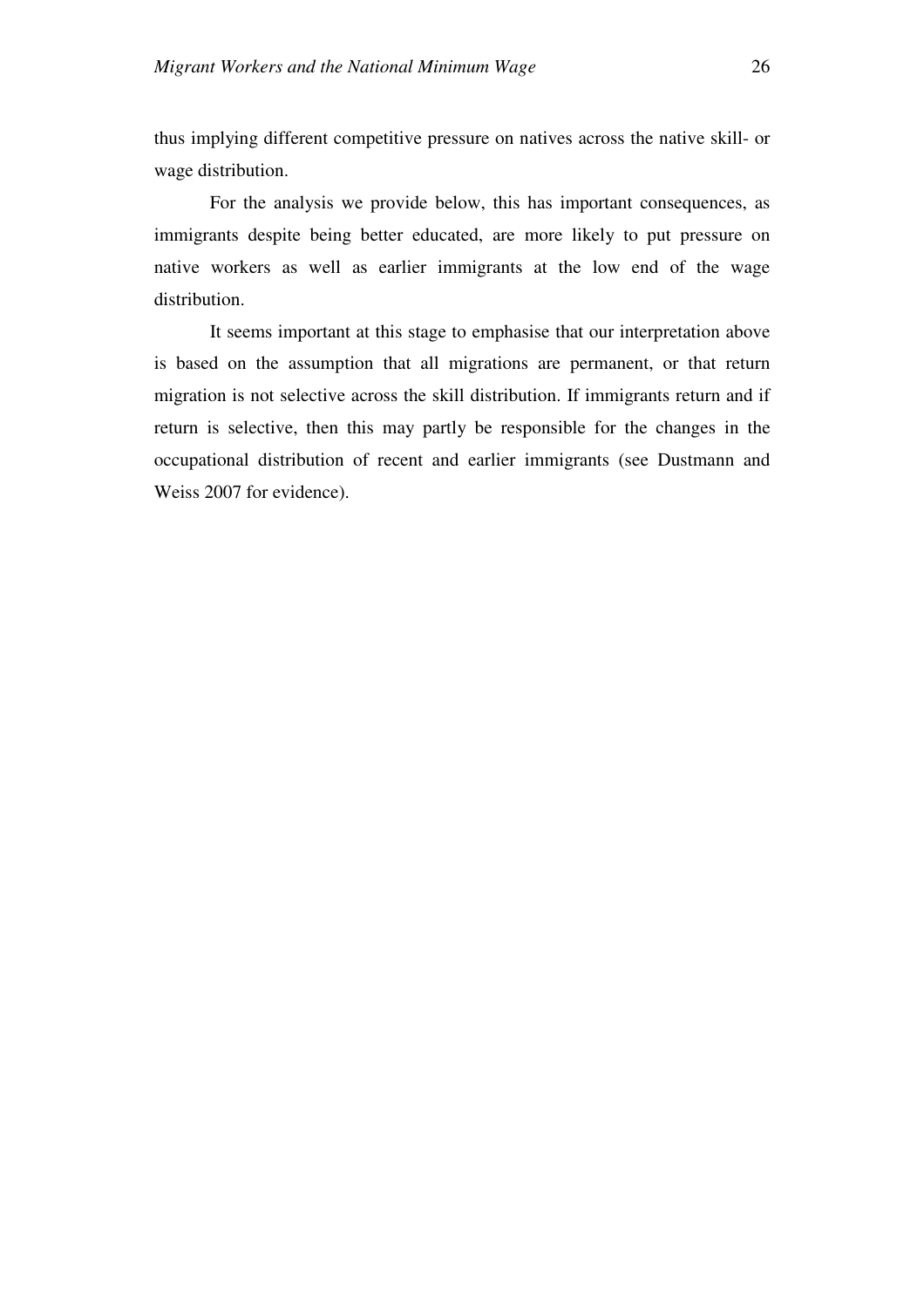thus implying different competitive pressure on natives across the native skill- or wage distribution.

For the analysis we provide below, this has important consequences, as immigrants despite being better educated, are more likely to put pressure on native workers as well as earlier immigrants at the low end of the wage distribution.

It seems important at this stage to emphasise that our interpretation above is based on the assumption that all migrations are permanent, or that return migration is not selective across the skill distribution. If immigrants return and if return is selective, then this may partly be responsible for the changes in the occupational distribution of recent and earlier immigrants (see Dustmann and Weiss 2007 for evidence).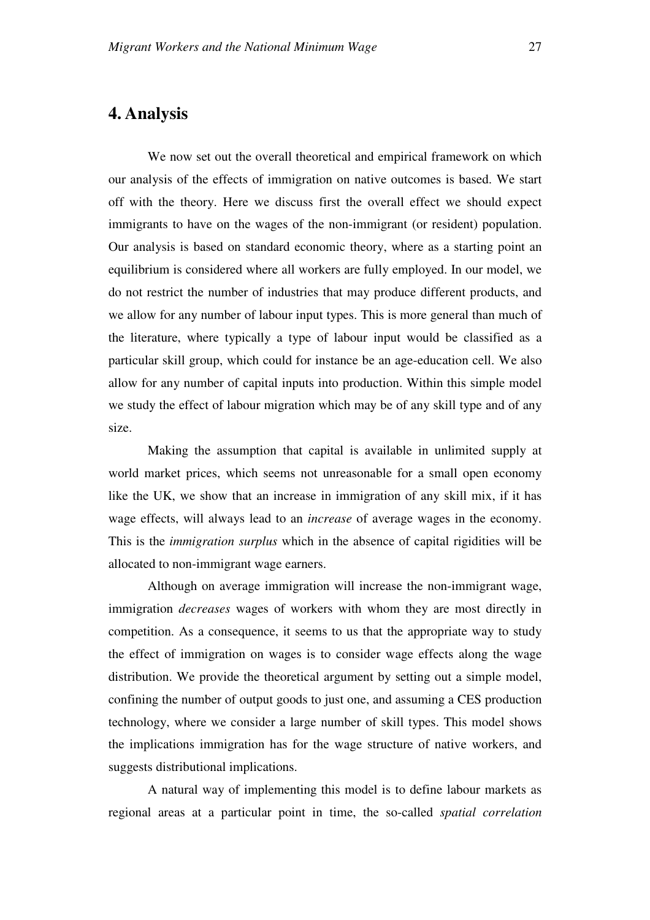## 4. Analysis

We now set out the overall theoretical and empirical framework on which our analysis of the effects of immigration on native outcomes is based. We start off with the theory. Here we discuss first the overall effect we should expect immigrants to have on the wages of the non-immigrant (or resident) population. Our analysis is based on standard economic theory, where as a starting point an equilibrium is considered where all workers are fully employed. In our model, we do not restrict the number of industries that may produce different products, and we allow for any number of labour input types. This is more general than much of the literature, where typically a type of labour input would be classified as a particular skill group, which could for instance be an age-education cell. We also allow for any number of capital inputs into production. Within this simple model we study the effect of labour migration which may be of any skill type and of any size.

Making the assumption that capital is available in unlimited supply at world market prices, which seems not unreasonable for a small open economy like the UK, we show that an increase in immigration of any skill mix, if it has wage effects, will always lead to an *increase* of average wages in the economy. This is the *immigration surplus* which in the absence of capital rigidities will be allocated to non-immigrant wage earners.

Although on average immigration will increase the non-immigrant wage, immigration *decreases* wages of workers with whom they are most directly in competition. As a consequence, it seems to us that the appropriate way to study the effect of immigration on wages is to consider wage effects along the wage distribution. We provide the theoretical argument by setting out a simple model, confining the number of output goods to just one, and assuming a CES production technology, where we consider a large number of skill types. This model shows the implications immigration has for the wage structure of native workers, and suggests distributional implications.

A natural way of implementing this model is to define labour markets as regional areas at a particular point in time, the so-called *spatial correlation*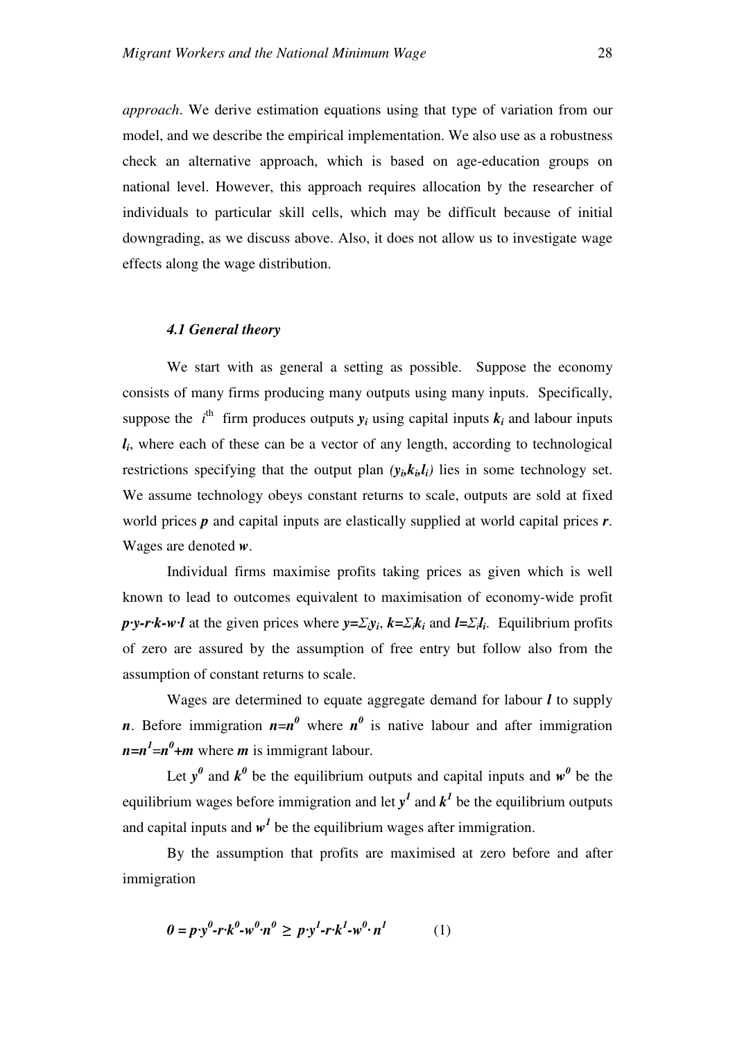*approach*. We derive estimation equations using that type of variation from our model, and we describe the empirical implementation. We also use as a robustness check an alternative approach, which is based on age-education groups on national level. However, this approach requires allocation by the researcher of individuals to particular skill cells, which may be difficult because of initial downgrading, as we discuss above. Also, it does not allow us to investigate wage effects along the wage distribution.

### *4.1 General theory*

We start with as general a setting as possible. Suppose the economy consists of many firms producing many outputs using many inputs. Specifically, suppose the $i^{\text{th}}$ firm produces outputs $\boldsymbol{y_i}$ using capital inputs $\boldsymbol{k_i}$ and labour inputs $\boldsymbol{l_i}$, where each of these can be a vector of any length, according to technological restrictions specifying that the output plan $(\boldsymbol{y_i},\boldsymbol{k_i},\boldsymbol{l_i})$ lies in some technology set. We assume technology obeys constant returns to scale, outputs are sold at fixed world prices $\boldsymbol{p}$ and capital inputs are elastically supplied at world capital prices $\boldsymbol{r}$. Wages are denoted $\boldsymbol{w}$.

Individual firms maximise profits taking prices as given which is well known to lead to outcomes equivalent to maximisation of economy-wide profit $\boldsymbol{p}\cdot\boldsymbol{y}-\boldsymbol{r}\cdot\boldsymbol{k}-\boldsymbol{w}\cdot\boldsymbol{l}$ at the given prices where $\boldsymbol{y}=\Sigma_i\boldsymbol{y_i}$, $\boldsymbol{k}=\Sigma_i\boldsymbol{k_i}$ and $\boldsymbol{l}=\Sigma_i\boldsymbol{l_i}$. Equilibrium profits of zero are assured by the assumption of free entry but follow also from the assumption of constant returns to scale.

Wages are determined to equate aggregate demand for labour $\boldsymbol{l}$ to supply $\boldsymbol{n}$. Before immigration $\boldsymbol{n}=\boldsymbol{n^0}$ where $\boldsymbol{n^0}$ is native labour and after immigration $\boldsymbol{n}=\boldsymbol{n^1}=\boldsymbol{n^0}+\boldsymbol{m}$ where $\boldsymbol{m}$ is immigrant labour.

Let $\boldsymbol{y^0}$ and $\boldsymbol{k^0}$ be the equilibrium outputs and capital inputs and $\boldsymbol{w^0}$ be the equilibrium wages before immigration and let $\boldsymbol{y^1}$ and $\boldsymbol{k^1}$ be the equilibrium outputs and capital inputs and $\boldsymbol{w^1}$ be the equilibrium wages after immigration.

By the assumption that profits are maximised at zero before and after immigration

$$\boldsymbol{0} = \boldsymbol{p}\cdot\boldsymbol{y^0}-\boldsymbol{r}\cdot\boldsymbol{k^0}-\boldsymbol{w^0}\cdot\boldsymbol{n^0} \geq \boldsymbol{p}\cdot\boldsymbol{y^1}-\boldsymbol{r}\cdot\boldsymbol{k^1}-\boldsymbol{w^0}\cdot\boldsymbol{n^1} \qquad (1)$$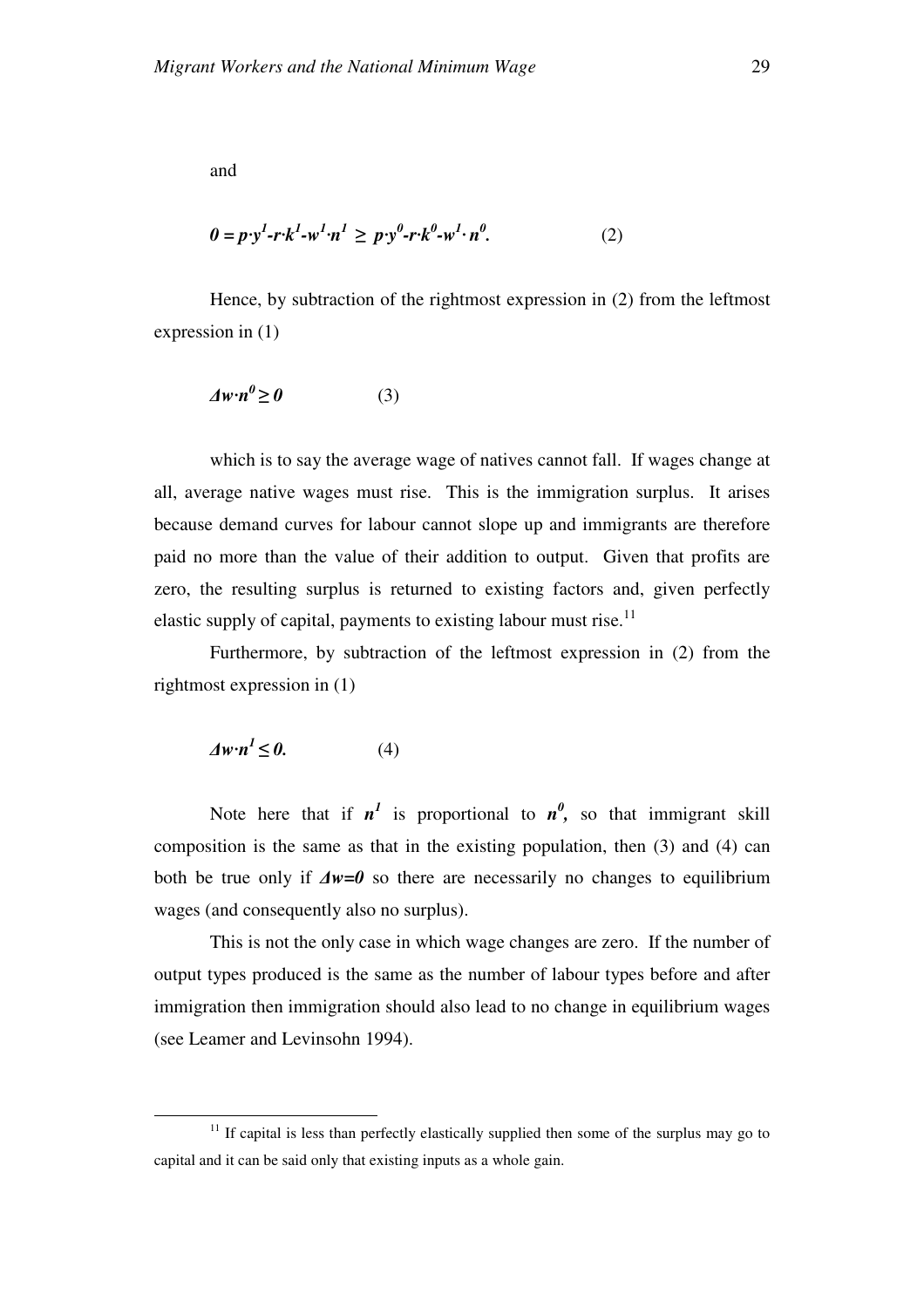and

$$0 = p \cdot y^1 - r \cdot k^1 - w^1 \cdot n^1 \geq p \cdot y^0 - r \cdot k^0 - w^1 \cdot n^0. \qquad (2)$$

Hence, by subtraction of the rightmost expression in (2) from the leftmost expression in (1)

$$\Delta w \cdot n^0 \geq 0 \qquad (3)$$

which is to say the average wage of natives cannot fall. If wages change at all, average native wages must rise. This is the immigration surplus. It arises because demand curves for labour cannot slope up and immigrants are therefore paid no more than the value of their addition to output. Given that profits are zero, the resulting surplus is returned to existing factors and, given perfectly elastic supply of capital, payments to existing labour must rise.[11]

Furthermore, by subtraction of the leftmost expression in (2) from the rightmost expression in (1)

$$\Delta w \cdot n^1 \leq 0. \qquad (4)$$

Note here that if $n^1$ is proportional to $n^0$, so that immigrant skill composition is the same as that in the existing population, then (3) and (4) can both be true only if $\Delta w = 0$ so there are necessarily no changes to equilibrium wages (and consequently also no surplus).

This is not the only case in which wage changes are zero. If the number of output types produced is the same as the number of labour types before and after immigration then immigration should also lead to no change in equilibrium wages (see Leamer and Levinsohn 1994).

[11] If capital is less than perfectly elastically supplied then some of the surplus may go to capital and it can be said only that existing inputs as a whole gain.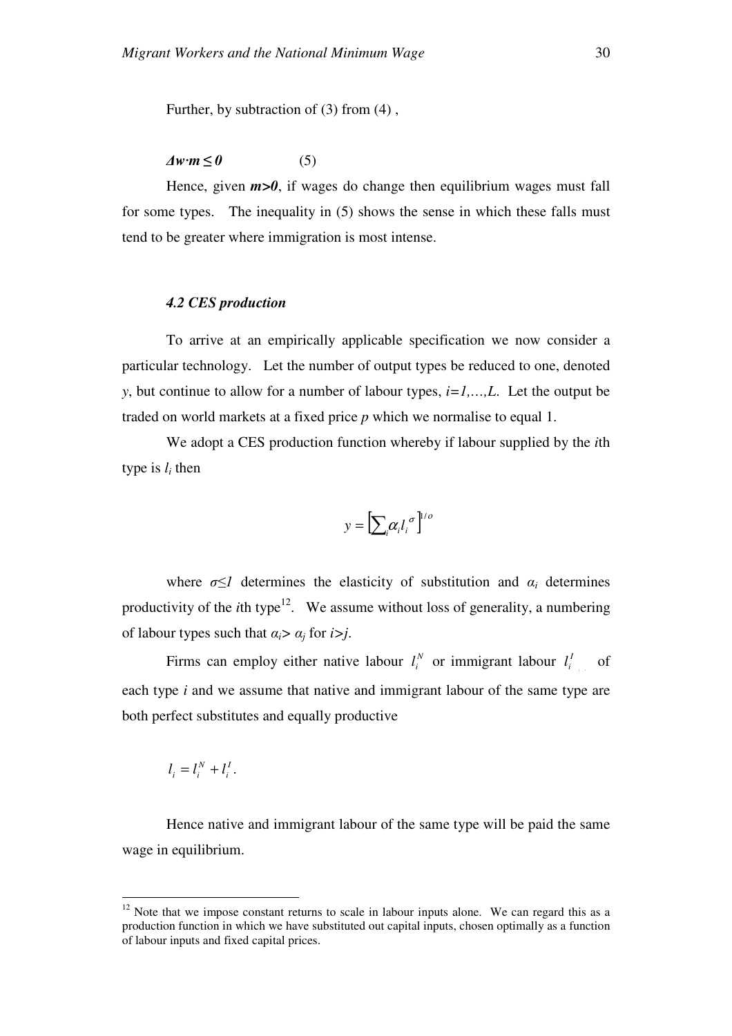Further, by subtraction of (3) from (4) ,

$$\Delta w \cdot m \leq 0 \qquad (5)$$

Hence, given $m>0$, if wages do change then equilibrium wages must fall for some types. The inequality in (5) shows the sense in which these falls must tend to be greater where immigration is most intense.

### 4.2 CES production

To arrive at an empirically applicable specification we now consider a particular technology. Let the number of output types be reduced to one, denoted $y$, but continue to allow for a number of labour types, $i=1,\ldots,L$. Let the output be traded on world markets at a fixed price $p$ which we normalise to equal 1.

We adopt a CES production function whereby if labour supplied by the $i$th type is $l_i$ then

$$y = \left[\sum_i \alpha_i l_i^{\sigma}\right]^{1/o}$$

where $\sigma \leq 1$ determines the elasticity of substitution and $\alpha_i$ determines productivity of the $i$th type[12]. We assume without loss of generality, a numbering of labour types such that $\alpha_i > \alpha_j$ for $i>j$.

Firms can employ either native labour $l_i^N$ or immigrant labour $l_i^I$ of each type $i$ and we assume that native and immigrant labour of the same type are both perfect substitutes and equally productive

$$l_i = l_i^N + l_i^I .$$

Hence native and immigrant labour of the same type will be paid the same wage in equilibrium.

---

[12] Note that we impose constant returns to scale in labour inputs alone. We can regard this as a production function in which we have substituted out capital inputs, chosen optimally as a function of labour inputs and fixed capital prices.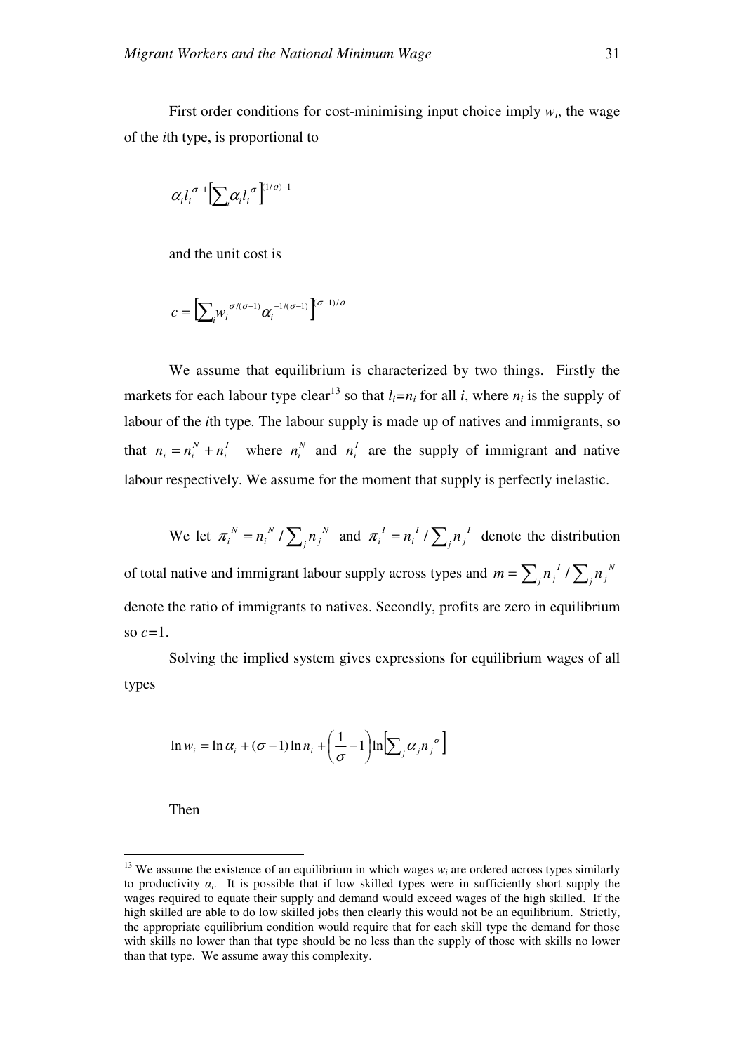First order conditions for cost-minimising input choice imply $w_i$, the wage of the *i*th type, is proportional to

$$\alpha_i l_i^{\sigma-1}\left[\sum_i \alpha_i l_i^{\sigma}\right]^{(1/\sigma)-1}$$

and the unit cost is

$$c=\left[\sum_i w_i^{\sigma/(\sigma-1)}\alpha_i^{-1/(\sigma-1)}\right]^{(\sigma-1)/\sigma}$$

We assume that equilibrium is characterized by two things. Firstly the markets for each labour type clear[13] so that $l_i=n_i$ for all $i$, where $n_i$ is the supply of labour of the $i$th type. The labour supply is made up of natives and immigrants, so that $n_i = n_i^N + n_i^I$ where $n_i^N$ and $n_i^I$ are the supply of immigrant and native labour respectively. We assume for the moment that supply is perfectly inelastic.

We let $\pi_i^N = n_i^N / \sum_j n_j^N$ and $\pi_i^I = n_i^I / \sum_j n_j^I$ denote the distribution of total native and immigrant labour supply across types and $m = \sum_j n_j^I / \sum_j n_j^N$ denote the ratio of immigrants to natives. Secondly, profits are zero in equilibrium so $c$=1.

Solving the implied system gives expressions for equilibrium wages of all types

$$\ln w_i = \ln \alpha_i + (\sigma-1)\ln n_i + \left(\frac{1}{\sigma}-1\right)\ln\left[\sum_j \alpha_j n_j^{\sigma}\right]$$

Then

[13] We assume the existence of an equilibrium in which wages $w_i$ are ordered across types similarly to productivity $\alpha_i$. It is possible that if low skilled types were in sufficiently short supply the wages required to equate their supply and demand would exceed wages of the high skilled. If the high skilled are able to do low skilled jobs then clearly this would not be an equilibrium. Strictly, the appropriate equilibrium condition would require that for each skill type the demand for those with skills no lower than that type should be no less than the supply of those with skills no lower than that type. We assume away this complexity.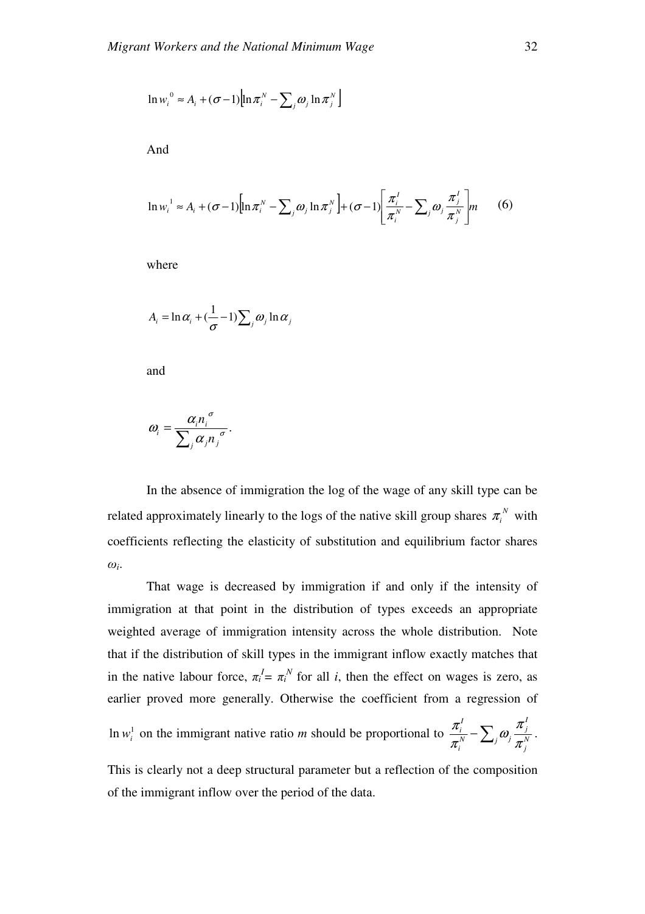$$\ln w_i^{\,0} \approx A_i + (\sigma - 1)\left[\ln \pi_i^N - \sum_j \omega_j \ln \pi_j^N\right]$$

And

$$\ln w_i^{\,1} \approx A_i + (\sigma - 1)\left[\ln \pi_i^N - \sum_j \omega_j \ln \pi_j^N\right] + (\sigma - 1)\left[\frac{\pi_i^I}{\pi_i^N} - \sum_j \omega_j \frac{\pi_j^I}{\pi_j^N}\right] m \qquad (6)$$

where

$$A_i = \ln \alpha_i + \left(\frac{1}{\sigma} - 1\right) \sum_j \omega_j \ln \alpha_j$$

and

$$\omega_i = \frac{\alpha_i n_i^{\,\sigma}}{\sum_j \alpha_j n_j^{\,\sigma}}.$$

In the absence of immigration the log of the wage of any skill type can be related approximately linearly to the logs of the native skill group shares $\pi_i^N$ with coefficients reflecting the elasticity of substitution and equilibrium factor shares $\omega_i$.

That wage is decreased by immigration if and only if the intensity of immigration at that point in the distribution of types exceeds an appropriate weighted average of immigration intensity across the whole distribution. Note that if the distribution of skill types in the immigrant inflow exactly matches that in the native labour force, $\pi_i^I = \pi_i^N$ for all $i$, then the effect on wages is zero, as earlier proved more generally. Otherwise the coefficient from a regression of $\ln w_i^1$ on the immigrant native ratio $m$ should be proportional to $\frac{\pi_i^I}{\pi_i^N} - \sum_j \omega_j \frac{\pi_j^I}{\pi_j^N}$. This is clearly not a deep structural parameter but a reflection of the composition of the immigrant inflow over the period of the data.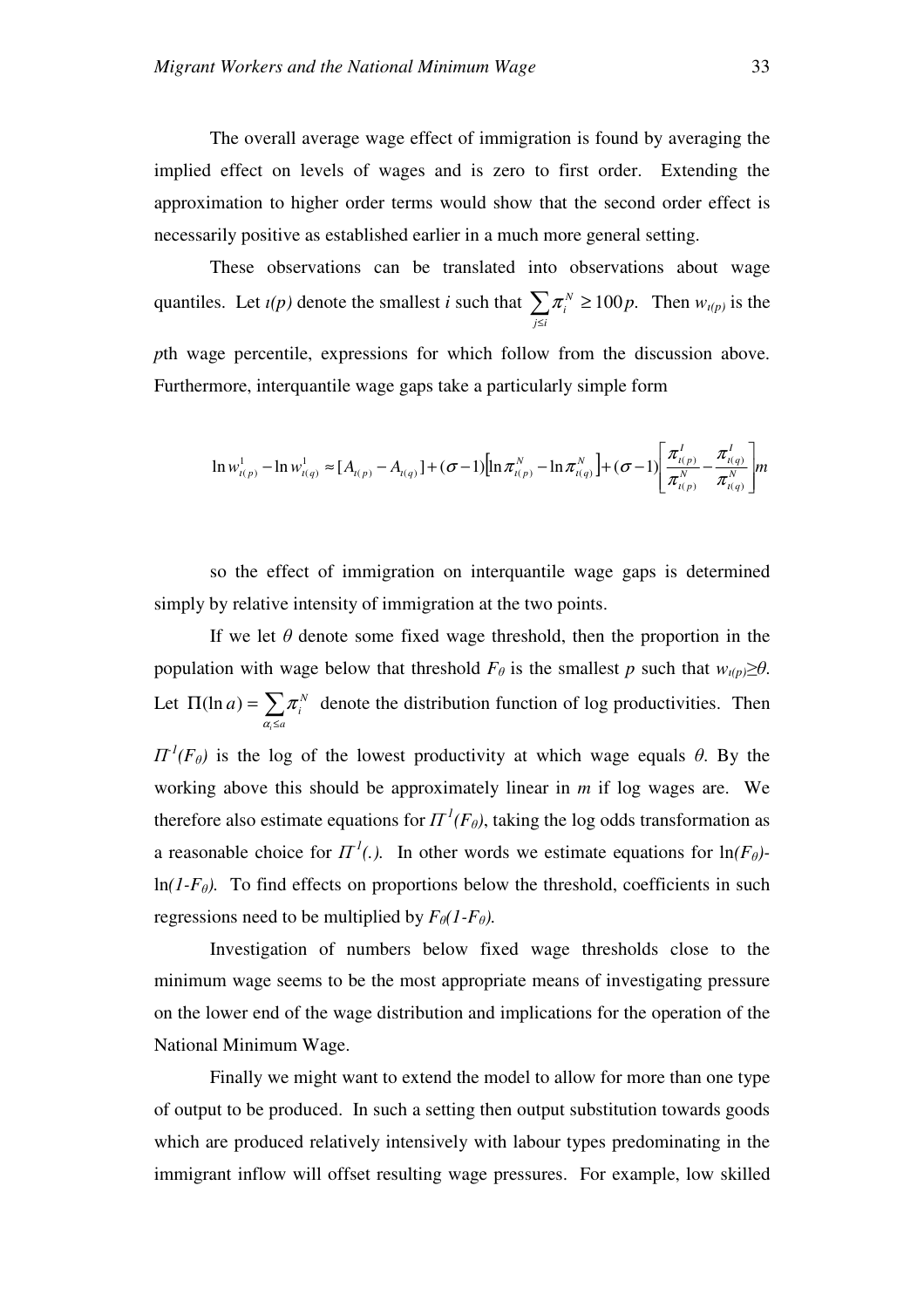The overall average wage effect of immigration is found by averaging the implied effect on levels of wages and is zero to first order. Extending the approximation to higher order terms would show that the second order effect is necessarily positive as established earlier in a much more general setting.

These observations can be translated into observations about wage quantiles. Let $\iota(p)$ denote the smallest $i$ such that $\sum_{j \le i} \pi_i^N \ge 100p$. Then $w_{\iota(p)}$ is the $p$th wage percentile, expressions for which follow from the discussion above. Furthermore, interquantile wage gaps take a particularly simple form

$$\ln w_{\iota(p)}^1 - \ln w_{\iota(q)}^1 \approx [A_{\iota(p)} - A_{\iota(q)}] + (\sigma - 1)\left[\ln \pi_{\iota(p)}^N - \ln \pi_{\iota(q)}^N\right] + (\sigma - 1)\left[\frac{\pi_{\iota(p)}^I}{\pi_{\iota(p)}^N} - \frac{\pi_{\iota(q)}^I}{\pi_{\iota(q)}^N}\right] m$$

so the effect of immigration on interquantile wage gaps is determined simply by relative intensity of immigration at the two points.

If we let $\theta$ denote some fixed wage threshold, then the proportion in the population with wage below that threshold $F_\theta$ is the smallest $p$ such that $w_{\iota(p)} \ge \theta$. Let $\Pi(\ln a) = \sum_{\alpha_i \le a} \pi_i^N$ denote the distribution function of log productivities. Then $\Pi^{-1}(F_\theta)$ is the log of the lowest productivity at which wage equals $\theta$. By the working above this should be approximately linear in $m$ if log wages are. We therefore also estimate equations for $\Pi^{-1}(F_\theta)$, taking the log odds transformation as a reasonable choice for $\Pi^{-1}(.)$. In other words we estimate equations for $\ln(F_\theta) - \ln(1-F_\theta)$. To find effects on proportions below the threshold, coefficients in such regressions need to be multiplied by $F_\theta(1-F_\theta)$.

Investigation of numbers below fixed wage thresholds close to the minimum wage seems to be the most appropriate means of investigating pressure on the lower end of the wage distribution and implications for the operation of the National Minimum Wage.

Finally we might want to extend the model to allow for more than one type of output to be produced. In such a setting then output substitution towards goods which are produced relatively intensively with labour types predominating in the immigrant inflow will offset resulting wage pressures. For example, low skilled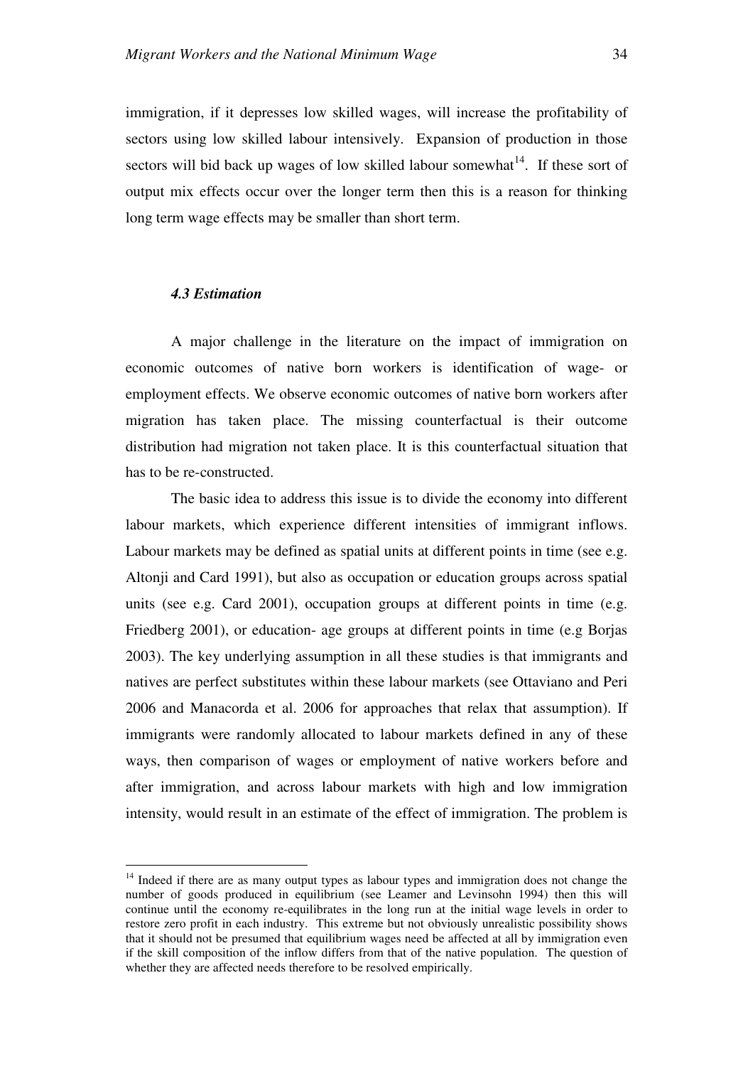immigration, if it depresses low skilled wages, will increase the profitability of sectors using low skilled labour intensively. Expansion of production in those sectors will bid back up wages of low skilled labour somewhat[14]. If these sort of output mix effects occur over the longer term then this is a reason for thinking long term wage effects may be smaller than short term.

### *4.3 Estimation*

A major challenge in the literature on the impact of immigration on economic outcomes of native born workers is identification of wage- or employment effects. We observe economic outcomes of native born workers after migration has taken place. The missing counterfactual is their outcome distribution had migration not taken place. It is this counterfactual situation that has to be re-constructed.

The basic idea to address this issue is to divide the economy into different labour markets, which experience different intensities of immigrant inflows. Labour markets may be defined as spatial units at different points in time (see e.g. Altonji and Card 1991), but also as occupation or education groups across spatial units (see e.g. Card 2001), occupation groups at different points in time (e.g. Friedberg 2001), or education- age groups at different points in time (e.g Borjas 2003). The key underlying assumption in all these studies is that immigrants and natives are perfect substitutes within these labour markets (see Ottaviano and Peri 2006 and Manacorda et al. 2006 for approaches that relax that assumption). If immigrants were randomly allocated to labour markets defined in any of these ways, then comparison of wages or employment of native workers before and after immigration, and across labour markets with high and low immigration intensity, would result in an estimate of the effect of immigration. The problem is

[14] Indeed if there are as many output types as labour types and immigration does not change the number of goods produced in equilibrium (see Leamer and Levinsohn 1994) then this will continue until the economy re-equilibrates in the long run at the initial wage levels in order to restore zero profit in each industry. This extreme but not obviously unrealistic possibility shows that it should not be presumed that equilibrium wages need be affected at all by immigration even if the skill composition of the inflow differs from that of the native population. The question of whether they are affected needs therefore to be resolved empirically.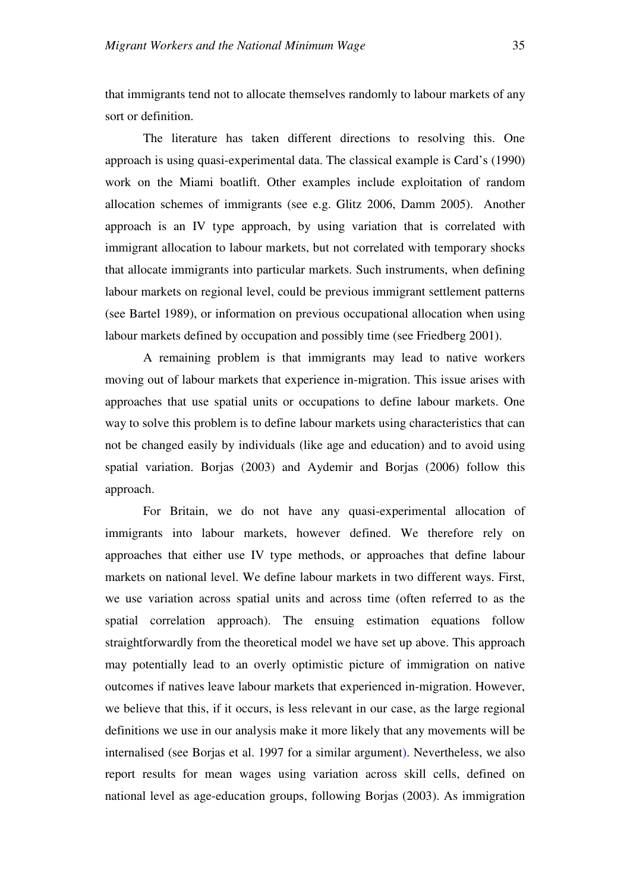that immigrants tend not to allocate themselves randomly to labour markets of any sort or definition.

The literature has taken different directions to resolving this. One approach is using quasi-experimental data. The classical example is Card's (1990) work on the Miami boatlift. Other examples include exploitation of random allocation schemes of immigrants (see e.g. Glitz 2006, Damm 2005). Another approach is an IV type approach, by using variation that is correlated with immigrant allocation to labour markets, but not correlated with temporary shocks that allocate immigrants into particular markets. Such instruments, when defining labour markets on regional level, could be previous immigrant settlement patterns (see Bartel 1989), or information on previous occupational allocation when using labour markets defined by occupation and possibly time (see Friedberg 2001).

A remaining problem is that immigrants may lead to native workers moving out of labour markets that experience in-migration. This issue arises with approaches that use spatial units or occupations to define labour markets. One way to solve this problem is to define labour markets using characteristics that can not be changed easily by individuals (like age and education) and to avoid using spatial variation. Borjas (2003) and Aydemir and Borjas (2006) follow this approach.

For Britain, we do not have any quasi-experimental allocation of immigrants into labour markets, however defined. We therefore rely on approaches that either use IV type methods, or approaches that define labour markets on national level. We define labour markets in two different ways. First, we use variation across spatial units and across time (often referred to as the spatial correlation approach). The ensuing estimation equations follow straightforwardly from the theoretical model we have set up above. This approach may potentially lead to an overly optimistic picture of immigration on native outcomes if natives leave labour markets that experienced in-migration. However, we believe that this, if it occurs, is less relevant in our case, as the large regional definitions we use in our analysis make it more likely that any movements will be internalised (see Borjas et al. 1997 for a similar argument). Nevertheless, we also report results for mean wages using variation across skill cells, defined on national level as age-education groups, following Borjas (2003). As immigration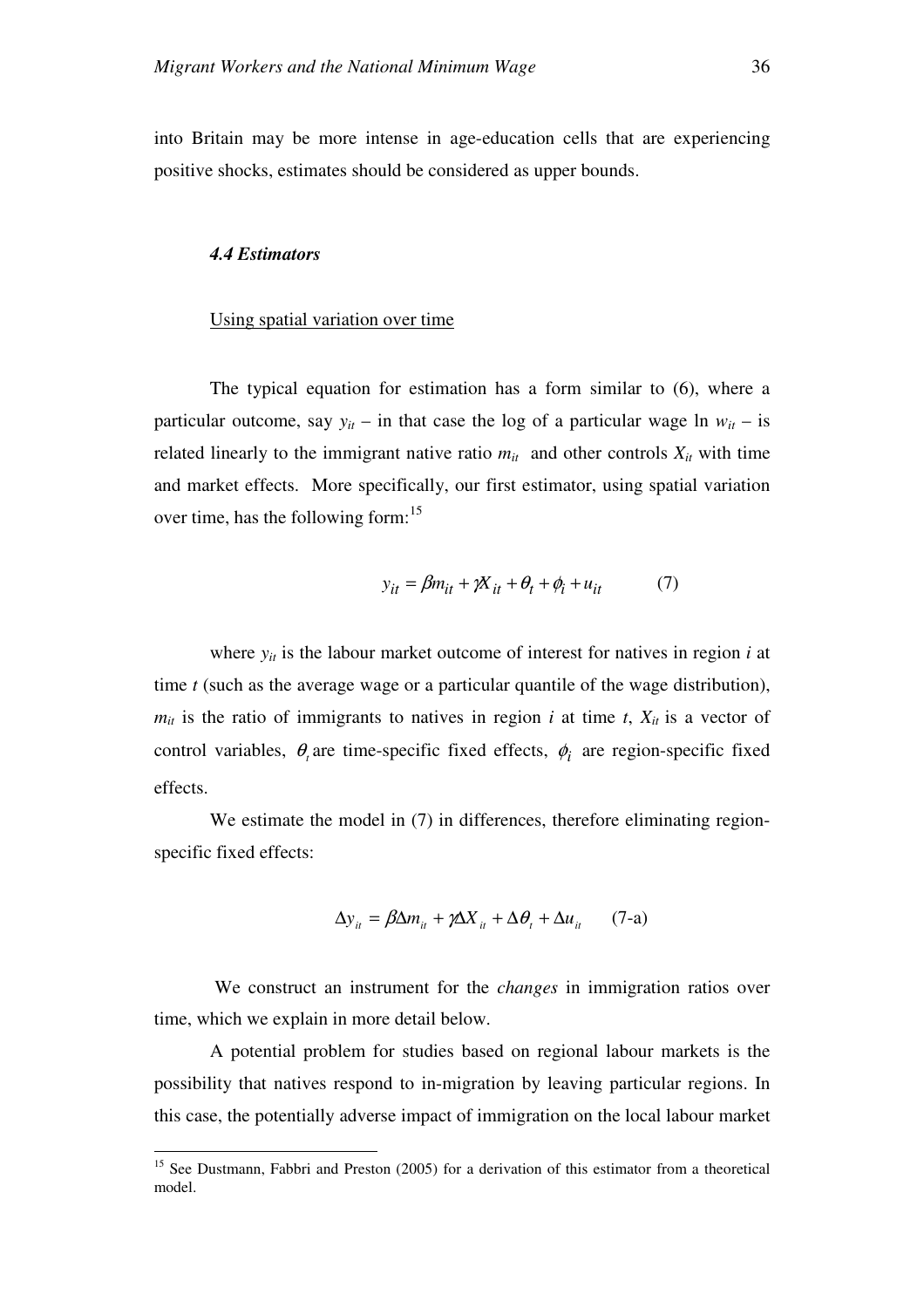into Britain may be more intense in age-education cells that are experiencing positive shocks, estimates should be considered as upper bounds.

### *4.4 Estimators*

Using spatial variation over time

The typical equation for estimation has a form similar to (6), where a particular outcome, say $y_{it}$ – in that case the log of a particular wage $\ln w_{it}$ – is related linearly to the immigrant native ratio $m_{it}$ and other controls $X_{it}$ with time and market effects. More specifically, our first estimator, using spatial variation over time, has the following form:[15]

$$y_{it} = \beta m_{it} + \gamma X_{it} + \theta_t + \phi_i + u_{it} \qquad (7)$$

where $y_{it}$ is the labour market outcome of interest for natives in region $i$ at time $t$ (such as the average wage or a particular quantile of the wage distribution), $m_{it}$ is the ratio of immigrants to natives in region $i$ at time $t$, $X_{it}$ is a vector of control variables, $\theta_t$ are time-specific fixed effects, $\phi_i$ are region-specific fixed effects.

We estimate the model in (7) in differences, therefore eliminating region-specific fixed effects:

$$\Delta y_{it} = \beta \Delta m_{it} + \gamma \Delta X_{it} + \Delta \theta_t + \Delta u_{it} \qquad \text{(7-a)}$$

We construct an instrument for the *changes* in immigration ratios over time, which we explain in more detail below.

A potential problem for studies based on regional labour markets is the possibility that natives respond to in-migration by leaving particular regions. In this case, the potentially adverse impact of immigration on the local labour market

[15] See Dustmann, Fabbri and Preston (2005) for a derivation of this estimator from a theoretical model.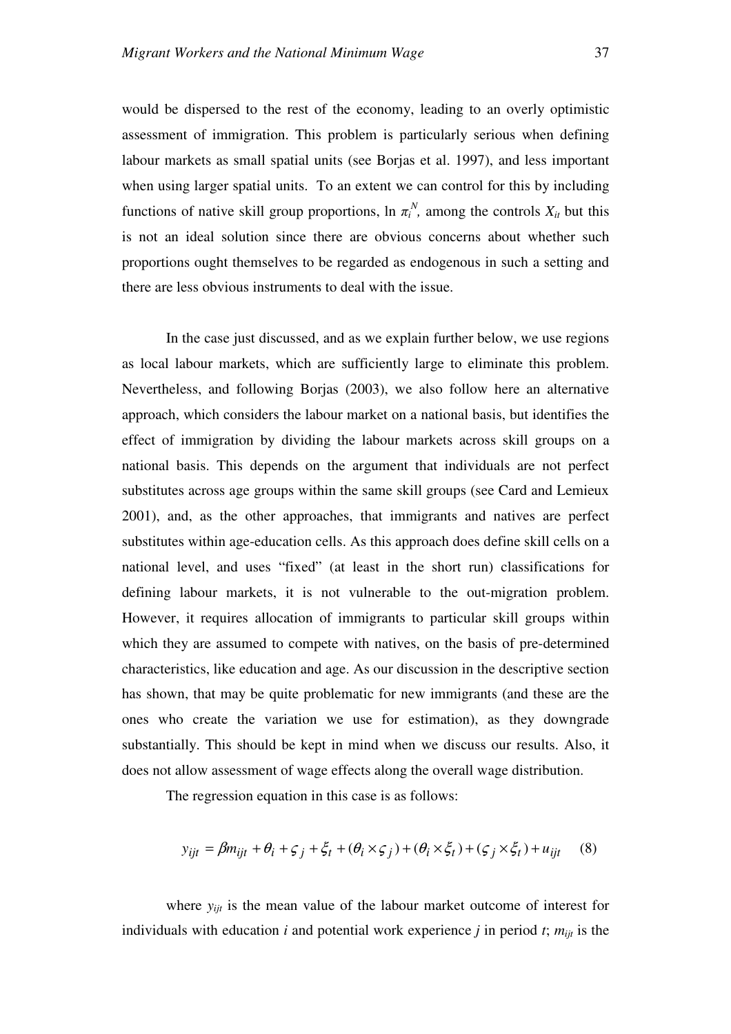would be dispersed to the rest of the economy, leading to an overly optimistic assessment of immigration. This problem is particularly serious when defining labour markets as small spatial units (see Borjas et al. 1997), and less important when using larger spatial units. To an extent we can control for this by including functions of native skill group proportions, $\ln \pi_i^N$, among the controls $X_{it}$ but this is not an ideal solution since there are obvious concerns about whether such proportions ought themselves to be regarded as endogenous in such a setting and there are less obvious instruments to deal with the issue.

In the case just discussed, and as we explain further below, we use regions as local labour markets, which are sufficiently large to eliminate this problem. Nevertheless, and following Borjas (2003), we also follow here an alternative approach, which considers the labour market on a national basis, but identifies the effect of immigration by dividing the labour markets across skill groups on a national basis. This depends on the argument that individuals are not perfect substitutes across age groups within the same skill groups (see Card and Lemieux 2001), and, as the other approaches, that immigrants and natives are perfect substitutes within age-education cells. As this approach does define skill cells on a national level, and uses "fixed" (at least in the short run) classifications for defining labour markets, it is not vulnerable to the out-migration problem. However, it requires allocation of immigrants to particular skill groups within which they are assumed to compete with natives, on the basis of pre-determined characteristics, like education and age. As our discussion in the descriptive section has shown, that may be quite problematic for new immigrants (and these are the ones who create the variation we use for estimation), as they downgrade substantially. This should be kept in mind when we discuss our results. Also, it does not allow assessment of wage effects along the overall wage distribution.

The regression equation in this case is as follows:

$$y_{ijt} = \beta m_{ijt} + \theta_i + \varsigma_j + \xi_t + (\theta_i \times \varsigma_j) + (\theta_i \times \xi_t) + (\varsigma_j \times \xi_t) + u_{ijt} \qquad (8)$$

where $y_{ijt}$ is the mean value of the labour market outcome of interest for individuals with education $i$ and potential work experience $j$ in period $t$; $m_{ijt}$ is the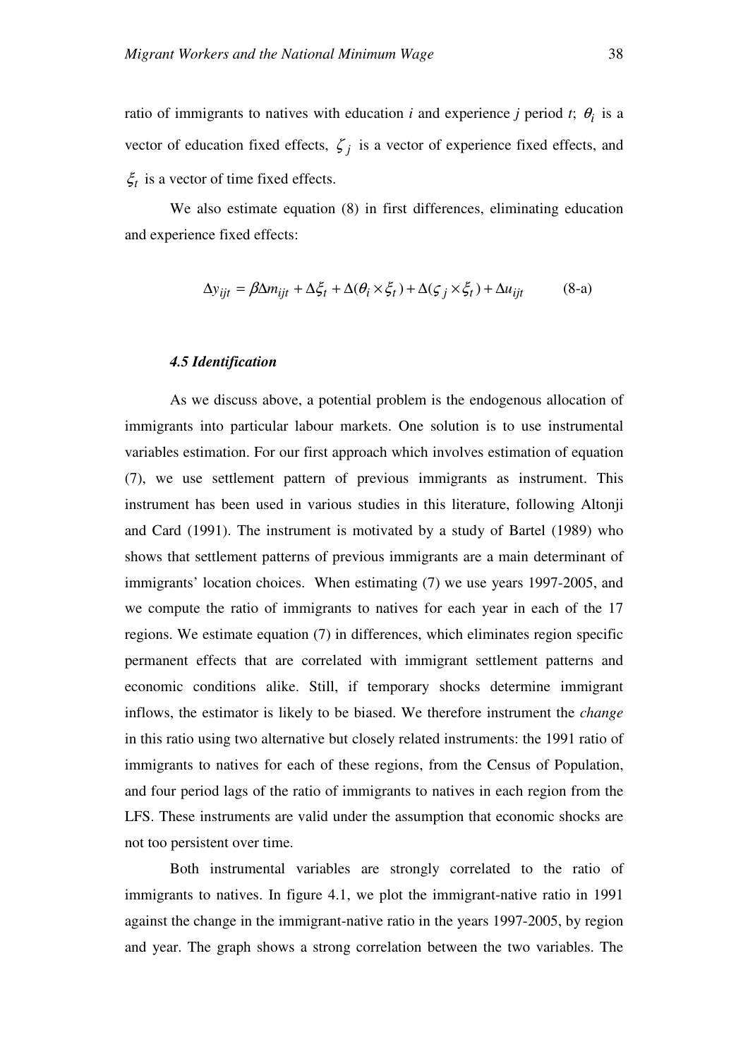ratio of immigrants to natives with education $i$ and experience $j$ period $t$; $\theta_i$ is a vector of education fixed effects, $\zeta_j$ is a vector of experience fixed effects, and $\xi_t$ is a vector of time fixed effects.

We also estimate equation (8) in first differences, eliminating education and experience fixed effects:

$$\Delta y_{ijt} = \beta \Delta m_{ijt} + \Delta \xi_t + \Delta(\theta_i \times \xi_t) + \Delta(\varsigma_j \times \xi_t) + \Delta u_{ijt} \qquad \text{(8-a)}$$

#### *4.5 Identification*

As we discuss above, a potential problem is the endogenous allocation of immigrants into particular labour markets. One solution is to use instrumental variables estimation. For our first approach which involves estimation of equation (7), we use settlement pattern of previous immigrants as instrument. This instrument has been used in various studies in this literature, following Altonji and Card (1991). The instrument is motivated by a study of Bartel (1989) who shows that settlement patterns of previous immigrants are a main determinant of immigrants' location choices. When estimating (7) we use years 1997-2005, and we compute the ratio of immigrants to natives for each year in each of the 17 regions. We estimate equation (7) in differences, which eliminates region specific permanent effects that are correlated with immigrant settlement patterns and economic conditions alike. Still, if temporary shocks determine immigrant inflows, the estimator is likely to be biased. We therefore instrument the *change* in this ratio using two alternative but closely related instruments: the 1991 ratio of immigrants to natives for each of these regions, from the Census of Population, and four period lags of the ratio of immigrants to natives in each region from the LFS. These instruments are valid under the assumption that economic shocks are not too persistent over time.

Both instrumental variables are strongly correlated to the ratio of immigrants to natives. In figure 4.1, we plot the immigrant-native ratio in 1991 against the change in the immigrant-native ratio in the years 1997-2005, by region and year. The graph shows a strong correlation between the two variables. The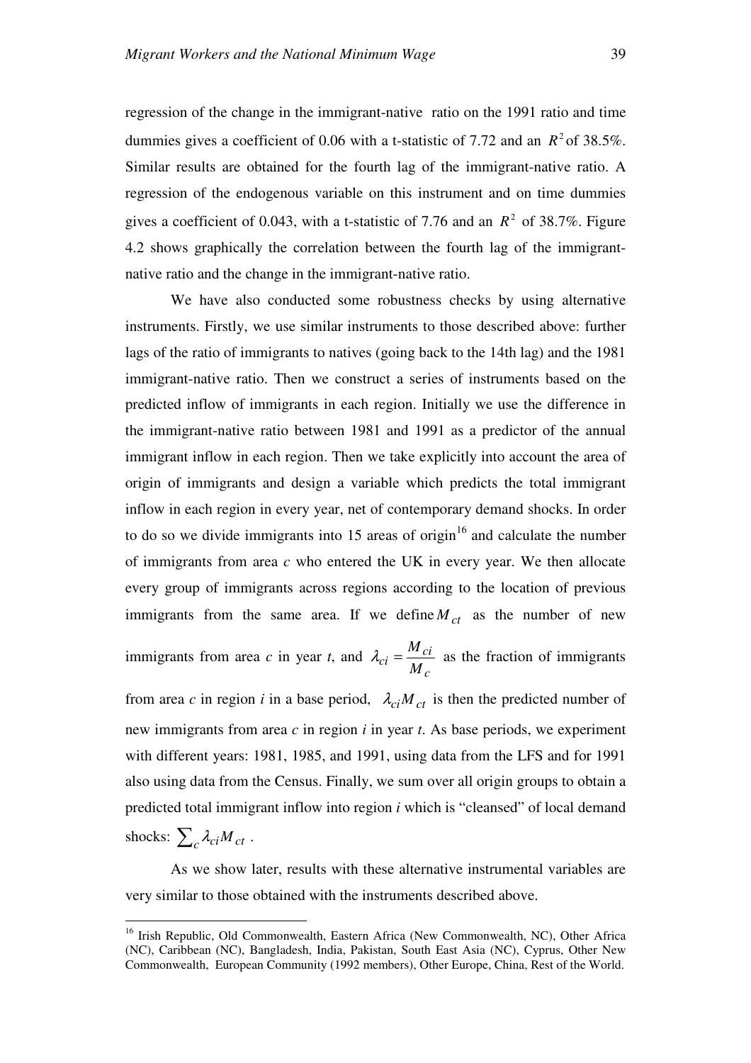regression of the change in the immigrant-native ratio on the 1991 ratio and time dummies gives a coefficient of 0.06 with a t-statistic of 7.72 and an $R^2$ of 38.5%. Similar results are obtained for the fourth lag of the immigrant-native ratio. A regression of the endogenous variable on this instrument and on time dummies gives a coefficient of 0.043, with a t-statistic of 7.76 and an $R^2$ of 38.7%. Figure 4.2 shows graphically the correlation between the fourth lag of the immigrant-native ratio and the change in the immigrant-native ratio.

We have also conducted some robustness checks by using alternative instruments. Firstly, we use similar instruments to those described above: further lags of the ratio of immigrants to natives (going back to the 14th lag) and the 1981 immigrant-native ratio. Then we construct a series of instruments based on the predicted inflow of immigrants in each region. Initially we use the difference in the immigrant-native ratio between 1981 and 1991 as a predictor of the annual immigrant inflow in each region. Then we take explicitly into account the area of origin of immigrants and design a variable which predicts the total immigrant inflow in each region in every year, net of contemporary demand shocks. In order to do so we divide immigrants into 15 areas of origin[16] and calculate the number of immigrants from area *c* who entered the UK in every year. We then allocate every group of immigrants across regions according to the location of previous immigrants from the same area. If we define $M_{ct}$ as the number of new immigrants from area *c* in year *t*, and $\lambda_{ci} = \frac{M_{ci}}{M_c}$ as the fraction of immigrants from area *c* in region *i* in a base period, $\lambda_{ci} M_{ct}$ is then the predicted number of new immigrants from area *c* in region *i* in year *t*. As base periods, we experiment with different years: 1981, 1985, and 1991, using data from the LFS and for 1991 also using data from the Census. Finally, we sum over all origin groups to obtain a predicted total immigrant inflow into region *i* which is "cleansed" of local demand shocks: $\sum_c \lambda_{ci} M_{ct}$ .

As we show later, results with these alternative instrumental variables are very similar to those obtained with the instruments described above.

---

[16] Irish Republic, Old Commonwealth, Eastern Africa (New Commonwealth, NC), Other Africa (NC), Caribbean (NC), Bangladesh, India, Pakistan, South East Asia (NC), Cyprus, Other New Commonwealth, European Community (1992 members), Other Europe, China, Rest of the World.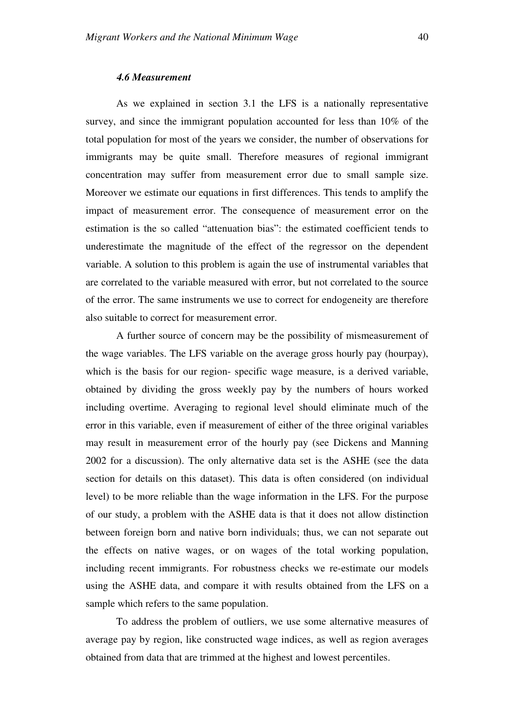### *4.6 Measurement*

As we explained in section 3.1 the LFS is a nationally representative survey, and since the immigrant population accounted for less than 10% of the total population for most of the years we consider, the number of observations for immigrants may be quite small. Therefore measures of regional immigrant concentration may suffer from measurement error due to small sample size. Moreover we estimate our equations in first differences. This tends to amplify the impact of measurement error. The consequence of measurement error on the estimation is the so called "attenuation bias": the estimated coefficient tends to underestimate the magnitude of the effect of the regressor on the dependent variable. A solution to this problem is again the use of instrumental variables that are correlated to the variable measured with error, but not correlated to the source of the error. The same instruments we use to correct for endogeneity are therefore also suitable to correct for measurement error.

A further source of concern may be the possibility of mismeasurement of the wage variables. The LFS variable on the average gross hourly pay (hourpay), which is the basis for our region- specific wage measure, is a derived variable, obtained by dividing the gross weekly pay by the numbers of hours worked including overtime. Averaging to regional level should eliminate much of the error in this variable, even if measurement of either of the three original variables may result in measurement error of the hourly pay (see Dickens and Manning 2002 for a discussion). The only alternative data set is the ASHE (see the data section for details on this dataset). This data is often considered (on individual level) to be more reliable than the wage information in the LFS. For the purpose of our study, a problem with the ASHE data is that it does not allow distinction between foreign born and native born individuals; thus, we can not separate out the effects on native wages, or on wages of the total working population, including recent immigrants. For robustness checks we re-estimate our models using the ASHE data, and compare it with results obtained from the LFS on a sample which refers to the same population.

To address the problem of outliers, we use some alternative measures of average pay by region, like constructed wage indices, as well as region averages obtained from data that are trimmed at the highest and lowest percentiles.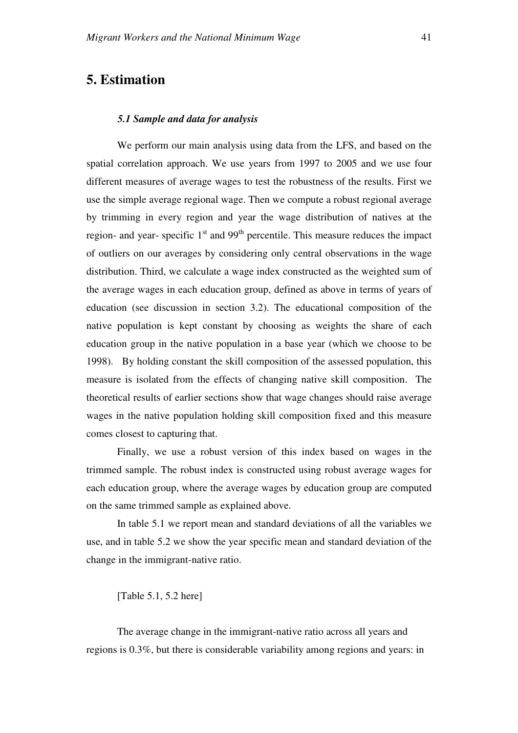# 5. Estimation

### *5.1 Sample and data for analysis*

We perform our main analysis using data from the LFS, and based on the spatial correlation approach. We use years from 1997 to 2005 and we use four different measures of average wages to test the robustness of the results. First we use the simple average regional wage. Then we compute a robust regional average by trimming in every region and year the wage distribution of natives at the region- and year- specific 1st and 99th percentile. This measure reduces the impact of outliers on our averages by considering only central observations in the wage distribution. Third, we calculate a wage index constructed as the weighted sum of the average wages in each education group, defined as above in terms of years of education (see discussion in section 3.2). The educational composition of the native population is kept constant by choosing as weights the share of each education group in the native population in a base year (which we choose to be 1998). By holding constant the skill composition of the assessed population, this measure is isolated from the effects of changing native skill composition. The theoretical results of earlier sections show that wage changes should raise average wages in the native population holding skill composition fixed and this measure comes closest to capturing that.

Finally, we use a robust version of this index based on wages in the trimmed sample. The robust index is constructed using robust average wages for each education group, where the average wages by education group are computed on the same trimmed sample as explained above.

In table 5.1 we report mean and standard deviations of all the variables we use, and in table 5.2 we show the year specific mean and standard deviation of the change in the immigrant-native ratio.

[Table 5.1, 5.2 here]

The average change in the immigrant-native ratio across all years and regions is 0.3%, but there is considerable variability among regions and years: in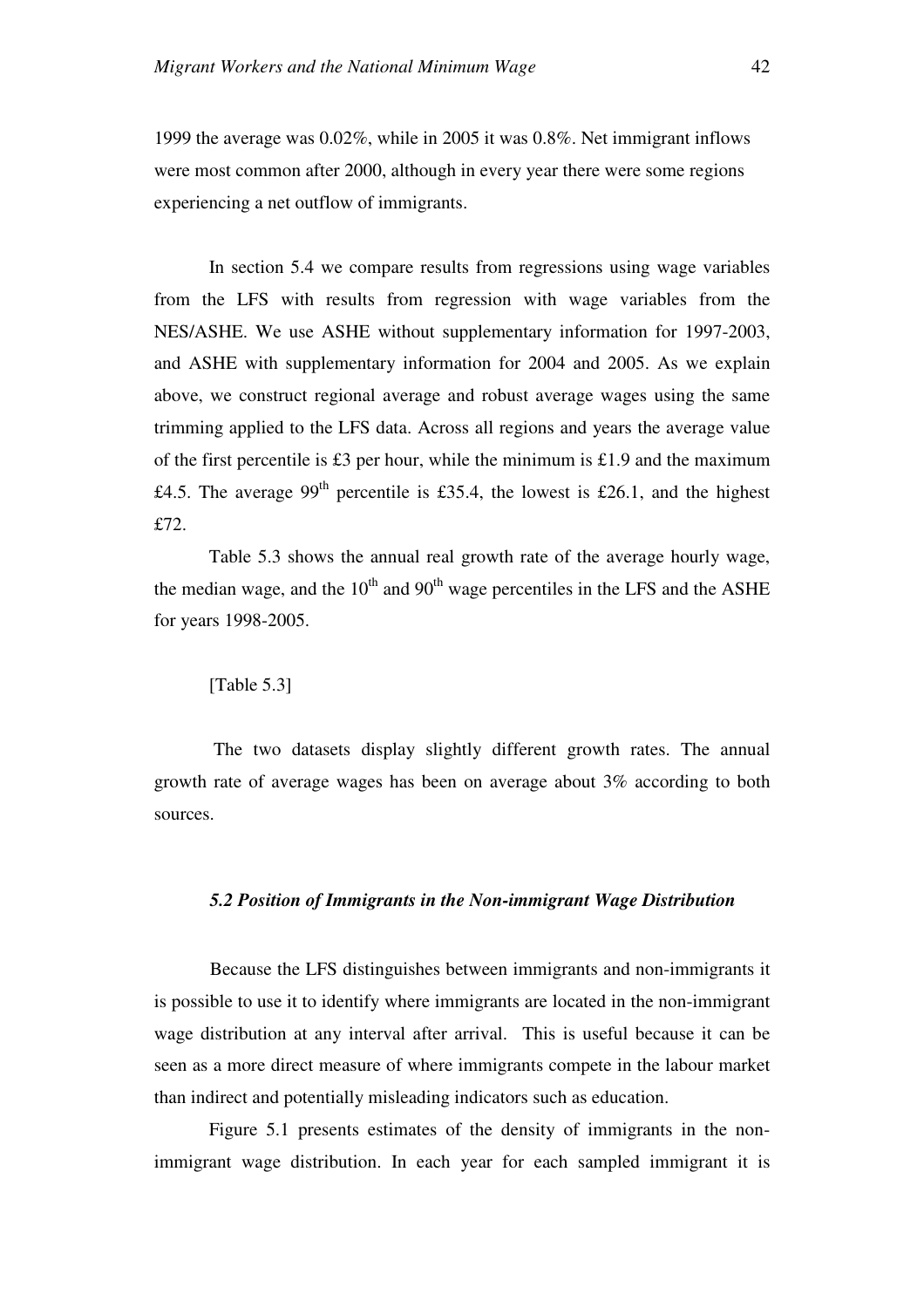1999 the average was 0.02%, while in 2005 it was 0.8%. Net immigrant inflows were most common after 2000, although in every year there were some regions experiencing a net outflow of immigrants.

In section 5.4 we compare results from regressions using wage variables from the LFS with results from regression with wage variables from the NES/ASHE. We use ASHE without supplementary information for 1997-2003, and ASHE with supplementary information for 2004 and 2005. As we explain above, we construct regional average and robust average wages using the same trimming applied to the LFS data. Across all regions and years the average value of the first percentile is £3 per hour, while the minimum is £1.9 and the maximum £4.5. The average 99th percentile is £35.4, the lowest is £26.1, and the highest £72.

Table 5.3 shows the annual real growth rate of the average hourly wage, the median wage, and the 10th and 90th wage percentiles in the LFS and the ASHE for years 1998-2005.

[Table 5.3]

The two datasets display slightly different growth rates. The annual growth rate of average wages has been on average about 3% according to both sources.

### *5.2 Position of Immigrants in the Non-immigrant Wage Distribution*

Because the LFS distinguishes between immigrants and non-immigrants it is possible to use it to identify where immigrants are located in the non-immigrant wage distribution at any interval after arrival. This is useful because it can be seen as a more direct measure of where immigrants compete in the labour market than indirect and potentially misleading indicators such as education.

Figure 5.1 presents estimates of the density of immigrants in the non-immigrant wage distribution. In each year for each sampled immigrant it is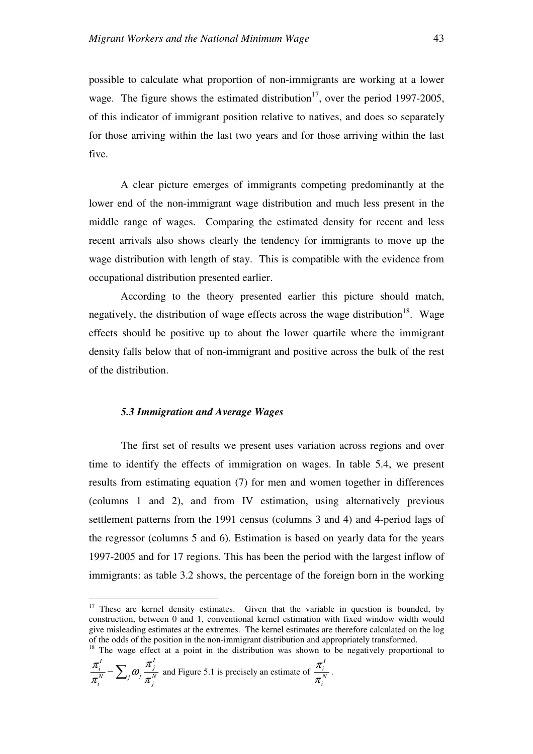possible to calculate what proportion of non-immigrants are working at a lower wage. The figure shows the estimated distribution[17], over the period 1997-2005, of this indicator of immigrant position relative to natives, and does so separately for those arriving within the last two years and for those arriving within the last five.

A clear picture emerges of immigrants competing predominantly at the lower end of the non-immigrant wage distribution and much less present in the middle range of wages. Comparing the estimated density for recent and less recent arrivals also shows clearly the tendency for immigrants to move up the wage distribution with length of stay. This is compatible with the evidence from occupational distribution presented earlier.

According to the theory presented earlier this picture should match, negatively, the distribution of wage effects across the wage distribution[18]. Wage effects should be positive up to about the lower quartile where the immigrant density falls below that of non-immigrant and positive across the bulk of the rest of the distribution.

### *5.3 Immigration and Average Wages*

The first set of results we present uses variation across regions and over time to identify the effects of immigration on wages. In table 5.4, we present results from estimating equation (7) for men and women together in differences (columns 1 and 2), and from IV estimation, using alternatively previous settlement patterns from the 1991 census (columns 3 and 4) and 4-period lags of the regressor (columns 5 and 6). Estimation is based on yearly data for the years 1997-2005 and for 17 regions. This has been the period with the largest inflow of immigrants: as table 3.2 shows, the percentage of the foreign born in the working

---

[17] These are kernel density estimates. Given that the variable in question is bounded, by construction, between 0 and 1, conventional kernel estimation with fixed window width would give misleading estimates at the extremes. The kernel estimates are therefore calculated on the log of the odds of the position in the non-immigrant distribution and appropriately transformed.

[18] The wage effect at a point in the distribution was shown to be negatively proportional to $\frac{\pi_i^I}{\pi_i^N} - \sum_j \omega_j \frac{\pi_j^I}{\pi_j^N}$ and Figure 5.1 is precisely an estimate of $\frac{\pi_i^I}{\pi_i^N}$.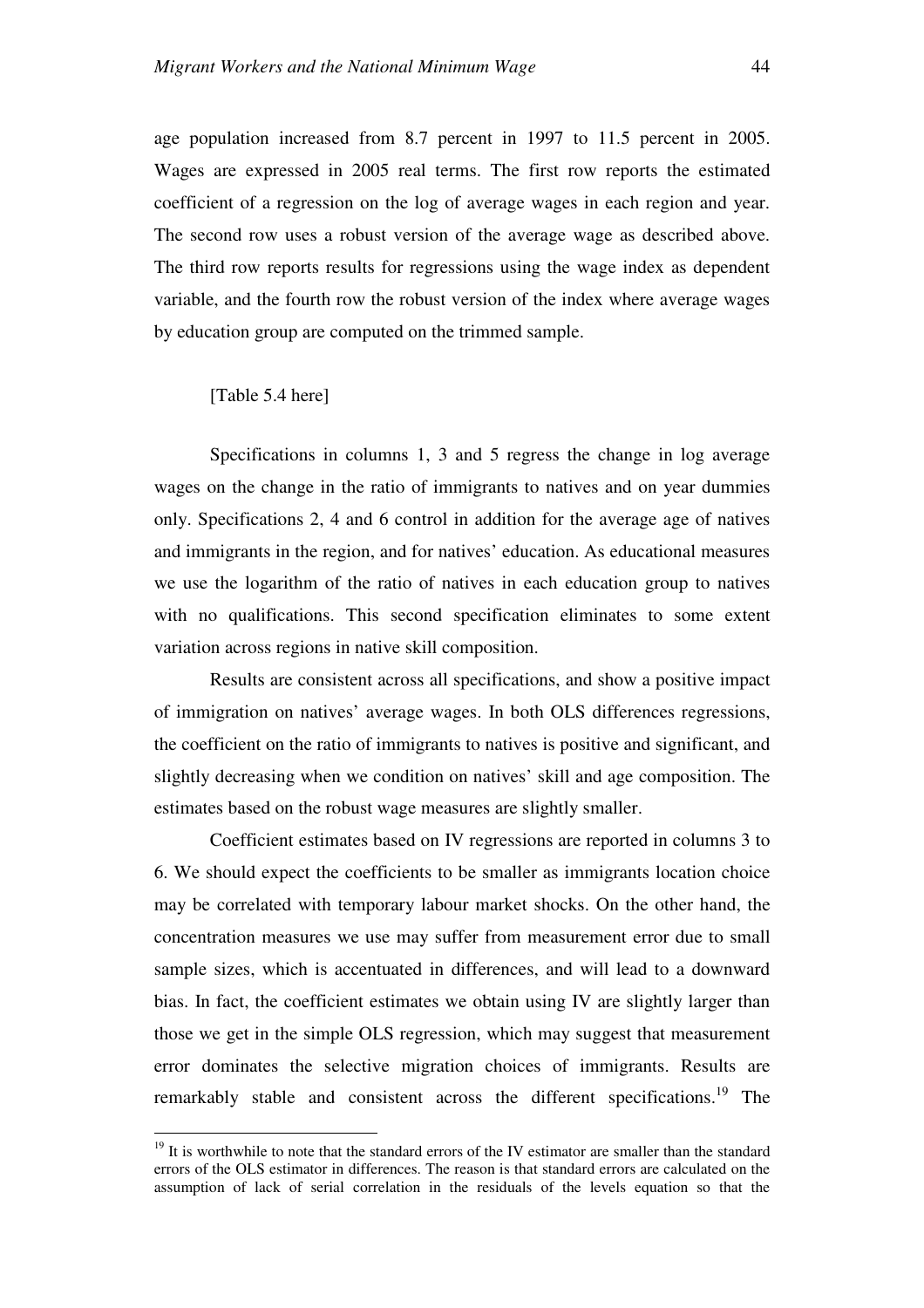age population increased from 8.7 percent in 1997 to 11.5 percent in 2005. Wages are expressed in 2005 real terms. The first row reports the estimated coefficient of a regression on the log of average wages in each region and year. The second row uses a robust version of the average wage as described above. The third row reports results for regressions using the wage index as dependent variable, and the fourth row the robust version of the index where average wages by education group are computed on the trimmed sample.

[Table 5.4 here]

Specifications in columns 1, 3 and 5 regress the change in log average wages on the change in the ratio of immigrants to natives and on year dummies only. Specifications 2, 4 and 6 control in addition for the average age of natives and immigrants in the region, and for natives' education. As educational measures we use the logarithm of the ratio of natives in each education group to natives with no qualifications. This second specification eliminates to some extent variation across regions in native skill composition.

Results are consistent across all specifications, and show a positive impact of immigration on natives' average wages. In both OLS differences regressions, the coefficient on the ratio of immigrants to natives is positive and significant, and slightly decreasing when we condition on natives' skill and age composition. The estimates based on the robust wage measures are slightly smaller.

Coefficient estimates based on IV regressions are reported in columns 3 to 6. We should expect the coefficients to be smaller as immigrants location choice may be correlated with temporary labour market shocks. On the other hand, the concentration measures we use may suffer from measurement error due to small sample sizes, which is accentuated in differences, and will lead to a downward bias. In fact, the coefficient estimates we obtain using IV are slightly larger than those we get in the simple OLS regression, which may suggest that measurement error dominates the selective migration choices of immigrants. Results are remarkably stable and consistent across the different specifications.[19] The

[19] It is worthwhile to note that the standard errors of the IV estimator are smaller than the standard errors of the OLS estimator in differences. The reason is that standard errors are calculated on the assumption of lack of serial correlation in the residuals of the levels equation so that the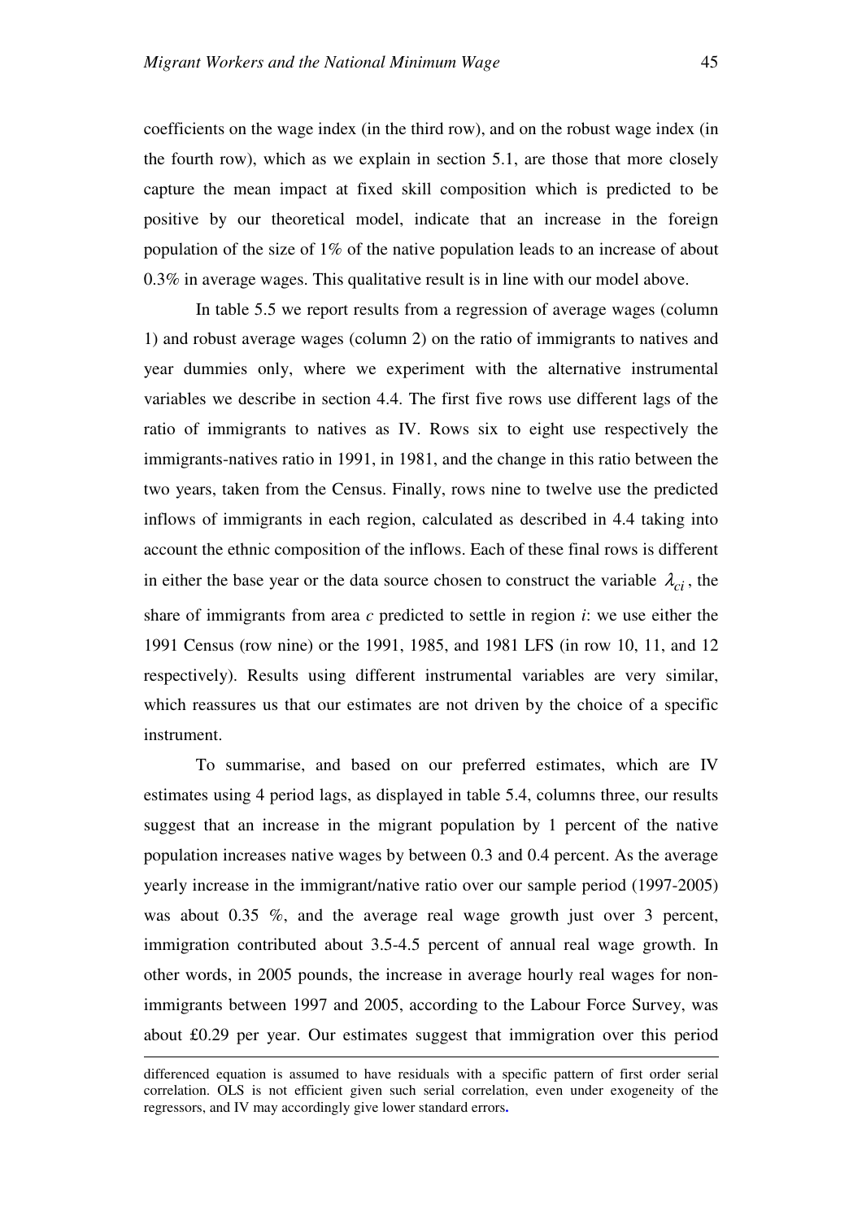coefficients on the wage index (in the third row), and on the robust wage index (in the fourth row), which as we explain in section 5.1, are those that more closely capture the mean impact at fixed skill composition which is predicted to be positive by our theoretical model, indicate that an increase in the foreign population of the size of 1% of the native population leads to an increase of about 0.3% in average wages. This qualitative result is in line with our model above.

In table 5.5 we report results from a regression of average wages (column 1) and robust average wages (column 2) on the ratio of immigrants to natives and year dummies only, where we experiment with the alternative instrumental variables we describe in section 4.4. The first five rows use different lags of the ratio of immigrants to natives as IV. Rows six to eight use respectively the immigrants-natives ratio in 1991, in 1981, and the change in this ratio between the two years, taken from the Census. Finally, rows nine to twelve use the predicted inflows of immigrants in each region, calculated as described in 4.4 taking into account the ethnic composition of the inflows. Each of these final rows is different in either the base year or the data source chosen to construct the variable $\lambda_{ci}$, the share of immigrants from area *c* predicted to settle in region *i*: we use either the 1991 Census (row nine) or the 1991, 1985, and 1981 LFS (in row 10, 11, and 12 respectively). Results using different instrumental variables are very similar, which reassures us that our estimates are not driven by the choice of a specific instrument.

To summarise, and based on our preferred estimates, which are IV estimates using 4 period lags, as displayed in table 5.4, columns three, our results suggest that an increase in the migrant population by 1 percent of the native population increases native wages by between 0.3 and 0.4 percent. As the average yearly increase in the immigrant/native ratio over our sample period (1997-2005) was about 0.35 %, and the average real wage growth just over 3 percent, immigration contributed about 3.5-4.5 percent of annual real wage growth. In other words, in 2005 pounds, the increase in average hourly real wages for non-immigrants between 1997 and 2005, according to the Labour Force Survey, was about £0.29 per year. Our estimates suggest that immigration over this period

---

differenced equation is assumed to have residuals with a specific pattern of first order serial correlation. OLS is not efficient given such serial correlation, even under exogeneity of the regressors, and IV may accordingly give lower standard errors.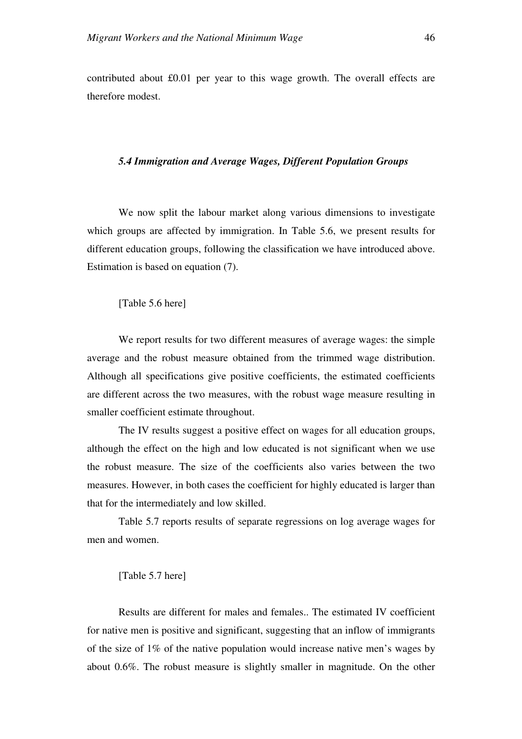contributed about £0.01 per year to this wage growth. The overall effects are therefore modest.

### *5.4 Immigration and Average Wages, Different Population Groups*

We now split the labour market along various dimensions to investigate which groups are affected by immigration. In Table 5.6, we present results for different education groups, following the classification we have introduced above. Estimation is based on equation (7).

[Table 5.6 here]

We report results for two different measures of average wages: the simple average and the robust measure obtained from the trimmed wage distribution. Although all specifications give positive coefficients, the estimated coefficients are different across the two measures, with the robust wage measure resulting in smaller coefficient estimate throughout.

The IV results suggest a positive effect on wages for all education groups, although the effect on the high and low educated is not significant when we use the robust measure. The size of the coefficients also varies between the two measures. However, in both cases the coefficient for highly educated is larger than that for the intermediately and low skilled.

Table 5.7 reports results of separate regressions on log average wages for men and women.

[Table 5.7 here]

Results are different for males and females.. The estimated IV coefficient for native men is positive and significant, suggesting that an inflow of immigrants of the size of 1% of the native population would increase native men's wages by about 0.6%. The robust measure is slightly smaller in magnitude. On the other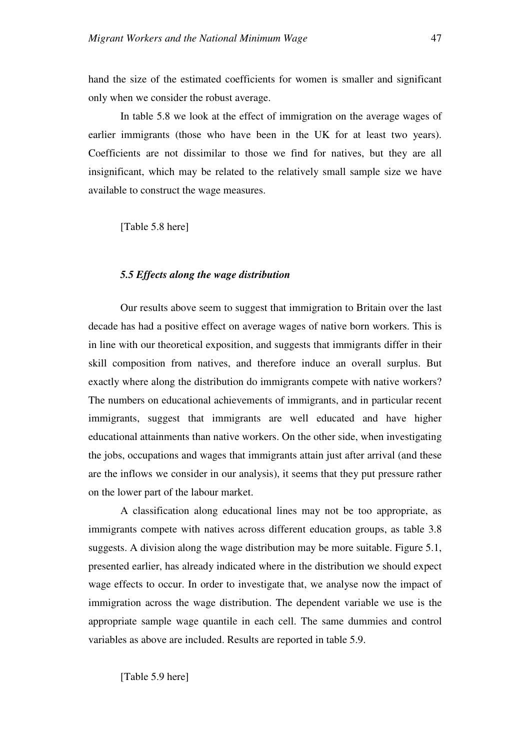hand the size of the estimated coefficients for women is smaller and significant only when we consider the robust average.

In table 5.8 we look at the effect of immigration on the average wages of earlier immigrants (those who have been in the UK for at least two years). Coefficients are not dissimilar to those we find for natives, but they are all insignificant, which may be related to the relatively small sample size we have available to construct the wage measures.

[Table 5.8 here]

### *5.5 Effects along the wage distribution*

Our results above seem to suggest that immigration to Britain over the last decade has had a positive effect on average wages of native born workers. This is in line with our theoretical exposition, and suggests that immigrants differ in their skill composition from natives, and therefore induce an overall surplus. But exactly where along the distribution do immigrants compete with native workers? The numbers on educational achievements of immigrants, and in particular recent immigrants, suggest that immigrants are well educated and have higher educational attainments than native workers. On the other side, when investigating the jobs, occupations and wages that immigrants attain just after arrival (and these are the inflows we consider in our analysis), it seems that they put pressure rather on the lower part of the labour market.

A classification along educational lines may not be too appropriate, as immigrants compete with natives across different education groups, as table 3.8 suggests. A division along the wage distribution may be more suitable. Figure 5.1, presented earlier, has already indicated where in the distribution we should expect wage effects to occur. In order to investigate that, we analyse now the impact of immigration across the wage distribution. The dependent variable we use is the appropriate sample wage quantile in each cell. The same dummies and control variables as above are included. Results are reported in table 5.9.

[Table 5.9 here]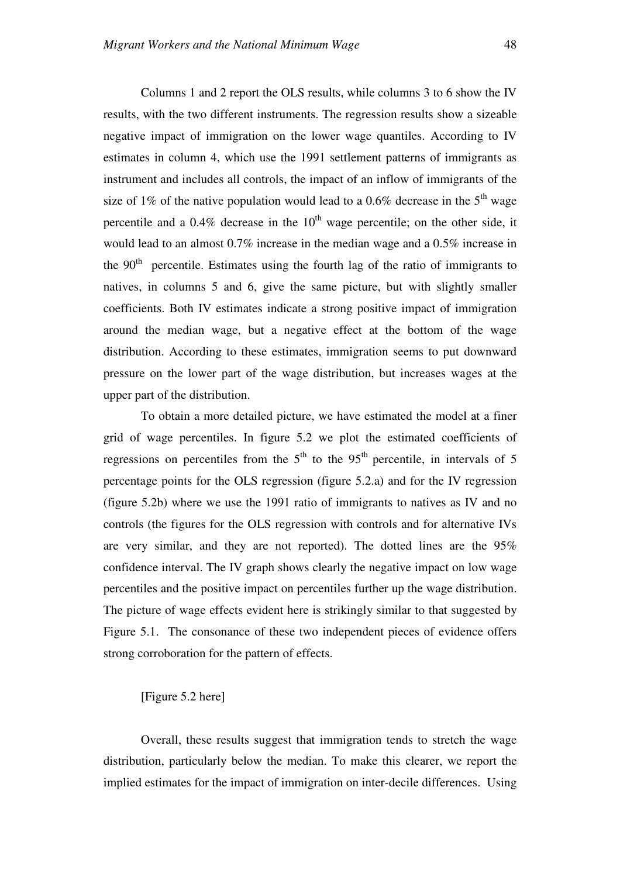Columns 1 and 2 report the OLS results, while columns 3 to 6 show the IV results, with the two different instruments. The regression results show a sizeable negative impact of immigration on the lower wage quantiles. According to IV estimates in column 4, which use the 1991 settlement patterns of immigrants as instrument and includes all controls, the impact of an inflow of immigrants of the size of 1% of the native population would lead to a 0.6% decrease in the 5th wage percentile and a 0.4% decrease in the 10th wage percentile; on the other side, it would lead to an almost 0.7% increase in the median wage and a 0.5% increase in the 90th percentile. Estimates using the fourth lag of the ratio of immigrants to natives, in columns 5 and 6, give the same picture, but with slightly smaller coefficients. Both IV estimates indicate a strong positive impact of immigration around the median wage, but a negative effect at the bottom of the wage distribution. According to these estimates, immigration seems to put downward pressure on the lower part of the wage distribution, but increases wages at the upper part of the distribution.

To obtain a more detailed picture, we have estimated the model at a finer grid of wage percentiles. In figure 5.2 we plot the estimated coefficients of regressions on percentiles from the 5th to the 95th percentile, in intervals of 5 percentage points for the OLS regression (figure 5.2.a) and for the IV regression (figure 5.2b) where we use the 1991 ratio of immigrants to natives as IV and no controls (the figures for the OLS regression with controls and for alternative IVs are very similar, and they are not reported). The dotted lines are the 95% confidence interval. The IV graph shows clearly the negative impact on low wage percentiles and the positive impact on percentiles further up the wage distribution. The picture of wage effects evident here is strikingly similar to that suggested by Figure 5.1. The consonance of these two independent pieces of evidence offers strong corroboration for the pattern of effects.

[Figure 5.2 here]

Overall, these results suggest that immigration tends to stretch the wage distribution, particularly below the median. To make this clearer, we report the implied estimates for the impact of immigration on inter-decile differences. Using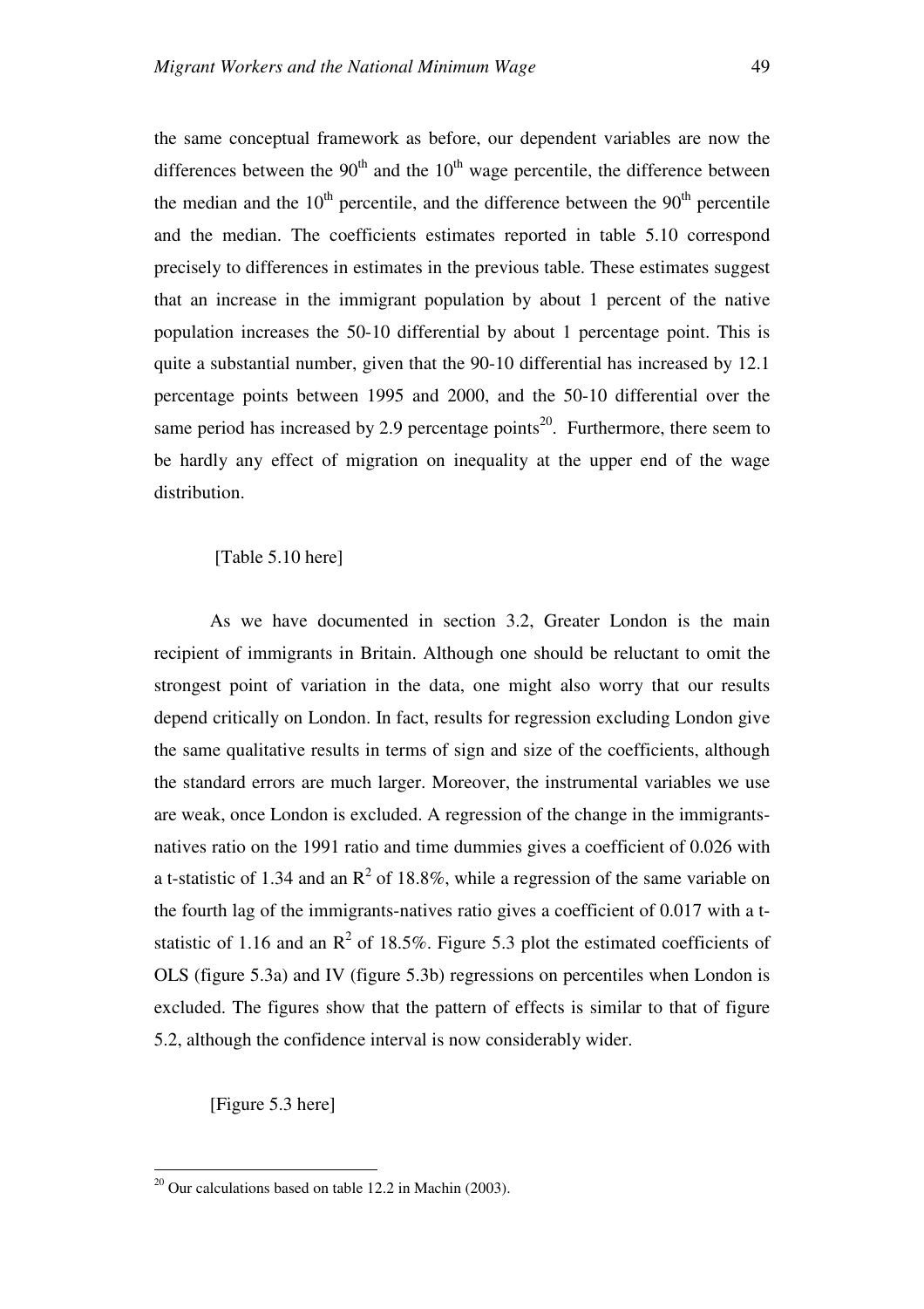the same conceptual framework as before, our dependent variables are now the differences between the 90th and the 10th wage percentile, the difference between the median and the 10th percentile, and the difference between the 90th percentile and the median. The coefficients estimates reported in table 5.10 correspond precisely to differences in estimates in the previous table. These estimates suggest that an increase in the immigrant population by about 1 percent of the native population increases the 50-10 differential by about 1 percentage point. This is quite a substantial number, given that the 90-10 differential has increased by 12.1 percentage points between 1995 and 2000, and the 50-10 differential over the same period has increased by 2.9 percentage points[20]. Furthermore, there seem to be hardly any effect of migration on inequality at the upper end of the wage distribution.

[Table 5.10 here]

As we have documented in section 3.2, Greater London is the main recipient of immigrants in Britain. Although one should be reluctant to omit the strongest point of variation in the data, one might also worry that our results depend critically on London. In fact, results for regression excluding London give the same qualitative results in terms of sign and size of the coefficients, although the standard errors are much larger. Moreover, the instrumental variables we use are weak, once London is excluded. A regression of the change in the immigrants-natives ratio on the 1991 ratio and time dummies gives a coefficient of 0.026 with a t-statistic of 1.34 and an $R^2$ of 18.8%, while a regression of the same variable on the fourth lag of the immigrants-natives ratio gives a coefficient of 0.017 with a t-statistic of 1.16 and an $R^2$ of 18.5%. Figure 5.3 plot the estimated coefficients of OLS (figure 5.3a) and IV (figure 5.3b) regressions on percentiles when London is excluded. The figures show that the pattern of effects is similar to that of figure 5.2, although the confidence interval is now considerably wider.

[Figure 5.3 here]

[20] Our calculations based on table 12.2 in Machin (2003).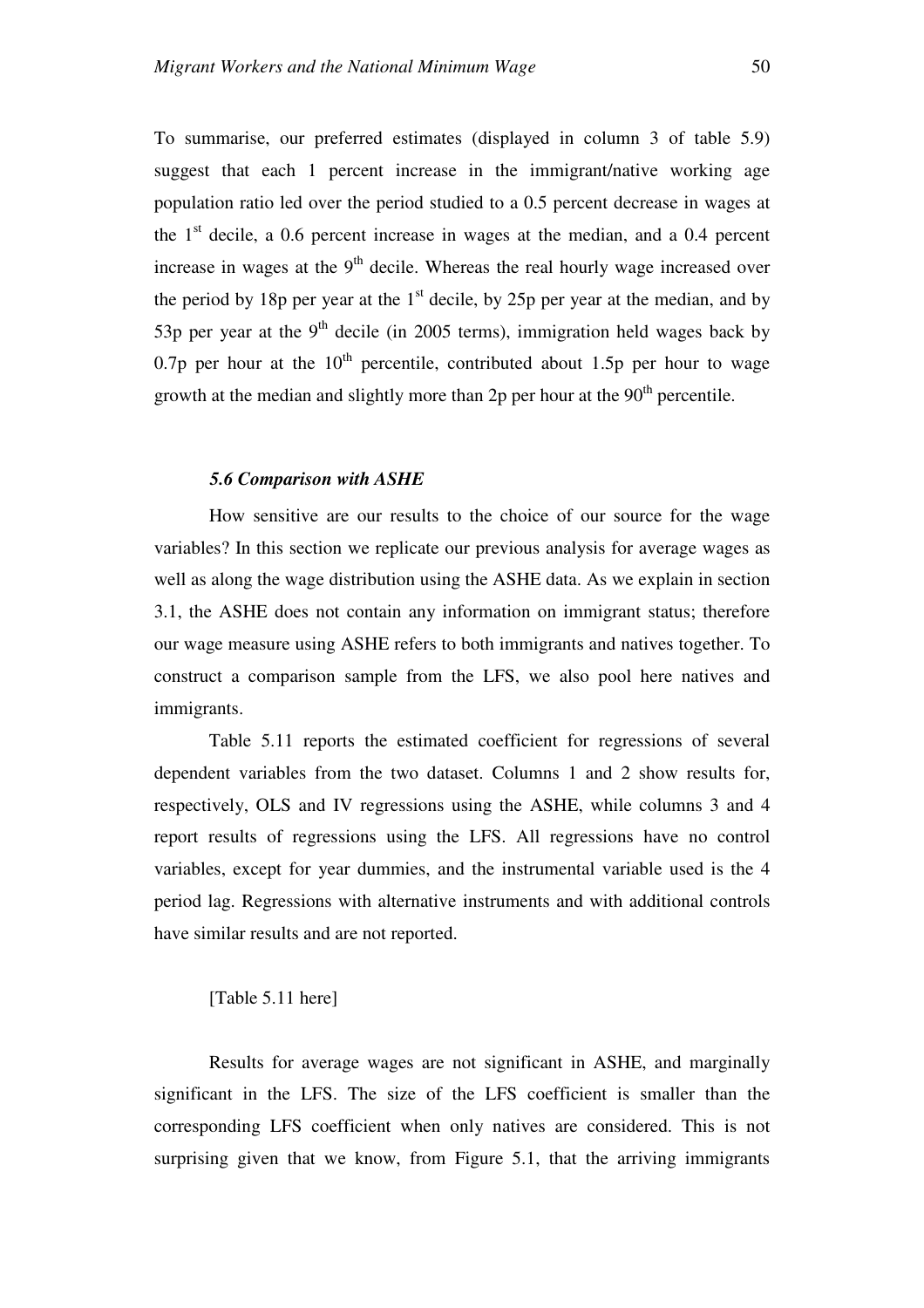To summarise, our preferred estimates (displayed in column 3 of table 5.9) suggest that each 1 percent increase in the immigrant/native working age population ratio led over the period studied to a 0.5 percent decrease in wages at the 1st decile, a 0.6 percent increase in wages at the median, and a 0.4 percent increase in wages at the 9th decile. Whereas the real hourly wage increased over the period by 18p per year at the 1st decile, by 25p per year at the median, and by 53p per year at the 9th decile (in 2005 terms), immigration held wages back by 0.7p per hour at the 10th percentile, contributed about 1.5p per hour to wage growth at the median and slightly more than 2p per hour at the 90th percentile.

### *5.6 Comparison with ASHE*

How sensitive are our results to the choice of our source for the wage variables? In this section we replicate our previous analysis for average wages as well as along the wage distribution using the ASHE data. As we explain in section 3.1, the ASHE does not contain any information on immigrant status; therefore our wage measure using ASHE refers to both immigrants and natives together. To construct a comparison sample from the LFS, we also pool here natives and immigrants.

Table 5.11 reports the estimated coefficient for regressions of several dependent variables from the two dataset. Columns 1 and 2 show results for, respectively, OLS and IV regressions using the ASHE, while columns 3 and 4 report results of regressions using the LFS. All regressions have no control variables, except for year dummies, and the instrumental variable used is the 4 period lag. Regressions with alternative instruments and with additional controls have similar results and are not reported.

[Table 5.11 here]

Results for average wages are not significant in ASHE, and marginally significant in the LFS. The size of the LFS coefficient is smaller than the corresponding LFS coefficient when only natives are considered. This is not surprising given that we know, from Figure 5.1, that the arriving immigrants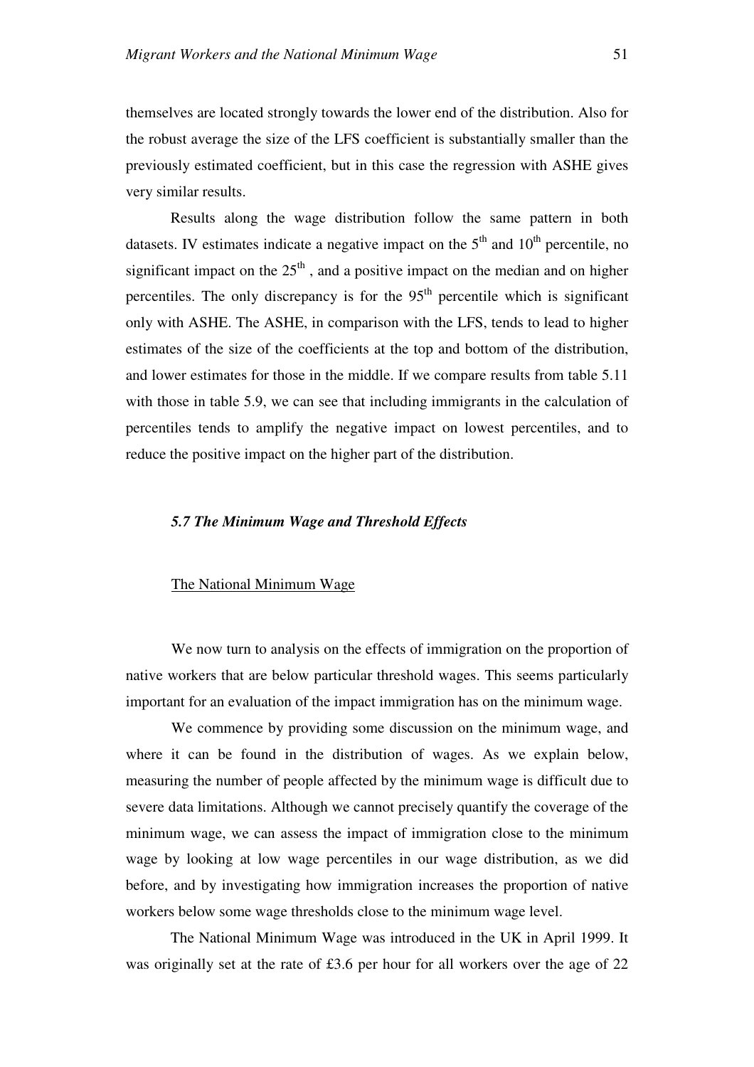themselves are located strongly towards the lower end of the distribution. Also for the robust average the size of the LFS coefficient is substantially smaller than the previously estimated coefficient, but in this case the regression with ASHE gives very similar results.

Results along the wage distribution follow the same pattern in both datasets. IV estimates indicate a negative impact on the 5th and 10th percentile, no significant impact on the 25th , and a positive impact on the median and on higher percentiles. The only discrepancy is for the 95th percentile which is significant only with ASHE. The ASHE, in comparison with the LFS, tends to lead to higher estimates of the size of the coefficients at the top and bottom of the distribution, and lower estimates for those in the middle. If we compare results from table 5.11 with those in table 5.9, we can see that including immigrants in the calculation of percentiles tends to amplify the negative impact on lowest percentiles, and to reduce the positive impact on the higher part of the distribution.

### *5.7 The Minimum Wage and Threshold Effects*

#### The National Minimum Wage

We now turn to analysis on the effects of immigration on the proportion of native workers that are below particular threshold wages. This seems particularly important for an evaluation of the impact immigration has on the minimum wage.

We commence by providing some discussion on the minimum wage, and where it can be found in the distribution of wages. As we explain below, measuring the number of people affected by the minimum wage is difficult due to severe data limitations. Although we cannot precisely quantify the coverage of the minimum wage, we can assess the impact of immigration close to the minimum wage by looking at low wage percentiles in our wage distribution, as we did before, and by investigating how immigration increases the proportion of native workers below some wage thresholds close to the minimum wage level.

The National Minimum Wage was introduced in the UK in April 1999. It was originally set at the rate of £3.6 per hour for all workers over the age of 22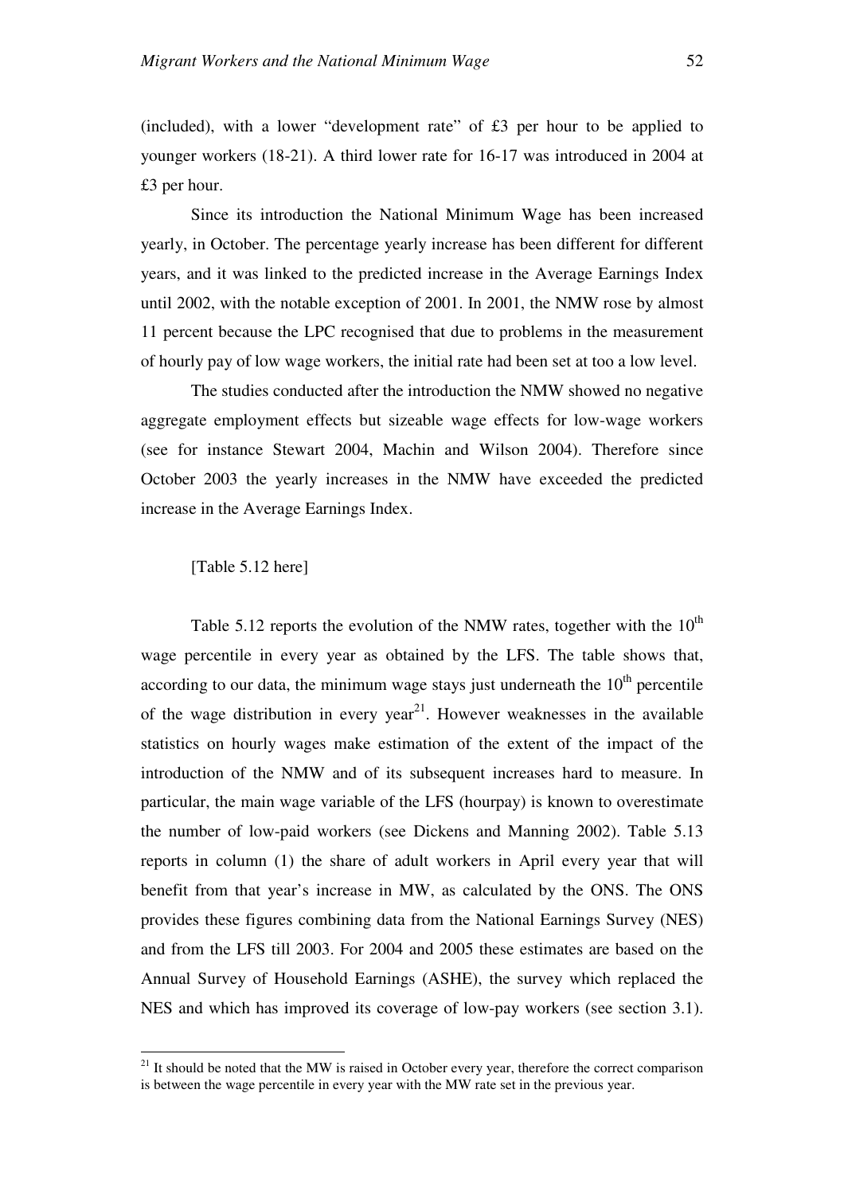(included), with a lower "development rate" of £3 per hour to be applied to younger workers (18-21). A third lower rate for 16-17 was introduced in 2004 at £3 per hour.

Since its introduction the National Minimum Wage has been increased yearly, in October. The percentage yearly increase has been different for different years, and it was linked to the predicted increase in the Average Earnings Index until 2002, with the notable exception of 2001. In 2001, the NMW rose by almost 11 percent because the LPC recognised that due to problems in the measurement of hourly pay of low wage workers, the initial rate had been set at too a low level.

The studies conducted after the introduction the NMW showed no negative aggregate employment effects but sizeable wage effects for low-wage workers (see for instance Stewart 2004, Machin and Wilson 2004). Therefore since October 2003 the yearly increases in the NMW have exceeded the predicted increase in the Average Earnings Index.

[Table 5.12 here]

Table 5.12 reports the evolution of the NMW rates, together with the 10th wage percentile in every year as obtained by the LFS. The table shows that, according to our data, the minimum wage stays just underneath the 10th percentile of the wage distribution in every year[21]. However weaknesses in the available statistics on hourly wages make estimation of the extent of the impact of the introduction of the NMW and of its subsequent increases hard to measure. In particular, the main wage variable of the LFS (hourpay) is known to overestimate the number of low-paid workers (see Dickens and Manning 2002). Table 5.13 reports in column (1) the share of adult workers in April every year that will benefit from that year's increase in MW, as calculated by the ONS. The ONS provides these figures combining data from the National Earnings Survey (NES) and from the LFS till 2003. For 2004 and 2005 these estimates are based on the Annual Survey of Household Earnings (ASHE), the survey which replaced the NES and which has improved its coverage of low-pay workers (see section 3.1).

[21] It should be noted that the MW is raised in October every year, therefore the correct comparison is between the wage percentile in every year with the MW rate set in the previous year.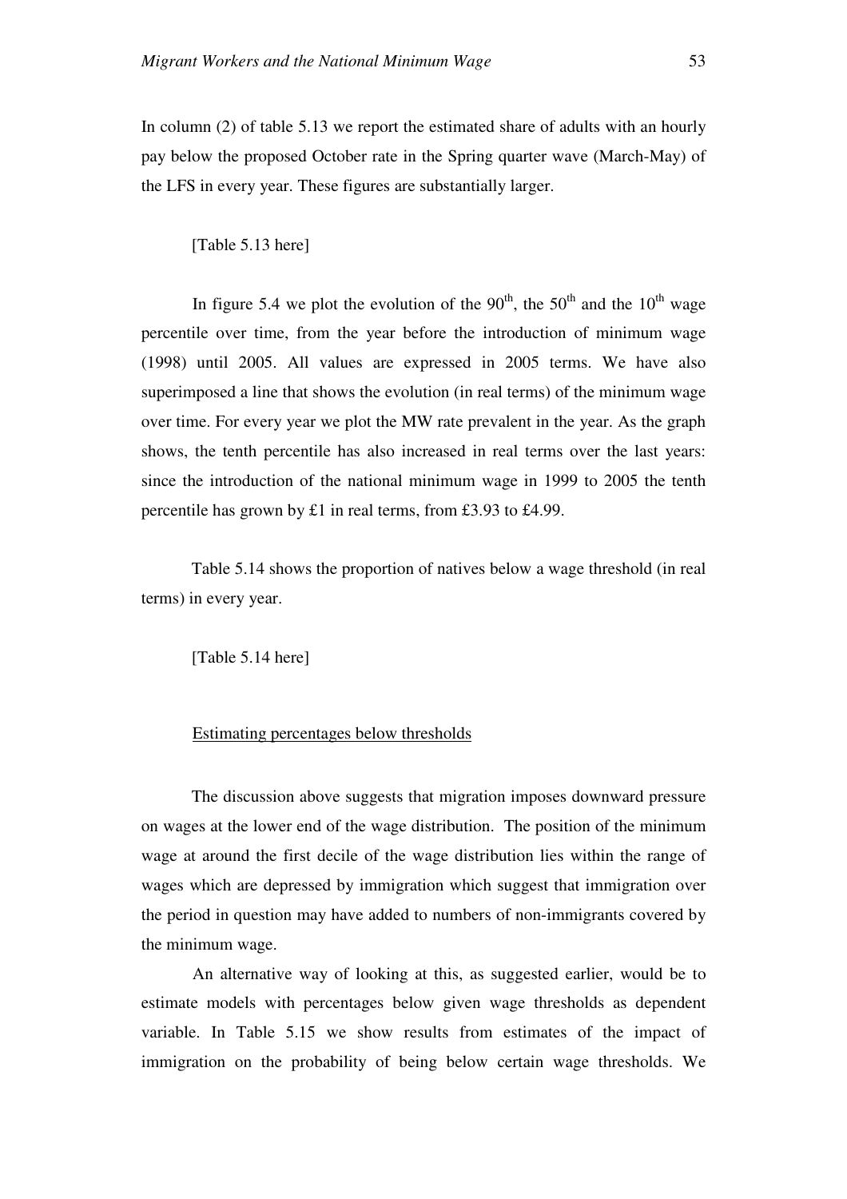In column (2) of table 5.13 we report the estimated share of adults with an hourly pay below the proposed October rate in the Spring quarter wave (March-May) of the LFS in every year. These figures are substantially larger.

[Table 5.13 here]

In figure 5.4 we plot the evolution of the 90th, the 50th and the 10th wage percentile over time, from the year before the introduction of minimum wage (1998) until 2005. All values are expressed in 2005 terms. We have also superimposed a line that shows the evolution (in real terms) of the minimum wage over time. For every year we plot the MW rate prevalent in the year. As the graph shows, the tenth percentile has also increased in real terms over the last years: since the introduction of the national minimum wage in 1999 to 2005 the tenth percentile has grown by £1 in real terms, from £3.93 to £4.99.

Table 5.14 shows the proportion of natives below a wage threshold (in real terms) in every year.

[Table 5.14 here]

<u>Estimating percentages below thresholds</u>

The discussion above suggests that migration imposes downward pressure on wages at the lower end of the wage distribution. The position of the minimum wage at around the first decile of the wage distribution lies within the range of wages which are depressed by immigration which suggest that immigration over the period in question may have added to numbers of non-immigrants covered by the minimum wage.

An alternative way of looking at this, as suggested earlier, would be to estimate models with percentages below given wage thresholds as dependent variable. In Table 5.15 we show results from estimates of the impact of immigration on the probability of being below certain wage thresholds. We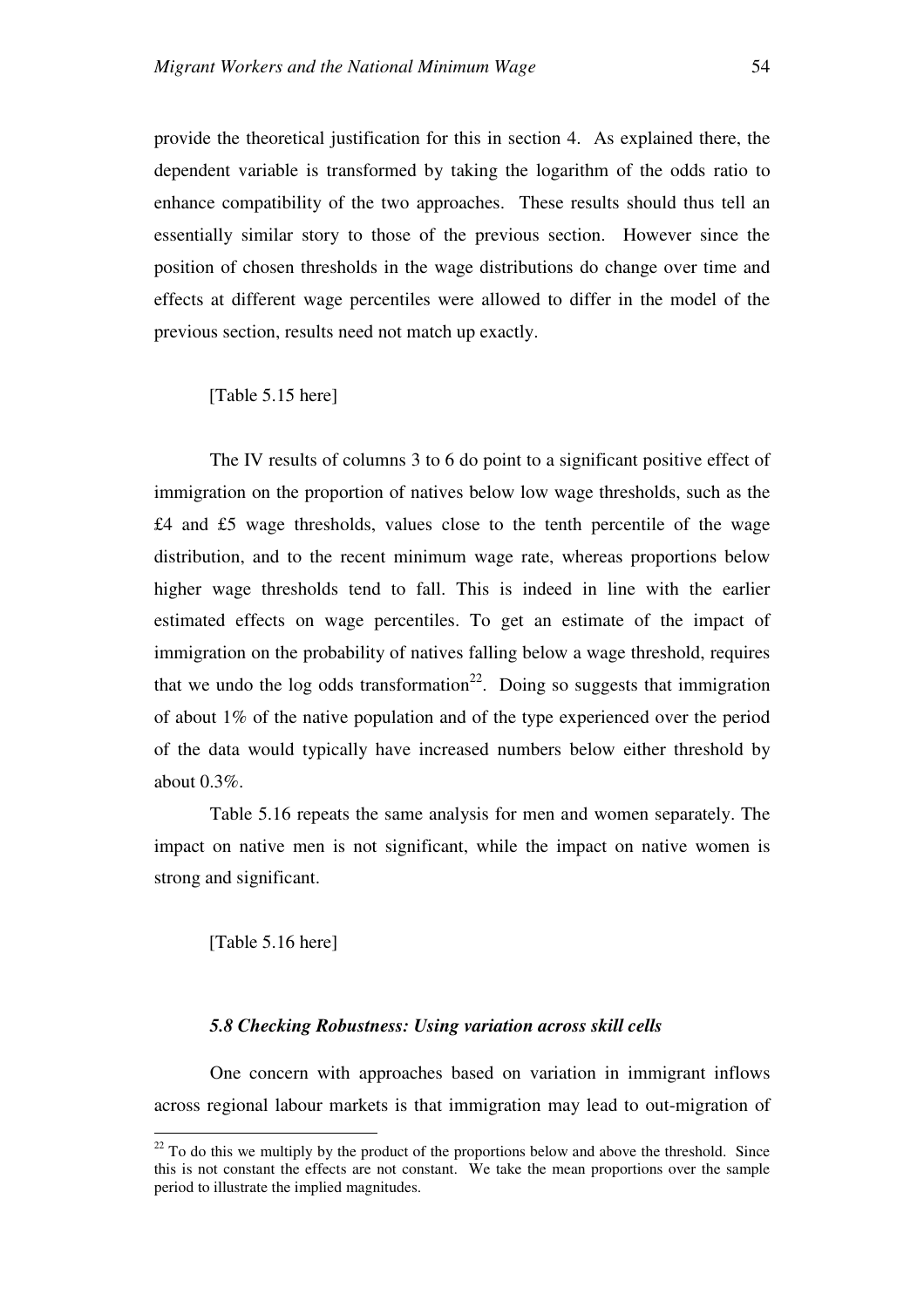provide the theoretical justification for this in section 4. As explained there, the dependent variable is transformed by taking the logarithm of the odds ratio to enhance compatibility of the two approaches. These results should thus tell an essentially similar story to those of the previous section. However since the position of chosen thresholds in the wage distributions do change over time and effects at different wage percentiles were allowed to differ in the model of the previous section, results need not match up exactly.

[Table 5.15 here]

The IV results of columns 3 to 6 do point to a significant positive effect of immigration on the proportion of natives below low wage thresholds, such as the £4 and £5 wage thresholds, values close to the tenth percentile of the wage distribution, and to the recent minimum wage rate, whereas proportions below higher wage thresholds tend to fall. This is indeed in line with the earlier estimated effects on wage percentiles. To get an estimate of the impact of immigration on the probability of natives falling below a wage threshold, requires that we undo the log odds transformation[22]. Doing so suggests that immigration of about 1% of the native population and of the type experienced over the period of the data would typically have increased numbers below either threshold by about 0.3%.

Table 5.16 repeats the same analysis for men and women separately. The impact on native men is not significant, while the impact on native women is strong and significant.

[Table 5.16 here]

### *5.8 Checking Robustness: Using variation across skill cells*

One concern with approaches based on variation in immigrant inflows across regional labour markets is that immigration may lead to out-migration of

[22] To do this we multiply by the product of the proportions below and above the threshold. Since this is not constant the effects are not constant. We take the mean proportions over the sample period to illustrate the implied magnitudes.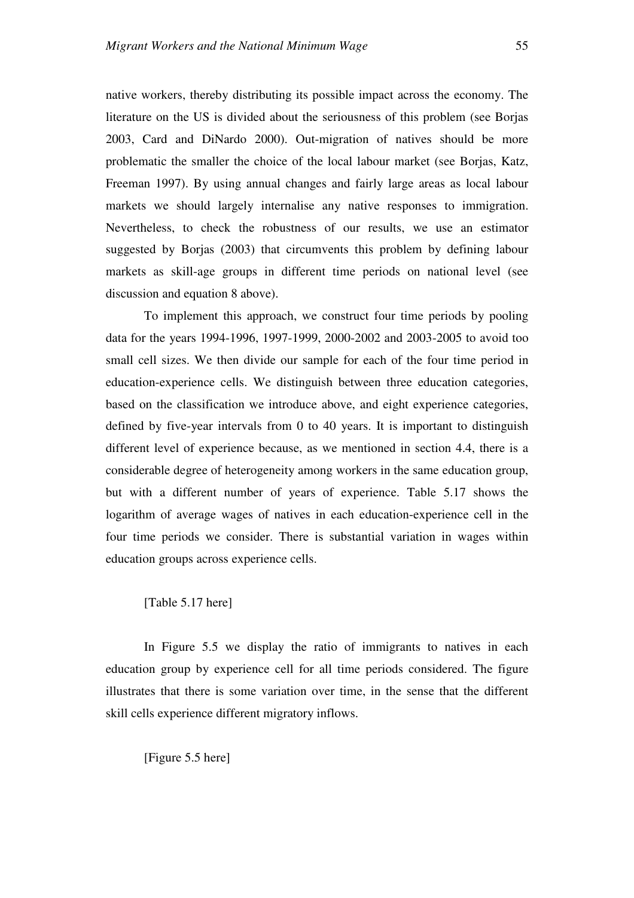native workers, thereby distributing its possible impact across the economy. The literature on the US is divided about the seriousness of this problem (see Borjas 2003, Card and DiNardo 2000). Out-migration of natives should be more problematic the smaller the choice of the local labour market (see Borjas, Katz, Freeman 1997). By using annual changes and fairly large areas as local labour markets we should largely internalise any native responses to immigration. Nevertheless, to check the robustness of our results, we use an estimator suggested by Borjas (2003) that circumvents this problem by defining labour markets as skill-age groups in different time periods on national level (see discussion and equation 8 above).

To implement this approach, we construct four time periods by pooling data for the years 1994-1996, 1997-1999, 2000-2002 and 2003-2005 to avoid too small cell sizes. We then divide our sample for each of the four time period in education-experience cells. We distinguish between three education categories, based on the classification we introduce above, and eight experience categories, defined by five-year intervals from 0 to 40 years. It is important to distinguish different level of experience because, as we mentioned in section 4.4, there is a considerable degree of heterogeneity among workers in the same education group, but with a different number of years of experience. Table 5.17 shows the logarithm of average wages of natives in each education-experience cell in the four time periods we consider. There is substantial variation in wages within education groups across experience cells.

[Table 5.17 here]

In Figure 5.5 we display the ratio of immigrants to natives in each education group by experience cell for all time periods considered. The figure illustrates that there is some variation over time, in the sense that the different skill cells experience different migratory inflows.

[Figure 5.5 here]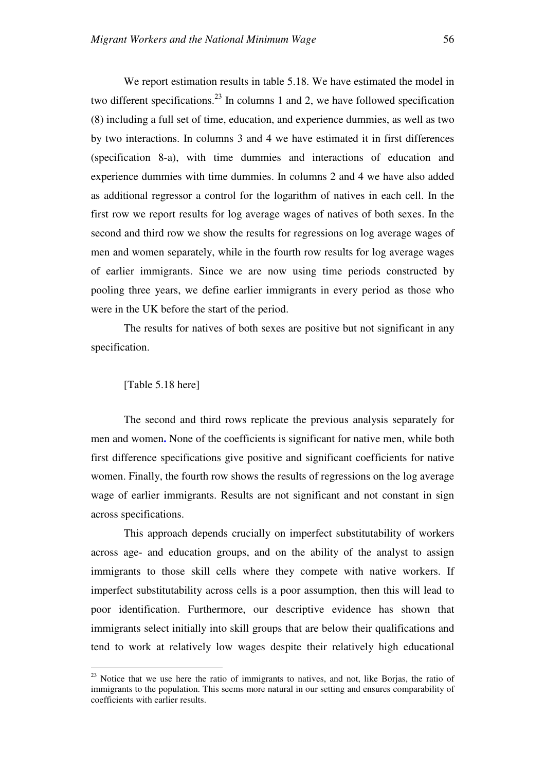We report estimation results in table 5.18. We have estimated the model in two different specifications.[23] In columns 1 and 2, we have followed specification (8) including a full set of time, education, and experience dummies, as well as two by two interactions. In columns 3 and 4 we have estimated it in first differences (specification 8-a), with time dummies and interactions of education and experience dummies with time dummies. In columns 2 and 4 we have also added as additional regressor a control for the logarithm of natives in each cell. In the first row we report results for log average wages of natives of both sexes. In the second and third row we show the results for regressions on log average wages of men and women separately, while in the fourth row results for log average wages of earlier immigrants. Since we are now using time periods constructed by pooling three years, we define earlier immigrants in every period as those who were in the UK before the start of the period.

The results for natives of both sexes are positive but not significant in any specification.

[Table 5.18 here]

The second and third rows replicate the previous analysis separately for men and women**.** None of the coefficients is significant for native men, while both first difference specifications give positive and significant coefficients for native women. Finally, the fourth row shows the results of regressions on the log average wage of earlier immigrants. Results are not significant and not constant in sign across specifications.

This approach depends crucially on imperfect substitutability of workers across age- and education groups, and on the ability of the analyst to assign immigrants to those skill cells where they compete with native workers. If imperfect substitutability across cells is a poor assumption, then this will lead to poor identification. Furthermore, our descriptive evidence has shown that immigrants select initially into skill groups that are below their qualifications and tend to work at relatively low wages despite their relatively high educational

---

[23] Notice that we use here the ratio of immigrants to natives, and not, like Borjas, the ratio of immigrants to the population. This seems more natural in our setting and ensures comparability of coefficients with earlier results.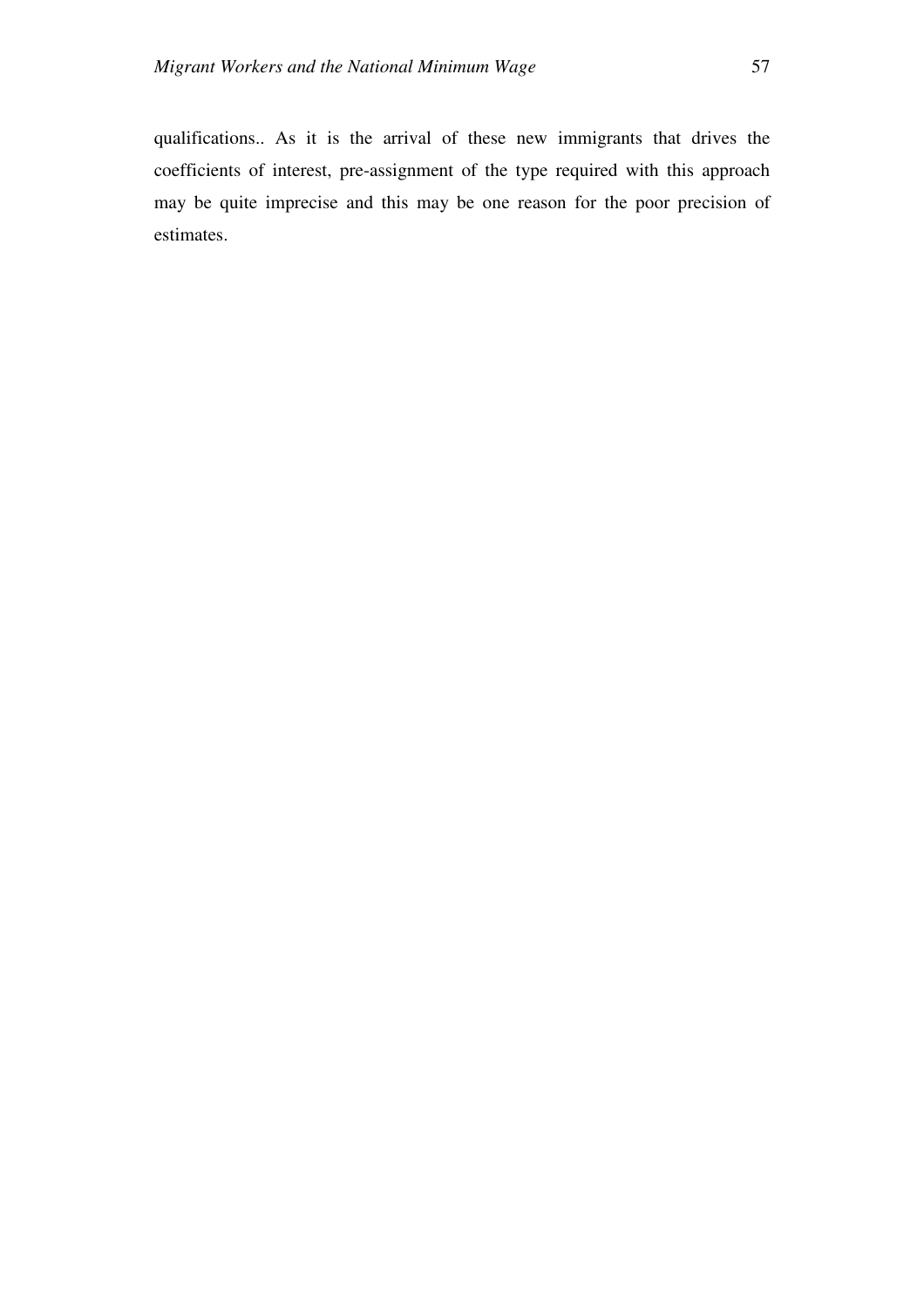qualifications.. As it is the arrival of these new immigrants that drives the coefficients of interest, pre-assignment of the type required with this approach may be quite imprecise and this may be one reason for the poor precision of estimates.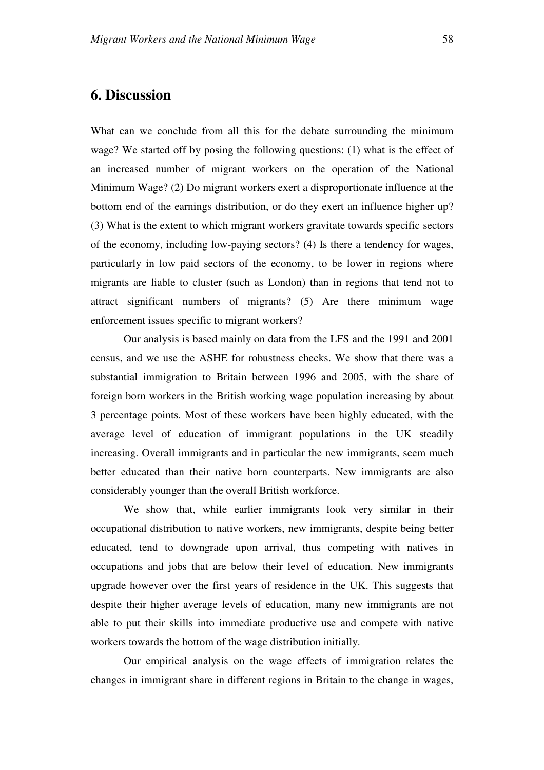## 6. Discussion

What can we conclude from all this for the debate surrounding the minimum wage? We started off by posing the following questions: (1) what is the effect of an increased number of migrant workers on the operation of the National Minimum Wage? (2) Do migrant workers exert a disproportionate influence at the bottom end of the earnings distribution, or do they exert an influence higher up? (3) What is the extent to which migrant workers gravitate towards specific sectors of the economy, including low-paying sectors? (4) Is there a tendency for wages, particularly in low paid sectors of the economy, to be lower in regions where migrants are liable to cluster (such as London) than in regions that tend not to attract significant numbers of migrants? (5) Are there minimum wage enforcement issues specific to migrant workers?

Our analysis is based mainly on data from the LFS and the 1991 and 2001 census, and we use the ASHE for robustness checks. We show that there was a substantial immigration to Britain between 1996 and 2005, with the share of foreign born workers in the British working wage population increasing by about 3 percentage points. Most of these workers have been highly educated, with the average level of education of immigrant populations in the UK steadily increasing. Overall immigrants and in particular the new immigrants, seem much better educated than their native born counterparts. New immigrants are also considerably younger than the overall British workforce.

We show that, while earlier immigrants look very similar in their occupational distribution to native workers, new immigrants, despite being better educated, tend to downgrade upon arrival, thus competing with natives in occupations and jobs that are below their level of education. New immigrants upgrade however over the first years of residence in the UK. This suggests that despite their higher average levels of education, many new immigrants are not able to put their skills into immediate productive use and compete with native workers towards the bottom of the wage distribution initially.

Our empirical analysis on the wage effects of immigration relates the changes in immigrant share in different regions in Britain to the change in wages,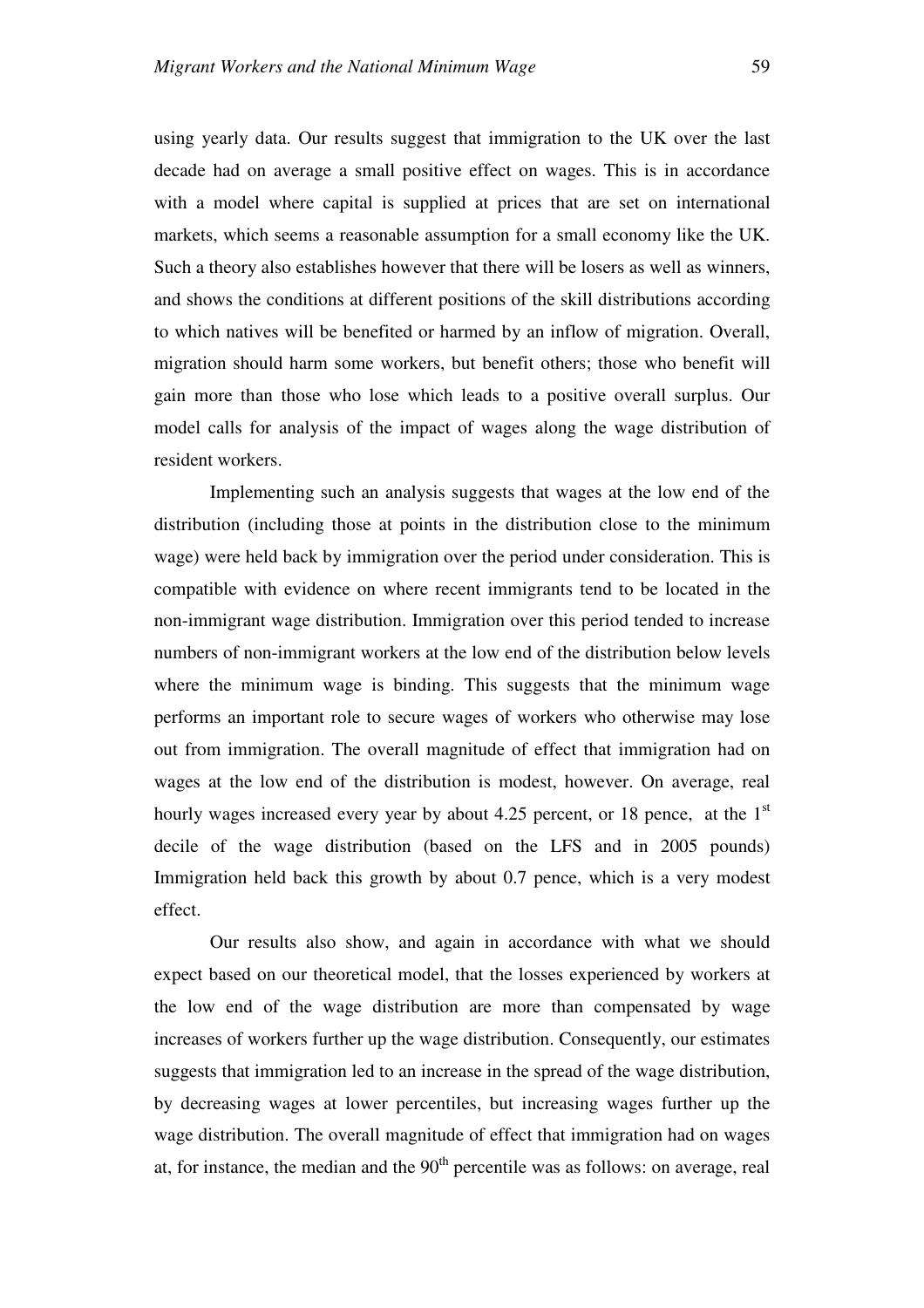using yearly data. Our results suggest that immigration to the UK over the last decade had on average a small positive effect on wages. This is in accordance with a model where capital is supplied at prices that are set on international markets, which seems a reasonable assumption for a small economy like the UK. Such a theory also establishes however that there will be losers as well as winners, and shows the conditions at different positions of the skill distributions according to which natives will be benefited or harmed by an inflow of migration. Overall, migration should harm some workers, but benefit others; those who benefit will gain more than those who lose which leads to a positive overall surplus. Our model calls for analysis of the impact of wages along the wage distribution of resident workers.

Implementing such an analysis suggests that wages at the low end of the distribution (including those at points in the distribution close to the minimum wage) were held back by immigration over the period under consideration. This is compatible with evidence on where recent immigrants tend to be located in the non-immigrant wage distribution. Immigration over this period tended to increase numbers of non-immigrant workers at the low end of the distribution below levels where the minimum wage is binding. This suggests that the minimum wage performs an important role to secure wages of workers who otherwise may lose out from immigration. The overall magnitude of effect that immigration had on wages at the low end of the distribution is modest, however. On average, real hourly wages increased every year by about 4.25 percent, or 18 pence, at the 1st decile of the wage distribution (based on the LFS and in 2005 pounds) Immigration held back this growth by about 0.7 pence, which is a very modest effect.

Our results also show, and again in accordance with what we should expect based on our theoretical model, that the losses experienced by workers at the low end of the wage distribution are more than compensated by wage increases of workers further up the wage distribution. Consequently, our estimates suggests that immigration led to an increase in the spread of the wage distribution, by decreasing wages at lower percentiles, but increasing wages further up the wage distribution. The overall magnitude of effect that immigration had on wages at, for instance, the median and the 90th percentile was as follows: on average, real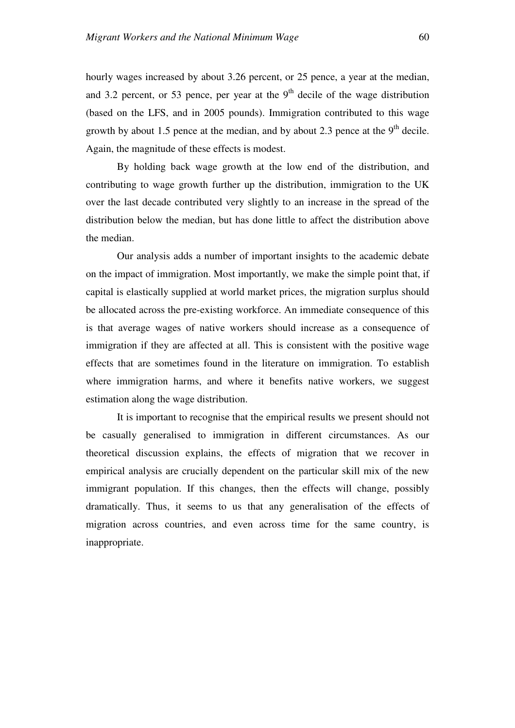hourly wages increased by about 3.26 percent, or 25 pence, a year at the median, and 3.2 percent, or 53 pence, per year at the 9th decile of the wage distribution (based on the LFS, and in 2005 pounds). Immigration contributed to this wage growth by about 1.5 pence at the median, and by about 2.3 pence at the 9th decile. Again, the magnitude of these effects is modest.

By holding back wage growth at the low end of the distribution, and contributing to wage growth further up the distribution, immigration to the UK over the last decade contributed very slightly to an increase in the spread of the distribution below the median, but has done little to affect the distribution above the median.

Our analysis adds a number of important insights to the academic debate on the impact of immigration. Most importantly, we make the simple point that, if capital is elastically supplied at world market prices, the migration surplus should be allocated across the pre-existing workforce. An immediate consequence of this is that average wages of native workers should increase as a consequence of immigration if they are affected at all. This is consistent with the positive wage effects that are sometimes found in the literature on immigration. To establish where immigration harms, and where it benefits native workers, we suggest estimation along the wage distribution.

It is important to recognise that the empirical results we present should not be casually generalised to immigration in different circumstances. As our theoretical discussion explains, the effects of migration that we recover in empirical analysis are crucially dependent on the particular skill mix of the new immigrant population. If this changes, then the effects will change, possibly dramatically. Thus, it seems to us that any generalisation of the effects of migration across countries, and even across time for the same country, is inappropriate.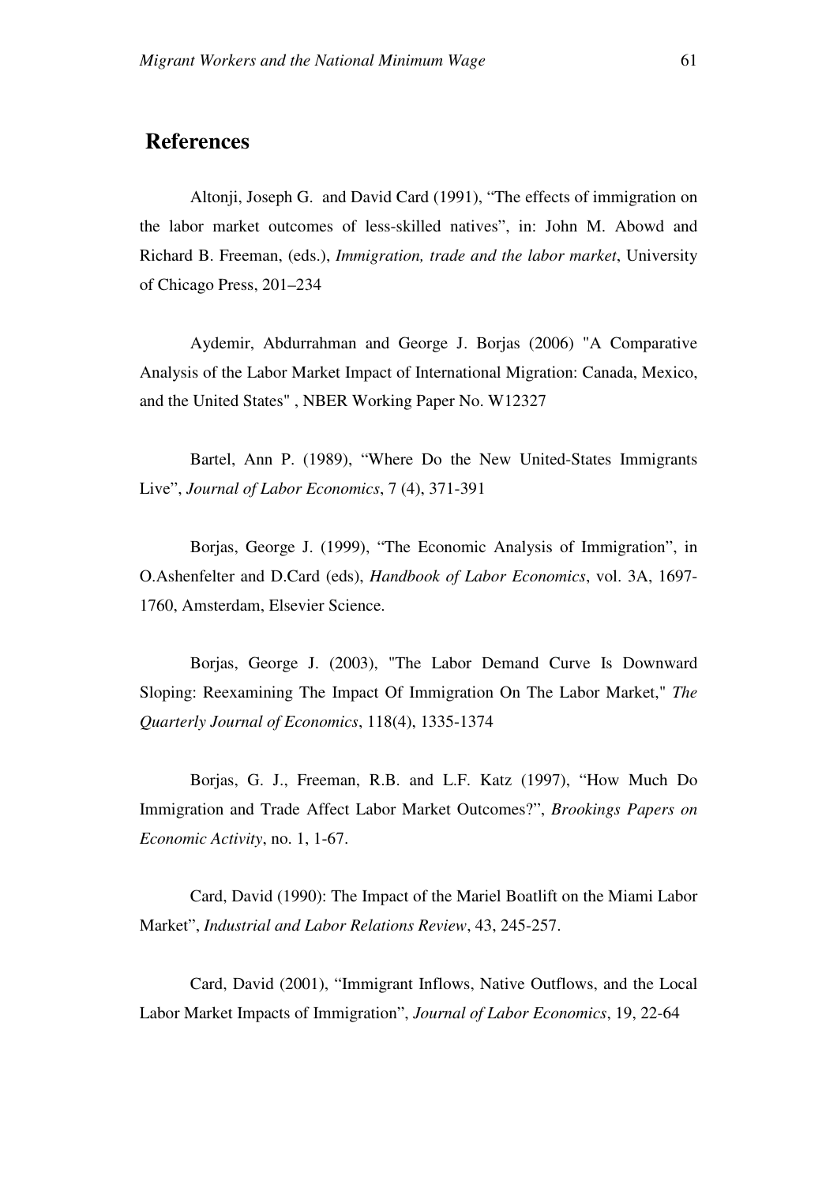# References

Altonji, Joseph G. and David Card (1991), "The effects of immigration on the labor market outcomes of less-skilled natives", in: John M. Abowd and Richard B. Freeman, (eds.), *Immigration, trade and the labor market*, University of Chicago Press, 201–234

Aydemir, Abdurrahman and George J. Borjas (2006) "A Comparative Analysis of the Labor Market Impact of International Migration: Canada, Mexico, and the United States" , NBER Working Paper No. W12327

Bartel, Ann P. (1989), "Where Do the New United-States Immigrants Live", *Journal of Labor Economics*, 7 (4), 371-391

Borjas, George J. (1999), "The Economic Analysis of Immigration", in O.Ashenfelter and D.Card (eds), *Handbook of Labor Economics*, vol. 3A, 1697-1760, Amsterdam, Elsevier Science.

Borjas, George J. (2003), "The Labor Demand Curve Is Downward Sloping: Reexamining The Impact Of Immigration On The Labor Market," *The Quarterly Journal of Economics*, 118(4), 1335-1374

Borjas, G. J., Freeman, R.B. and L.F. Katz (1997), "How Much Do Immigration and Trade Affect Labor Market Outcomes?", *Brookings Papers on Economic Activity*, no. 1, 1-67.

Card, David (1990): The Impact of the Mariel Boatlift on the Miami Labor Market", *Industrial and Labor Relations Review*, 43, 245-257.

Card, David (2001), "Immigrant Inflows, Native Outflows, and the Local Labor Market Impacts of Immigration", *Journal of Labor Economics*, 19, 22-64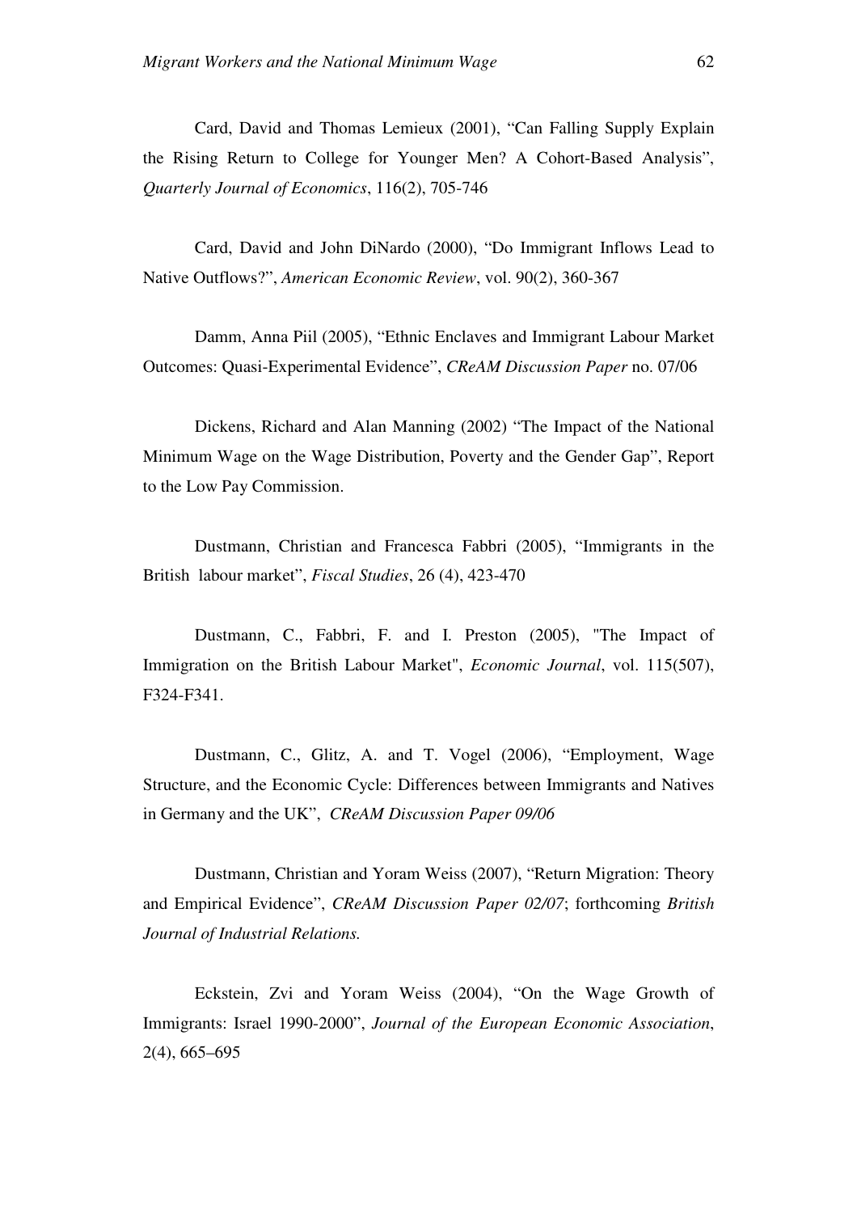Card, David and Thomas Lemieux (2001), “Can Falling Supply Explain the Rising Return to College for Younger Men? A Cohort-Based Analysis”, *Quarterly Journal of Economics*, 116(2), 705-746

Card, David and John DiNardo (2000), “Do Immigrant Inflows Lead to Native Outflows?”, *American Economic Review*, vol. 90(2), 360-367

Damm, Anna Piil (2005), “Ethnic Enclaves and Immigrant Labour Market Outcomes: Quasi-Experimental Evidence”, *CReAM Discussion Paper* no. 07/06

Dickens, Richard and Alan Manning (2002) “The Impact of the National Minimum Wage on the Wage Distribution, Poverty and the Gender Gap”, Report to the Low Pay Commission.

Dustmann, Christian and Francesca Fabbri (2005), “Immigrants in the British labour market”, *Fiscal Studies*, 26 (4), 423-470

Dustmann, C., Fabbri, F. and I. Preston (2005), "The Impact of Immigration on the British Labour Market", *Economic Journal*, vol. 115(507), F324-F341.

Dustmann, C., Glitz, A. and T. Vogel (2006), “Employment, Wage Structure, and the Economic Cycle: Differences between Immigrants and Natives in Germany and the UK”, *CReAM Discussion Paper 09/06*

Dustmann, Christian and Yoram Weiss (2007), “Return Migration: Theory and Empirical Evidence”, *CReAM Discussion Paper 02/07*; forthcoming *British Journal of Industrial Relations.*

Eckstein, Zvi and Yoram Weiss (2004), “On the Wage Growth of Immigrants: Israel 1990-2000”, *Journal of the European Economic Association*, 2(4), 665–695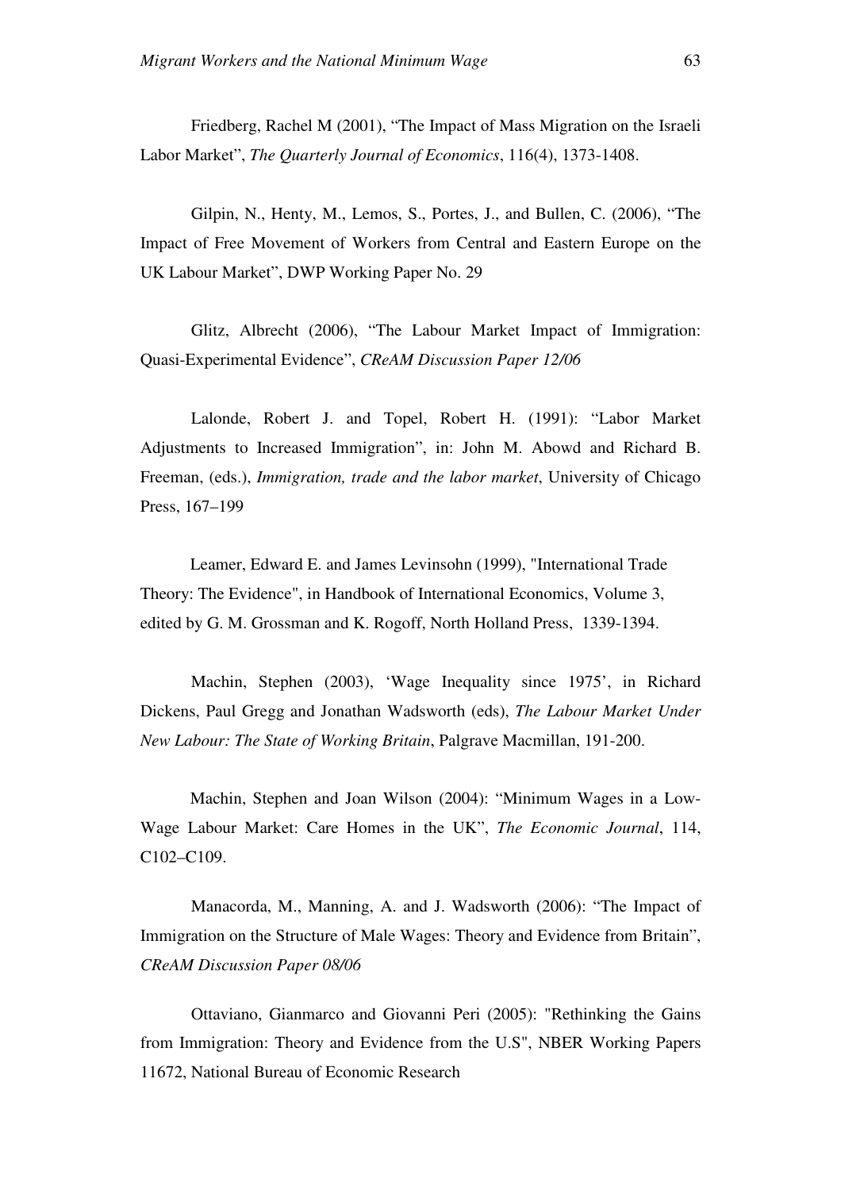Friedberg, Rachel M (2001), "The Impact of Mass Migration on the Israeli Labor Market", *The Quarterly Journal of Economics*, 116(4), 1373-1408.

Gilpin, N., Henty, M., Lemos, S., Portes, J., and Bullen, C. (2006), "The Impact of Free Movement of Workers from Central and Eastern Europe on the UK Labour Market", DWP Working Paper No. 29

Glitz, Albrecht (2006), "The Labour Market Impact of Immigration: Quasi-Experimental Evidence", *CReAM Discussion Paper 12/06*

Lalonde, Robert J. and Topel, Robert H. (1991): "Labor Market Adjustments to Increased Immigration", in: John M. Abowd and Richard B. Freeman, (eds.), *Immigration, trade and the labor market*, University of Chicago Press, 167–199

Leamer, Edward E. and James Levinsohn (1999), "International Trade Theory: The Evidence", in Handbook of International Economics, Volume 3, edited by G. M. Grossman and K. Rogoff, North Holland Press, 1339-1394.

Machin, Stephen (2003), 'Wage Inequality since 1975', in Richard Dickens, Paul Gregg and Jonathan Wadsworth (eds), *The Labour Market Under New Labour: The State of Working Britain*, Palgrave Macmillan, 191-200.

Machin, Stephen and Joan Wilson (2004): "Minimum Wages in a Low-Wage Labour Market: Care Homes in the UK", *The Economic Journal*, 114, C102–C109.

Manacorda, M., Manning, A. and J. Wadsworth (2006): "The Impact of Immigration on the Structure of Male Wages: Theory and Evidence from Britain", *CReAM Discussion Paper 08/06*

Ottaviano, Gianmarco and Giovanni Peri (2005): "Rethinking the Gains from Immigration: Theory and Evidence from the U.S", NBER Working Papers 11672, National Bureau of Economic Research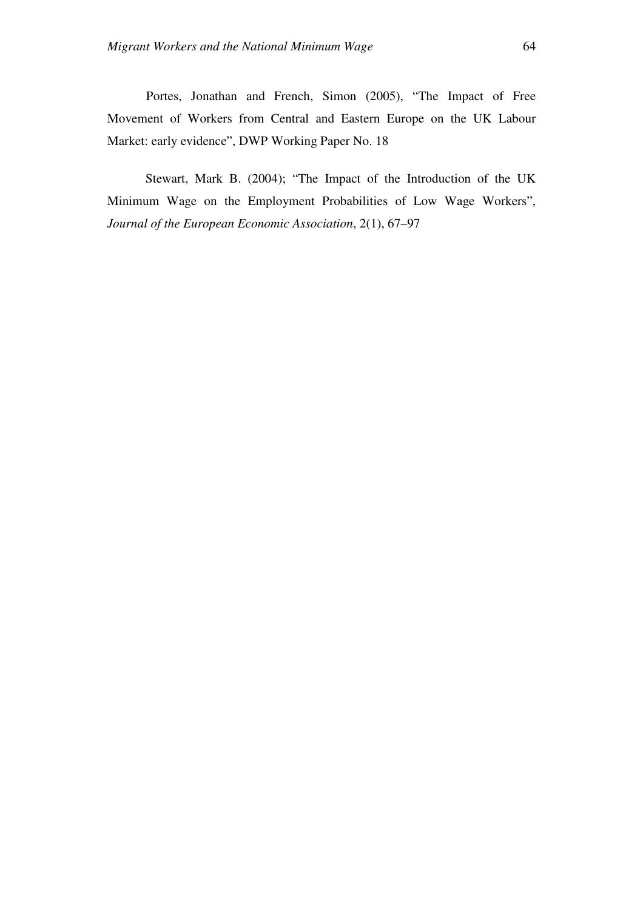Portes, Jonathan and French, Simon (2005), "The Impact of Free Movement of Workers from Central and Eastern Europe on the UK Labour Market: early evidence", DWP Working Paper No. 18

Stewart, Mark B. (2004); "The Impact of the Introduction of the UK Minimum Wage on the Employment Probabilities of Low Wage Workers", *Journal of the European Economic Association*, 2(1), 67–97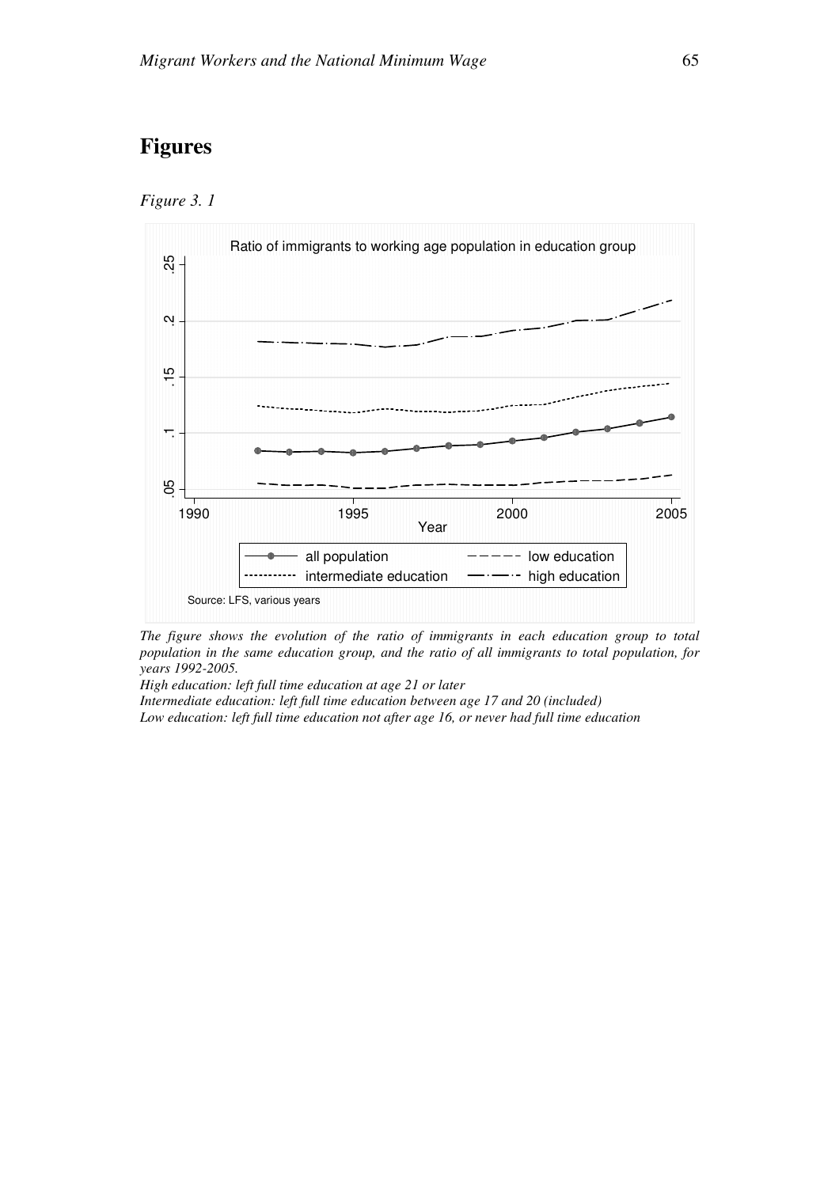# Figures

*Figure 3. 1*

Ratio of immigrants to working age population in education group

Source: LFS, various years

*The figure shows the evolution of the ratio of immigrants in each education group to total population in the same education group, and the ratio of all immigrants to total population, for years 1992-2005.*

*High education: left full time education at age 21 or later*

*Intermediate education: left full time education between age 17 and 20 (included)*

*Low education: left full time education not after age 16, or never had full time education*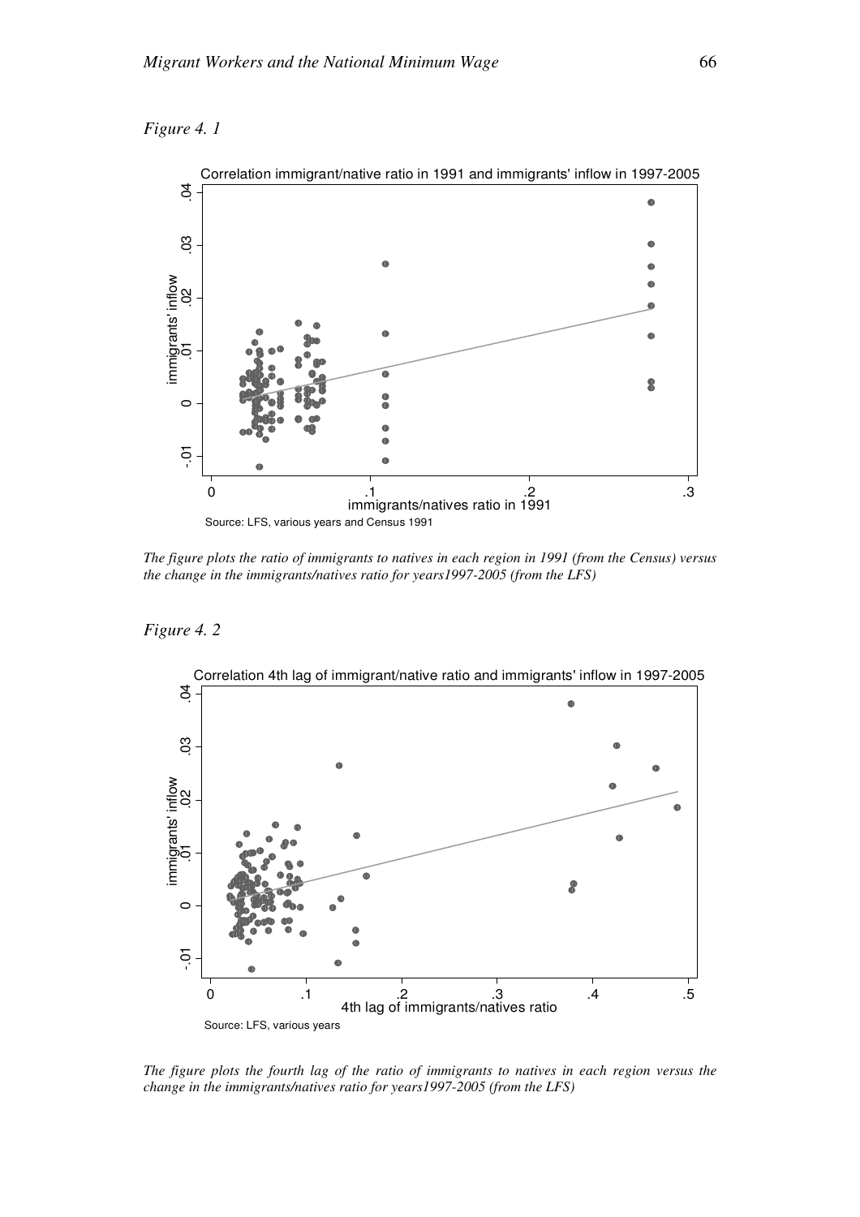*Figure 4. 1*

Correlation immigrant/native ratio in 1991 and immigrants' inflow in 1997-2005

Source: LFS, various years and Census 1991

*The figure plots the ratio of immigrants to natives in each region in 1991 (from the Census) versus the change in the immigrants/natives ratio for years1997-2005 (from the LFS)*

*Figure 4. 2*

Correlation 4th lag of immigrant/native ratio and immigrants' inflow in 1997-2005

Source: LFS, various years

*The figure plots the fourth lag of the ratio of immigrants to natives in each region versus the change in the immigrants/natives ratio for years1997-2005 (from the LFS)*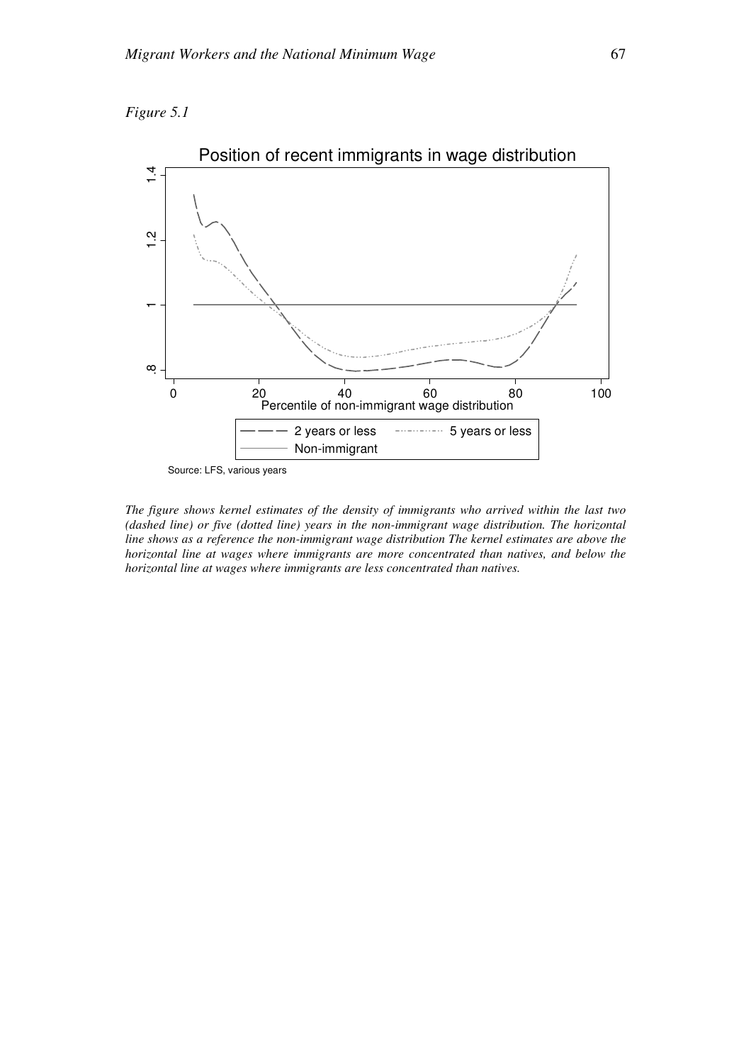*Figure 5.1*

Position of recent immigrants in wage distribution

Source: LFS, various years

*The figure shows kernel estimates of the density of immigrants who arrived within the last two (dashed line) or five (dotted line) years in the non-immigrant wage distribution. The horizontal line shows as a reference the non-immigrant wage distribution The kernel estimates are above the horizontal line at wages where immigrants are more concentrated than natives, and below the horizontal line at wages where immigrants are less concentrated than natives.*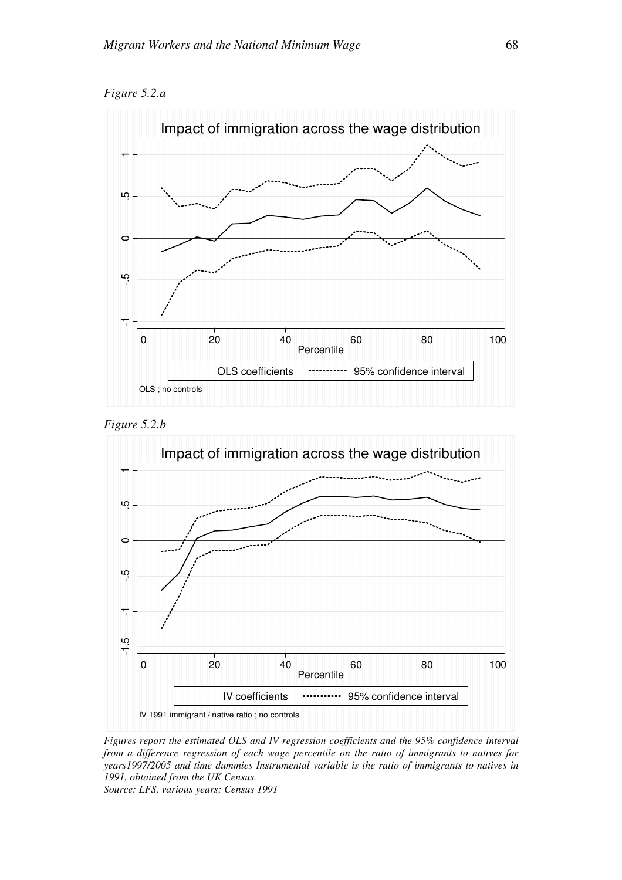*Figure 5.2.a*

*Figure 5.2.b*

*Figures report the estimated OLS and IV regression coefficients and the 95% confidence interval from a difference regression of each wage percentile on the ratio of immigrants to natives for years1997/2005 and time dummies Instrumental variable is the ratio of immigrants to natives in 1991, obtained from the UK Census.*

*Source: LFS, various years; Census 1991*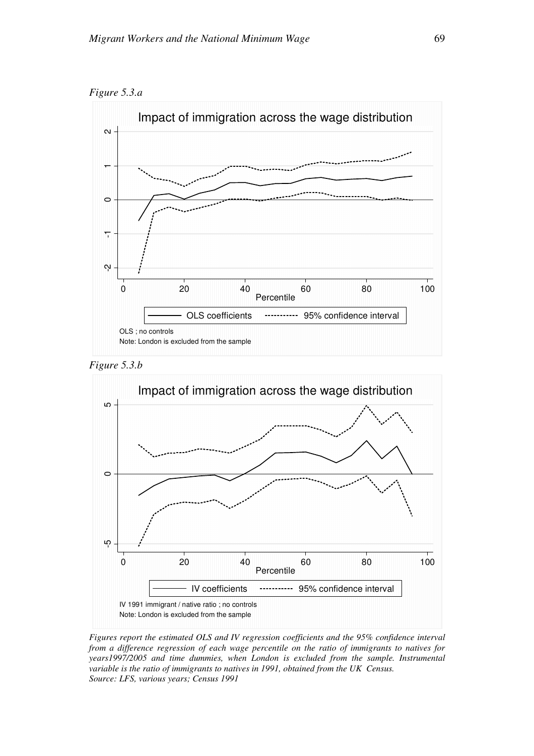*Figure 5.3.a*

*Figure 5.3.b*

*Figures report the estimated OLS and IV regression coefficients and the 95% confidence interval from a difference regression of each wage percentile on the ratio of immigrants to natives for years1997/2005 and time dummies, when London is excluded from the sample. Instrumental variable is the ratio of immigrants to natives in 1991, obtained from the UK Census.*
*Source: LFS, various years; Census 1991*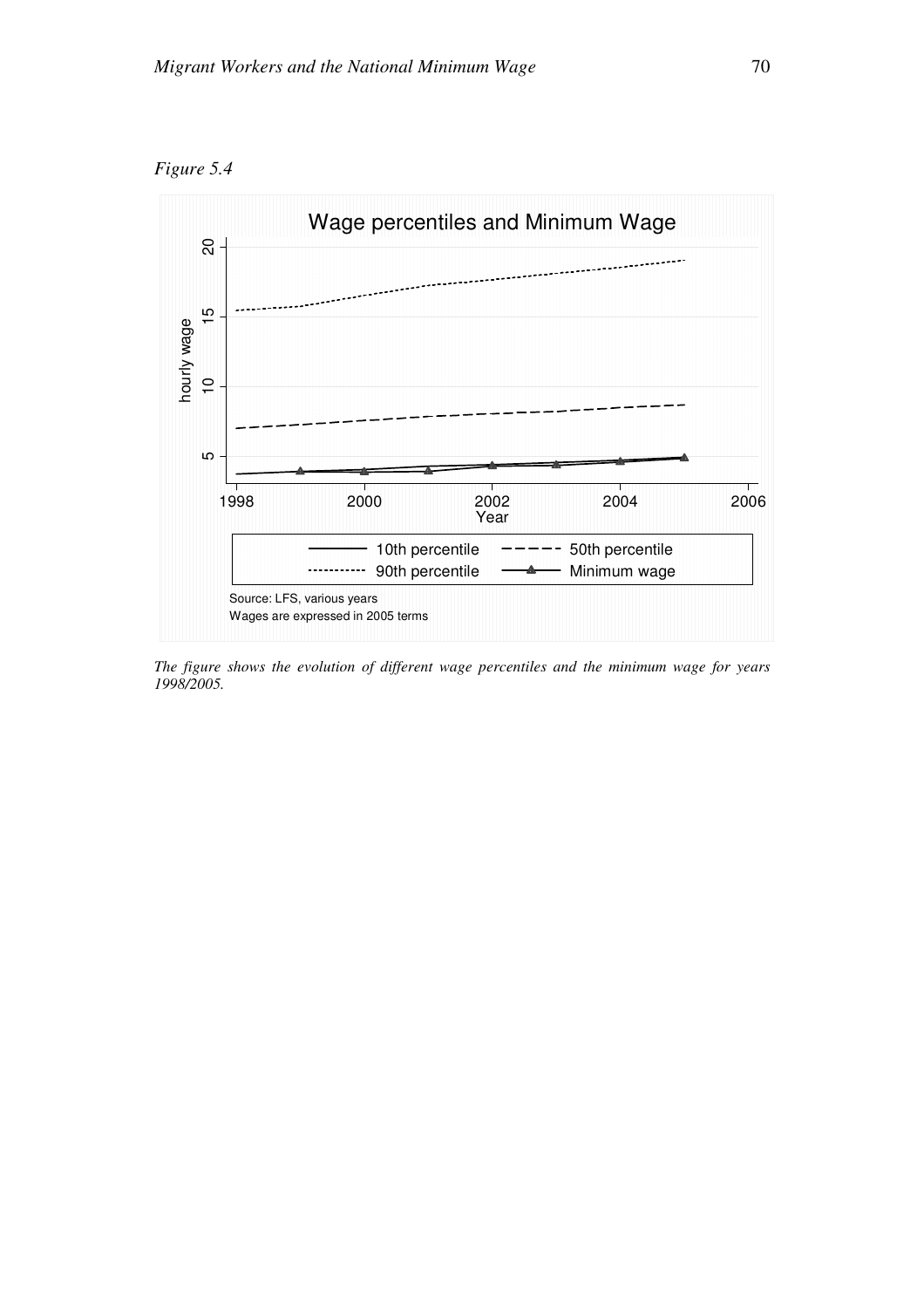*Figure 5.4*

Wage percentiles and Minimum Wage

Source: LFS, various years
Wages are expressed in 2005 terms

*The figure shows the evolution of different wage percentiles and the minimum wage for years 1998/2005.*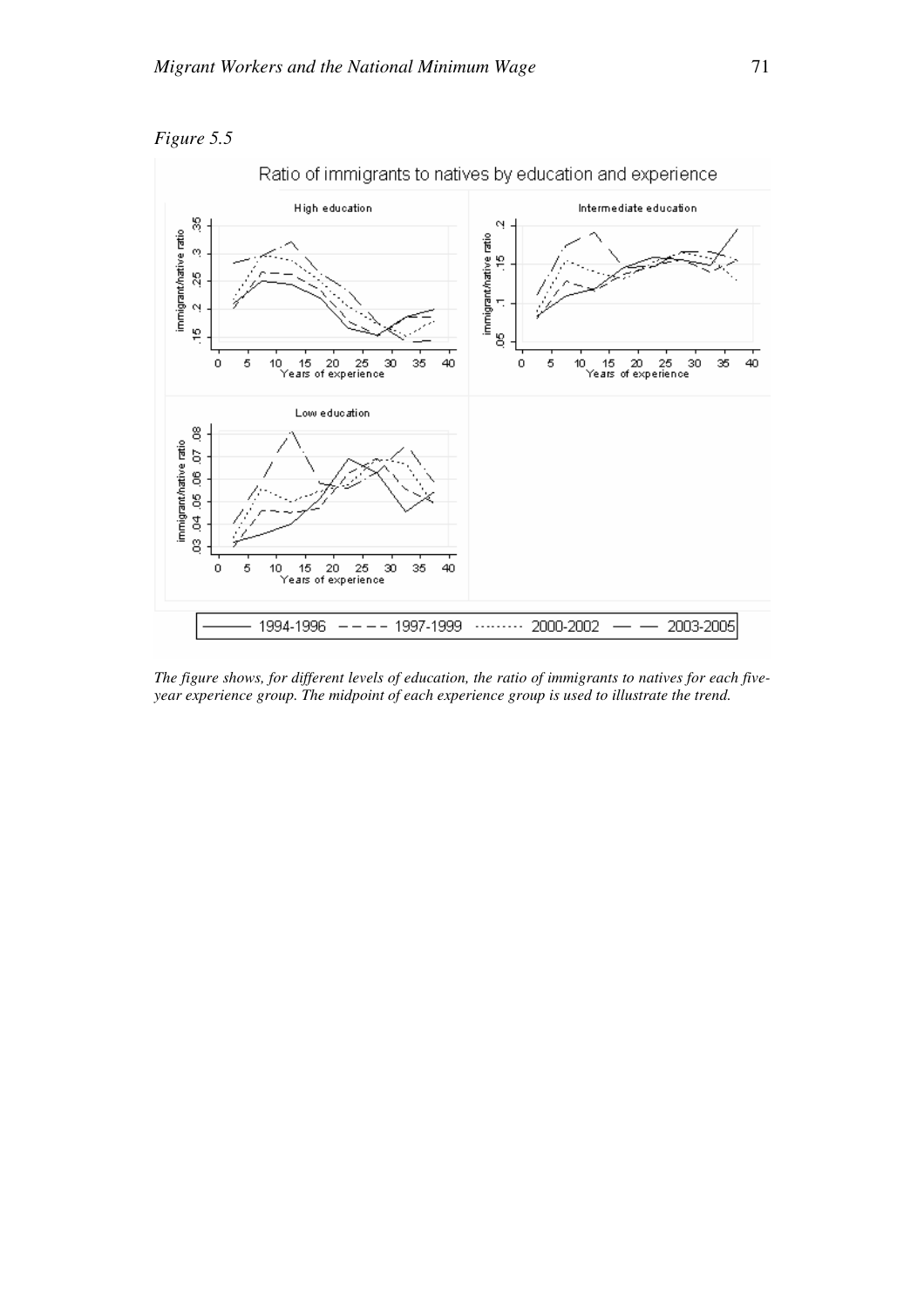*Figure 5.5*

*The figure shows, for different levels of education, the ratio of immigrants to natives for each five-year experience group. The midpoint of each experience group is used to illustrate the trend.*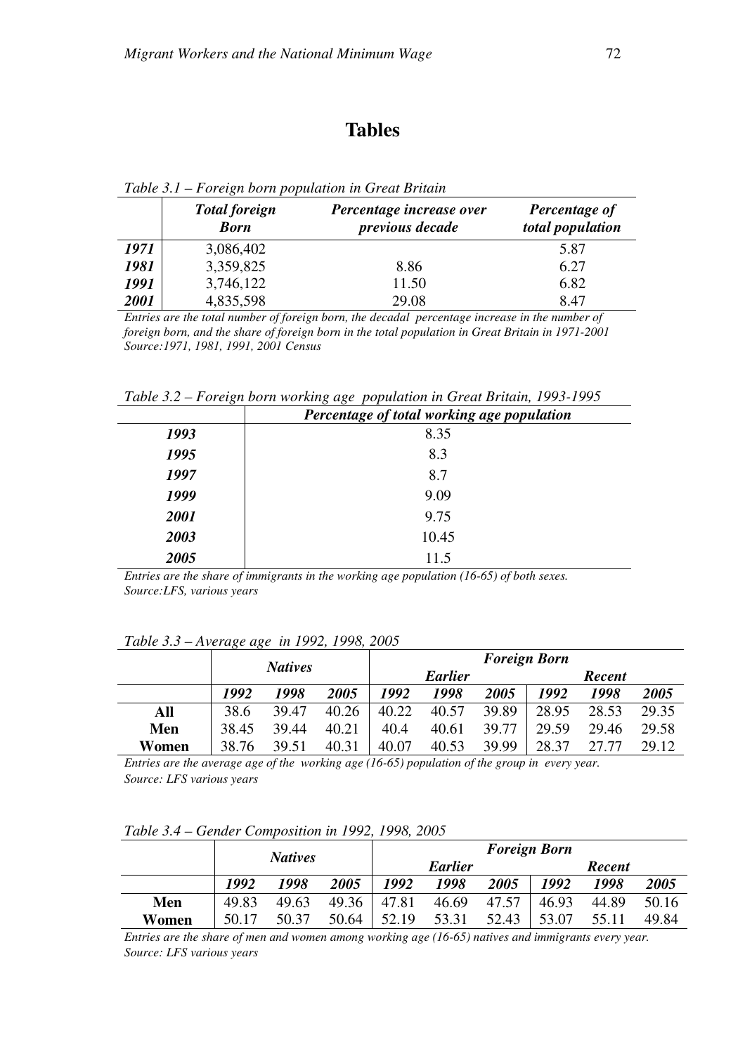# Tables

*Table 3.1 – Foreign born population in Great Britain*

| | *Total foreign Born* | *Percentage increase over previous decade* | *Percentage of total population* |
|---|---|---|---|
| *1971* | 3,086,402 | | 5.87 |
| *1981* | 3,359,825 | 8.86 | 6.27 |
| *1991* | 3,746,122 | 11.50 | 6.82 |
| *2001* | 4,835,598 | 29.08 | 8.47 |

*Entries are the total number of foreign born, the decadal percentage increase in the number of foreign born, and the share of foreign born in the total population in Great Britain in 1971-2001*
*Source:1971, 1981, 1991, 2001 Census*

*Table 3.2 – Foreign born working age population in Great Britain, 1993-1995*

| | *Percentage of total working age population* |
|---|---|
| *1993* | 8.35 |
| *1995* | 8.3 |
| *1997* | 8.7 |
| *1999* | 9.09 |
| *2001* | 9.75 |
| *2003* | 10.45 |
| *2005* | 11.5 |

*Entries are the share of immigrants in the working age population (16-65) of both sexes.*
*Source:LFS, various years*

*Table 3.3 – Average age in 1992, 1998, 2005*

| | *Natives* | | | *Foreign Born* | | | | | |
|---|---|---|---|---|---|---|---|---|---|
| | | | | *Earlier* | | | *Recent* | | |
| | *1992* | *1998* | *2005* | *1992* | *1998* | *2005* | *1992* | *1998* | *2005* |
| **All** | 38.6 | 39.47 | 40.26 | 40.22 | 40.57 | 39.89 | 28.95 | 28.53 | 29.35 |
| **Men** | 38.45 | 39.44 | 40.21 | 40.4 | 40.61 | 39.77 | 29.59 | 29.46 | 29.58 |
| **Women** | 38.76 | 39.51 | 40.31 | 40.07 | 40.53 | 39.99 | 28.37 | 27.77 | 29.12 |

*Entries are the average age of the working age (16-65) population of the group in every year.*
*Source: LFS various years*

*Table 3.4 – Gender Composition in 1992, 1998, 2005*

| | *Natives* | | | *Foreign Born* | | | | | |
|---|---|---|---|---|---|---|---|---|---|
| | | | | *Earlier* | | | *Recent* | | |
| | *1992* | *1998* | *2005* | *1992* | *1998* | *2005* | *1992* | *1998* | *2005* |
| **Men** | 49.83 | 49.63 | 49.36 | 47.81 | 46.69 | 47.57 | 46.93 | 44.89 | 50.16 |
| **Women** | 50.17 | 50.37 | 50.64 | 52.19 | 53.31 | 52.43 | 53.07 | 55.11 | 49.84 |

*Entries are the share of men and women among working age (16-65) natives and immigrants every year.*
*Source: LFS various years*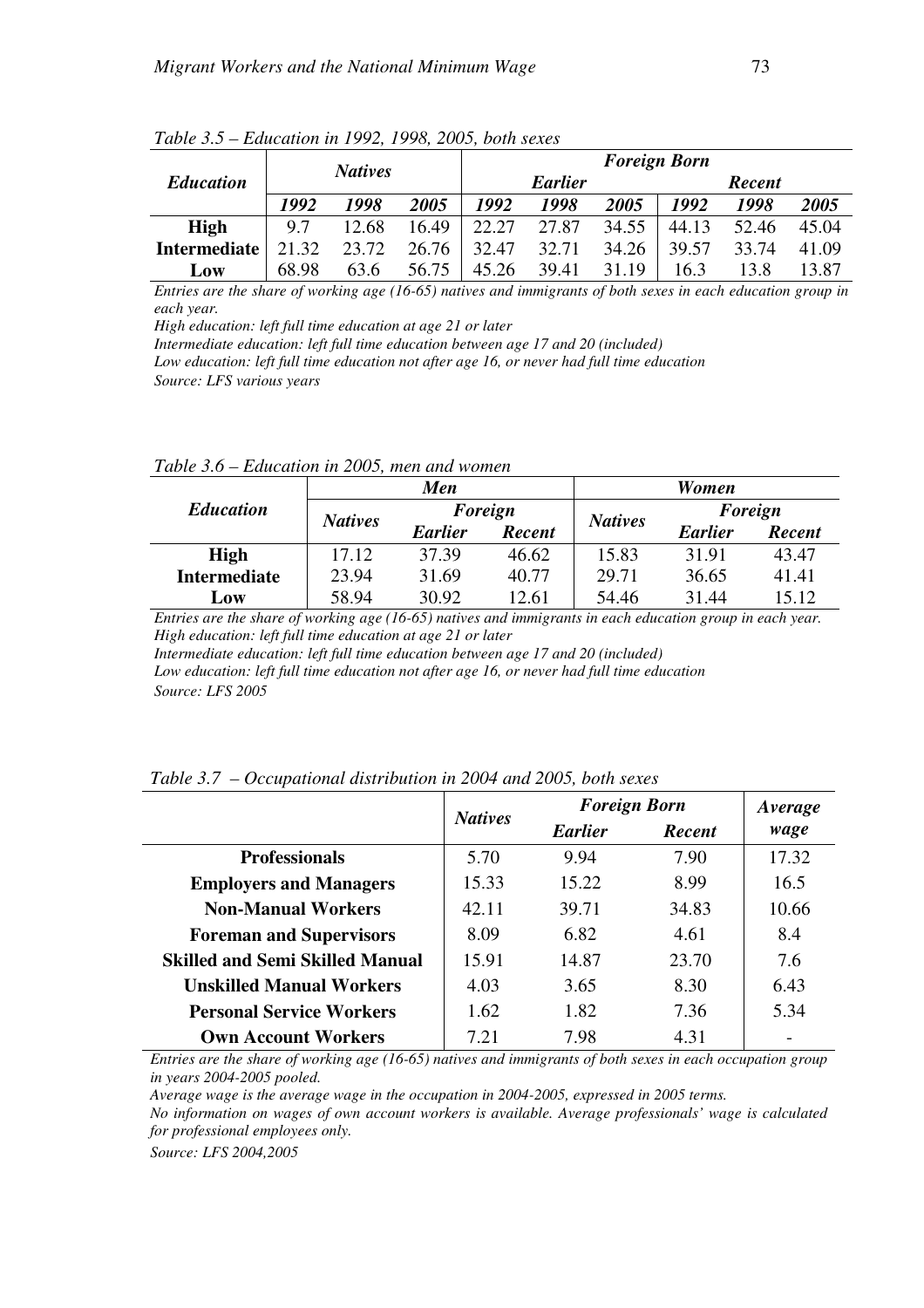*Table 3.5 – Education in 1992, 1998, 2005, both sexes*

| *Education* | *Natives* | | | *Foreign Born* | | | | | |
|---|---|---|---|---|---|---|---|---|---|
| | | | | *Earlier* | | | *Recent* | | |
| | *1992* | *1998* | *2005* | *1992* | *1998* | *2005* | *1992* | *1998* | *2005* |
| **High** | 9.7 | 12.68 | 16.49 | 22.27 | 27.87 | 34.55 | 44.13 | 52.46 | 45.04 |
| **Intermediate** | 21.32 | 23.72 | 26.76 | 32.47 | 32.71 | 34.26 | 39.57 | 33.74 | 41.09 |
| **Low** | 68.98 | 63.6 | 56.75 | 45.26 | 39.41 | 31.19 | 16.3 | 13.8 | 13.87 |

*Entries are the share of working age (16-65) natives and immigrants of both sexes in each education group in each year.*
*High education: left full time education at age 21 or later*
*Intermediate education: left full time education between age 17 and 20 (included)*
*Low education: left full time education not after age 16, or never had full time education*
*Source: LFS various years*

*Table 3.6 – Education in 2005, men and women*

| *Education* | *Men* | | | *Women* | | |
|---|---|---|---|---|---|---|
| | *Natives* | *Foreign* | | *Natives* | *Foreign* | |
| | | *Earlier* | *Recent* | | *Earlier* | *Recent* |
| **High** | 17.12 | 37.39 | 46.62 | 15.83 | 31.91 | 43.47 |
| **Intermediate** | 23.94 | 31.69 | 40.77 | 29.71 | 36.65 | 41.41 |
| **Low** | 58.94 | 30.92 | 12.61 | 54.46 | 31.44 | 15.12 |

*Entries are the share of working age (16-65) natives and immigrants in each education group in each year.*
*High education: left full time education at age 21 or later*
*Intermediate education: left full time education between age 17 and 20 (included)*
*Low education: left full time education not after age 16, or never had full time education*
*Source: LFS 2005*

*Table 3.7 – Occupational distribution in 2004 and 2005, both sexes*

| | *Natives* | *Foreign Born* | | *Average wage* |
|---|---|---|---|---|
| | | *Earlier* | *Recent* | |
| **Professionals** | 5.70 | 9.94 | 7.90 | 17.32 |
| **Employers and Managers** | 15.33 | 15.22 | 8.99 | 16.5 |
| **Non-Manual Workers** | 42.11 | 39.71 | 34.83 | 10.66 |
| **Foreman and Supervisors** | 8.09 | 6.82 | 4.61 | 8.4 |
| **Skilled and Semi Skilled Manual** | 15.91 | 14.87 | 23.70 | 7.6 |
| **Unskilled Manual Workers** | 4.03 | 3.65 | 8.30 | 6.43 |
| **Personal Service Workers** | 1.62 | 1.82 | 7.36 | 5.34 |
| **Own Account Workers** | 7.21 | 7.98 | 4.31 | - |

*Entries are the share of working age (16-65) natives and immigrants of both sexes in each occupation group in years 2004-2005 pooled.*
*Average wage is the average wage in the occupation in 2004-2005, expressed in 2005 terms.*
*No information on wages of own account workers is available. Average professionals' wage is calculated for professional employees only.*
*Source: LFS 2004,2005*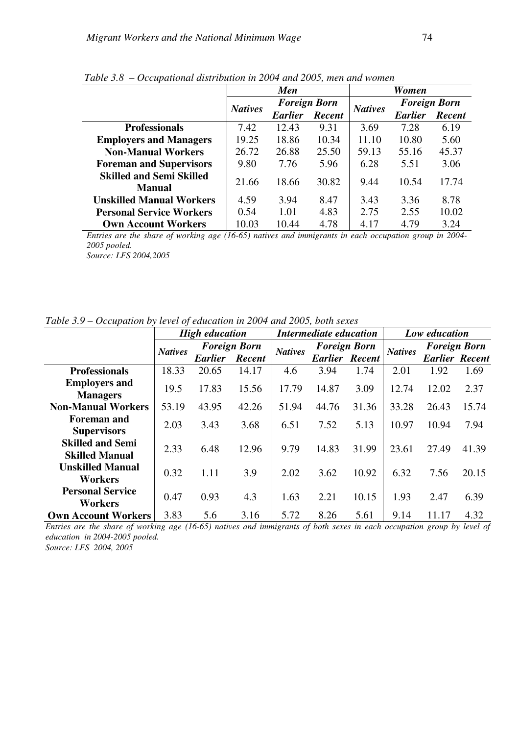*Table 3.8 – Occupational distribution in 2004 and 2005, men and women*

| | Men | | | Women | | |
|---|---|---|---|---|---|---|
| | Natives | Foreign Born | | Natives | Foreign Born | |
| | | Earlier | Recent | | Earlier | Recent |
| **Professionals** | 7.42 | 12.43 | 9.31 | 3.69 | 7.28 | 6.19 |
| **Employers and Managers** | 19.25 | 18.86 | 10.34 | 11.10 | 10.80 | 5.60 |
| **Non-Manual Workers** | 26.72 | 26.88 | 25.50 | 59.13 | 55.16 | 45.37 |
| **Foreman and Supervisors** | 9.80 | 7.76 | 5.96 | 6.28 | 5.51 | 3.06 |
| **Skilled and Semi Skilled Manual** | 21.66 | 18.66 | 30.82 | 9.44 | 10.54 | 17.74 |
| **Unskilled Manual Workers** | 4.59 | 3.94 | 8.47 | 3.43 | 3.36 | 8.78 |
| **Personal Service Workers** | 0.54 | 1.01 | 4.83 | 2.75 | 2.55 | 10.02 |
| **Own Account Workers** | 10.03 | 10.44 | 4.78 | 4.17 | 4.79 | 3.24 |

*Entries are the share of working age (16-65) natives and immigrants in each occupation group in 2004-2005 pooled.*
*Source: LFS 2004,2005*

*Table 3.9 – Occupation by level of education in 2004 and 2005, both sexes*

| | High education | | | Intermediate education | | | Low education | | |
|---|---|---|---|---|---|---|---|---|---|
| | Natives | Foreign Born | | Natives | Foreign Born | | Natives | Foreign Born | |
| | | Earlier | Recent | | Earlier | Recent | | Earlier | Recent |
| **Professionals** | 18.33 | 20.65 | 14.17 | 4.6 | 3.94 | 1.74 | 2.01 | 1.92 | 1.69 |
| **Employers and Managers** | 19.5 | 17.83 | 15.56 | 17.79 | 14.87 | 3.09 | 12.74 | 12.02 | 2.37 |
| **Non-Manual Workers** | 53.19 | 43.95 | 42.26 | 51.94 | 44.76 | 31.36 | 33.28 | 26.43 | 15.74 |
| **Foreman and Supervisors** | 2.03 | 3.43 | 3.68 | 6.51 | 7.52 | 5.13 | 10.97 | 10.94 | 7.94 |
| **Skilled and Semi Skilled Manual** | 2.33 | 6.48 | 12.96 | 9.79 | 14.83 | 31.99 | 23.61 | 27.49 | 41.39 |
| **Unskilled Manual Workers** | 0.32 | 1.11 | 3.9 | 2.02 | 3.62 | 10.92 | 6.32 | 7.56 | 20.15 |
| **Personal Service Workers** | 0.47 | 0.93 | 4.3 | 1.63 | 2.21 | 10.15 | 1.93 | 2.47 | 6.39 |
| **Own Account Workers** | 3.83 | 5.6 | 3.16 | 5.72 | 8.26 | 5.61 | 9.14 | 11.17 | 4.32 |

*Entries are the share of working age (16-65) natives and immigrants of both sexes in each occupation group by level of education in 2004-2005 pooled.*
*Source: LFS 2004, 2005*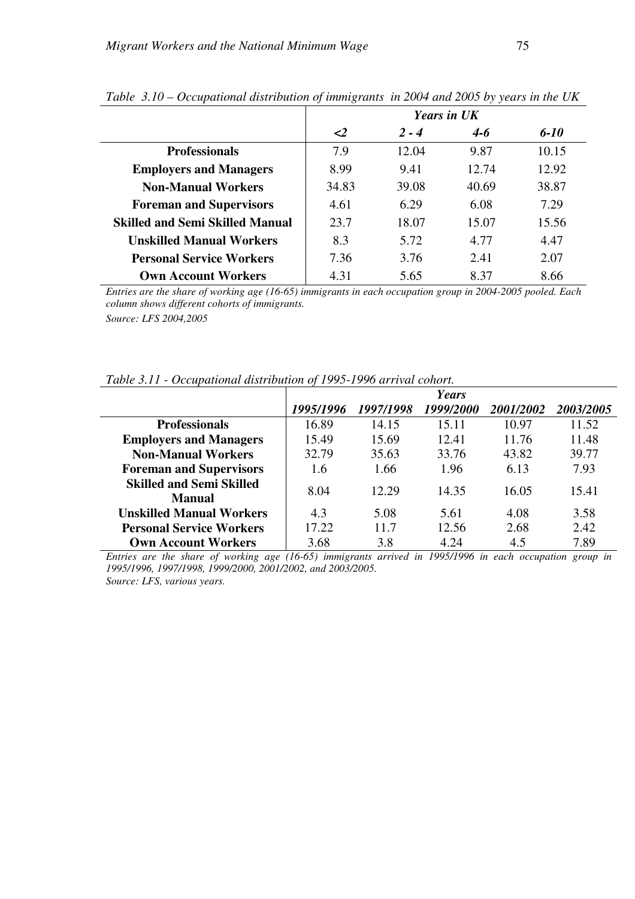*Table 3.10 – Occupational distribution of immigrants in 2004 and 2005 by years in the UK*

| | *Years in UK* | | | |
|---|---|---|---|---|
| | *<2* | *2 - 4* | *4-6* | *6-10* |
| **Professionals** | 7.9 | 12.04 | 9.87 | 10.15 |
| **Employers and Managers** | 8.99 | 9.41 | 12.74 | 12.92 |
| **Non-Manual Workers** | 34.83 | 39.08 | 40.69 | 38.87 |
| **Foreman and Supervisors** | 4.61 | 6.29 | 6.08 | 7.29 |
| **Skilled and Semi Skilled Manual** | 23.7 | 18.07 | 15.07 | 15.56 |
| **Unskilled Manual Workers** | 8.3 | 5.72 | 4.77 | 4.47 |
| **Personal Service Workers** | 7.36 | 3.76 | 2.41 | 2.07 |
| **Own Account Workers** | 4.31 | 5.65 | 8.37 | 8.66 |

*Entries are the share of working age (16-65) immigrants in each occupation group in 2004-2005 pooled. Each column shows different cohorts of immigrants.*

*Source: LFS 2004,2005*

*Table 3.11 - Occupational distribution of 1995-1996 arrival cohort.*

| | *Years* | | | | |
|---|---|---|---|---|---|
| | *1995/1996* | *1997/1998* | *1999/2000* | *2001/2002* | *2003/2005* |
| **Professionals** | 16.89 | 14.15 | 15.11 | 10.97 | 11.52 |
| **Employers and Managers** | 15.49 | 15.69 | 12.41 | 11.76 | 11.48 |
| **Non-Manual Workers** | 32.79 | 35.63 | 33.76 | 43.82 | 39.77 |
| **Foreman and Supervisors** | 1.6 | 1.66 | 1.96 | 6.13 | 7.93 |
| **Skilled and Semi Skilled Manual** | 8.04 | 12.29 | 14.35 | 16.05 | 15.41 |
| **Unskilled Manual Workers** | 4.3 | 5.08 | 5.61 | 4.08 | 3.58 |
| **Personal Service Workers** | 17.22 | 11.7 | 12.56 | 2.68 | 2.42 |
| **Own Account Workers** | 3.68 | 3.8 | 4.24 | 4.5 | 7.89 |

*Entries are the share of working age (16-65) immigrants arrived in 1995/1996 in each occupation group in 1995/1996, 1997/1998, 1999/2000, 2001/2002, and 2003/2005.*

*Source: LFS, various years.*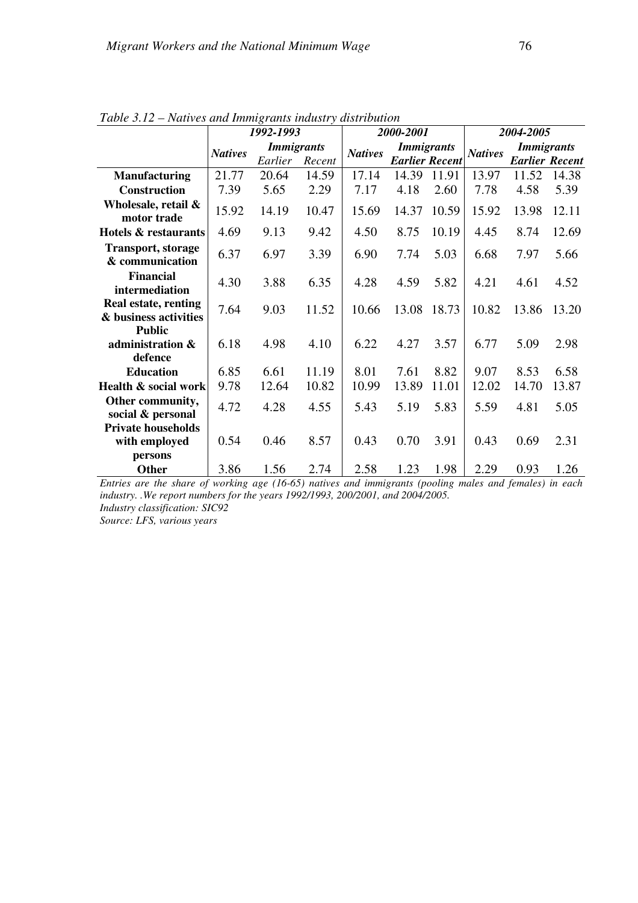*Table 3.12 – Natives and Immigrants industry distribution*

| | 1992-1993 | | | 2000-2001 | | | 2004-2005 | | |
|---|---|---|---|---|---|---|---|---|---|
| | *Natives* | *Immigrants* | | *Natives* | *Immigrants* | | *Natives* | *Immigrants* | |
| | | *Earlier* | *Recent* | | *Earlier* | *Recent* | | *Earlier* | *Recent* |
| **Manufacturing** | 21.77 | 20.64 | 14.59 | 17.14 | 14.39 | 11.91 | 13.97 | 11.52 | 14.38 |
| **Construction** | 7.39 | 5.65 | 2.29 | 7.17 | 4.18 | 2.60 | 7.78 | 4.58 | 5.39 |
| **Wholesale, retail & motor trade** | 15.92 | 14.19 | 10.47 | 15.69 | 14.37 | 10.59 | 15.92 | 13.98 | 12.11 |
| **Hotels & restaurants** | 4.69 | 9.13 | 9.42 | 4.50 | 8.75 | 10.19 | 4.45 | 8.74 | 12.69 |
| **Transport, storage & communication** | 6.37 | 6.97 | 3.39 | 6.90 | 7.74 | 5.03 | 6.68 | 7.97 | 5.66 |
| **Financial intermediation** | 4.30 | 3.88 | 6.35 | 4.28 | 4.59 | 5.82 | 4.21 | 4.61 | 4.52 |
| **Real estate, renting & business activities** | 7.64 | 9.03 | 11.52 | 10.66 | 13.08 | 18.73 | 10.82 | 13.86 | 13.20 |
| **Public administration & defence** | 6.18 | 4.98 | 4.10 | 6.22 | 4.27 | 3.57 | 6.77 | 5.09 | 2.98 |
| **Education** | 6.85 | 6.61 | 11.19 | 8.01 | 7.61 | 8.82 | 9.07 | 8.53 | 6.58 |
| **Health & social work** | 9.78 | 12.64 | 10.82 | 10.99 | 13.89 | 11.01 | 12.02 | 14.70 | 13.87 |
| **Other community, social & personal** | 4.72 | 4.28 | 4.55 | 5.43 | 5.19 | 5.83 | 5.59 | 4.81 | 5.05 |
| **Private households with employed persons** | 0.54 | 0.46 | 8.57 | 0.43 | 0.70 | 3.91 | 0.43 | 0.69 | 2.31 |
| **Other** | 3.86 | 1.56 | 2.74 | 2.58 | 1.23 | 1.98 | 2.29 | 0.93 | 1.26 |

*Entries are the share of working age (16-65) natives and immigrants (pooling males and females) in each industry. .We report numbers for the years 1992/1993, 200/2001, and 2004/2005.*
*Industry classification: SIC92*
*Source: LFS, various years*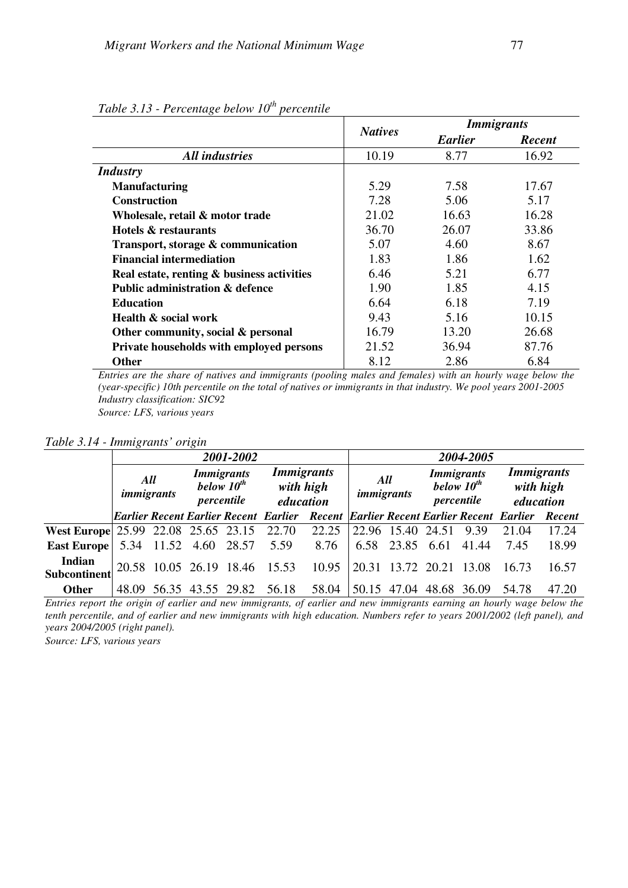*Table 3.13 - Percentage below $10^{th}$ percentile*

| | *Natives* | *Immigrants* | |
|---|---|---|---|
| | | *Earlier* | *Recent* |
| ***All industries*** | 10.19 | 8.77 | 16.92 |
| ***Industry*** | | | |
| **Manufacturing** | 5.29 | 7.58 | 17.67 |
| **Construction** | 7.28 | 5.06 | 5.17 |
| **Wholesale, retail & motor trade** | 21.02 | 16.63 | 16.28 |
| **Hotels & restaurants** | 36.70 | 26.07 | 33.86 |
| **Transport, storage & communication** | 5.07 | 4.60 | 8.67 |
| **Financial intermediation** | 1.83 | 1.86 | 1.62 |
| **Real estate, renting & business activities** | 6.46 | 5.21 | 6.77 |
| **Public administration & defence** | 1.90 | 1.85 | 4.15 |
| **Education** | 6.64 | 6.18 | 7.19 |
| **Health & social work** | 9.43 | 5.16 | 10.15 |
| **Other community, social & personal** | 16.79 | 13.20 | 26.68 |
| **Private households with employed persons** | 21.52 | 36.94 | 87.76 |
| **Other** | 8.12 | 2.86 | 6.84 |

*Entries are the share of natives and immigrants (pooling males and females) with an hourly wage below the (year-specific) 10th percentile on the total of natives or immigrants in that industry. We pool years 2001-2005 Industry classification: SIC92*

*Source: LFS, various years*

*Table 3.14 - Immigrants' origin*

| | ***2001-2002*** | | | | | | ***2004-2005*** | | | | | |
|---|---|---|---|---|---|---|---|---|---|---|---|---|
| | ***All immigrants*** | | ***Immigrants below $10^{th}$ percentile*** | | ***Immigrants with high education*** | | ***All immigrants*** | | ***Immigrants below $10^{th}$ percentile*** | | ***Immigrants with high education*** | |
| | *Earlier* | *Recent* | *Earlier* | *Recent* | *Earlier* | *Recent* | *Earlier* | *Recent* | *Earlier* | *Recent* | *Earlier* | *Recent* |
| **West Europe** | 25.99 | 22.08 | 25.65 | 23.15 | 22.70 | 22.25 | 22.96 | 15.40 | 24.51 | 9.39 | 21.04 | 17.24 |
| **East Europe** | 5.34 | 11.52 | 4.60 | 28.57 | 5.59 | 8.76 | 6.58 | 23.85 | 6.61 | 41.44 | 7.45 | 18.99 |
| **Indian Subcontinent** | 20.58 | 10.05 | 26.19 | 18.46 | 15.53 | 10.95 | 20.31 | 13.72 | 20.21 | 13.08 | 16.73 | 16.57 |
| **Other** | 48.09 | 56.35 | 43.55 | 29.82 | 56.18 | 58.04 | 50.15 | 47.04 | 48.68 | 36.09 | 54.78 | 47.20 |

*Entries report the origin of earlier and new immigrants, of earlier and new immigrants earning an hourly wage below the tenth percentile, and of earlier and new immigrants with high education. Numbers refer to years 2001/2002 (left panel), and years 2004/2005 (right panel).*

*Source: LFS, various years*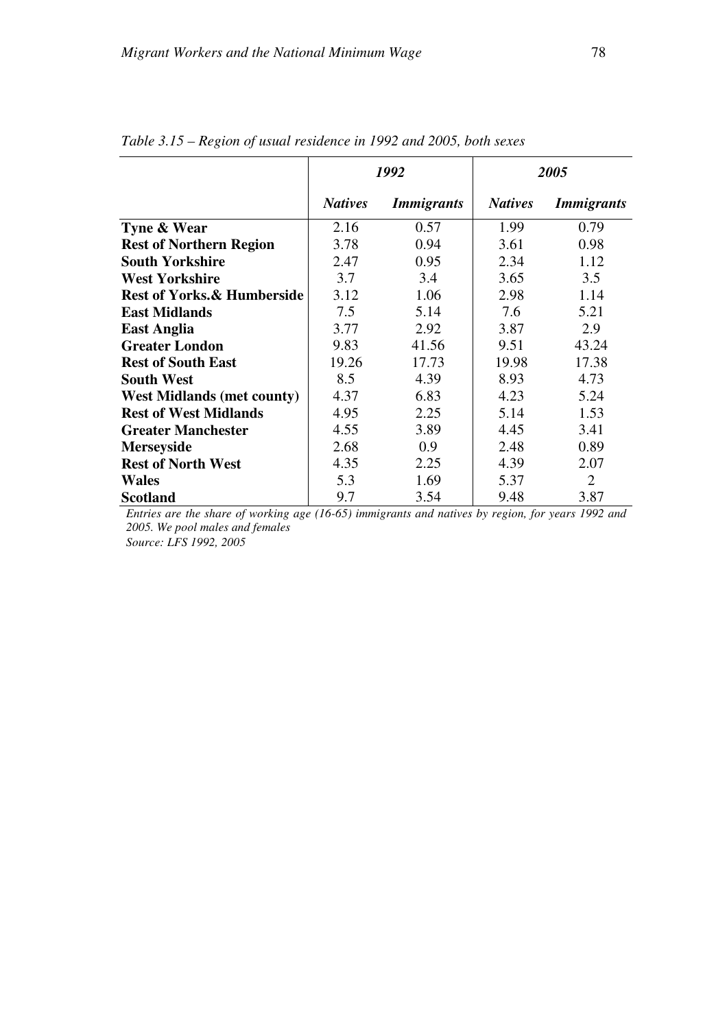*Table 3.15 – Region of usual residence in 1992 and 2005, both sexes*

| | 1992 | | 2005 | |
|---|---|---|---|---|
| | ***Natives*** | ***Immigrants*** | ***Natives*** | ***Immigrants*** |
| **Tyne & Wear** | 2.16 | 0.57 | 1.99 | 0.79 |
| **Rest of Northern Region** | 3.78 | 0.94 | 3.61 | 0.98 |
| **South Yorkshire** | 2.47 | 0.95 | 2.34 | 1.12 |
| **West Yorkshire** | 3.7 | 3.4 | 3.65 | 3.5 |
| **Rest of Yorks.& Humberside** | 3.12 | 1.06 | 2.98 | 1.14 |
| **East Midlands** | 7.5 | 5.14 | 7.6 | 5.21 |
| **East Anglia** | 3.77 | 2.92 | 3.87 | 2.9 |
| **Greater London** | 9.83 | 41.56 | 9.51 | 43.24 |
| **Rest of South East** | 19.26 | 17.73 | 19.98 | 17.38 |
| **South West** | 8.5 | 4.39 | 8.93 | 4.73 |
| **West Midlands (met county)** | 4.37 | 6.83 | 4.23 | 5.24 |
| **Rest of West Midlands** | 4.95 | 2.25 | 5.14 | 1.53 |
| **Greater Manchester** | 4.55 | 3.89 | 4.45 | 3.41 |
| **Merseyside** | 2.68 | 0.9 | 2.48 | 0.89 |
| **Rest of North West** | 4.35 | 2.25 | 4.39 | 2.07 |
| **Wales** | 5.3 | 1.69 | 5.37 | 2 |
| **Scotland** | 9.7 | 3.54 | 9.48 | 3.87 |

*Entries are the share of working age (16-65) immigrants and natives by region, for years 1992 and 2005. We pool males and females*

*Source: LFS 1992, 2005*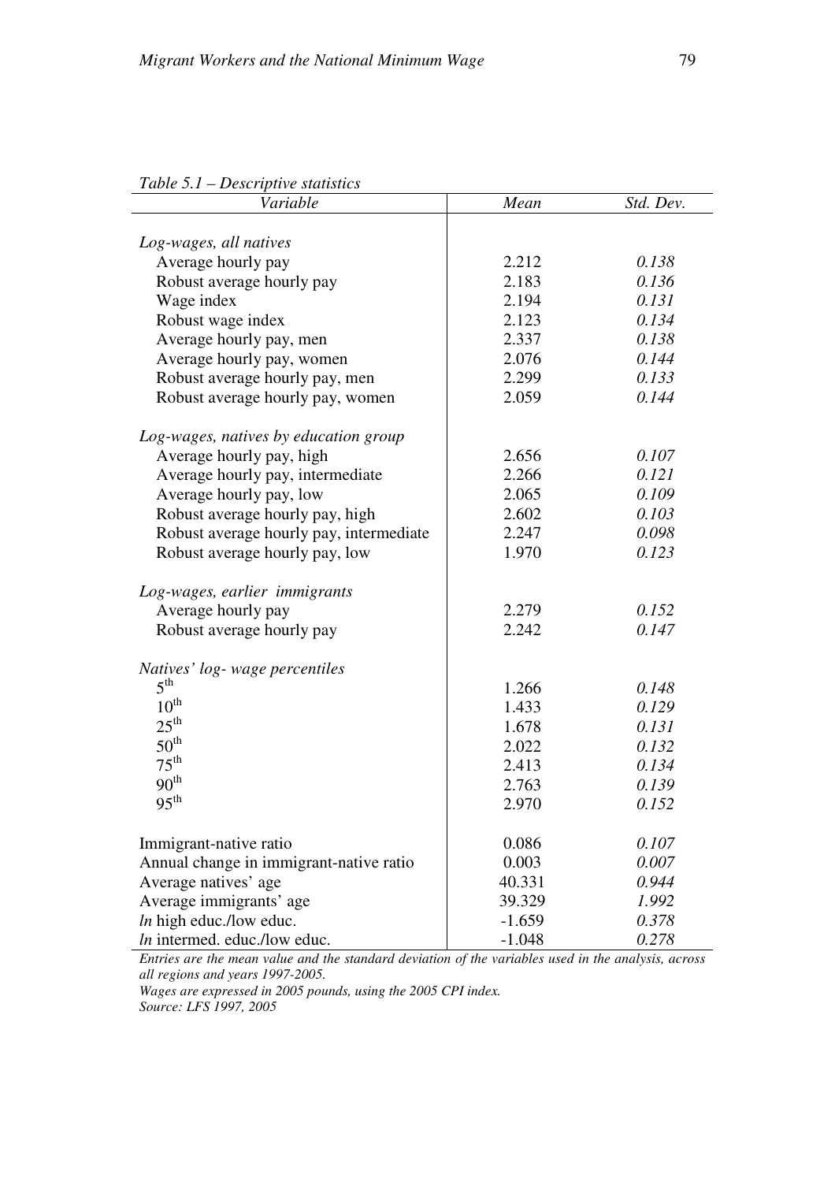*Table 5.1 – Descriptive statistics*

| *Variable* | *Mean* | *Std. Dev.* |
|---|---|---|
| *Log-wages, all natives* | | |
| Average hourly pay | 2.212 | *0.138* |
| Robust average hourly pay | 2.183 | *0.136* |
| Wage index | 2.194 | *0.131* |
| Robust wage index | 2.123 | *0.134* |
| Average hourly pay, men | 2.337 | *0.138* |
| Average hourly pay, women | 2.076 | *0.144* |
| Robust average hourly pay, men | 2.299 | *0.133* |
| Robust average hourly pay, women | 2.059 | *0.144* |
| *Log-wages, natives by education group* | | |
| Average hourly pay, high | 2.656 | *0.107* |
| Average hourly pay, intermediate | 2.266 | *0.121* |
| Average hourly pay, low | 2.065 | *0.109* |
| Robust average hourly pay, high | 2.602 | *0.103* |
| Robust average hourly pay, intermediate | 2.247 | *0.098* |
| Robust average hourly pay, low | 1.970 | *0.123* |
| *Log-wages, earlier immigrants* | | |
| Average hourly pay | 2.279 | *0.152* |
| Robust average hourly pay | 2.242 | *0.147* |
| *Natives' log- wage percentiles* | | |
| 5th | 1.266 | *0.148* |
| 10th | 1.433 | *0.129* |
| 25th | 1.678 | *0.131* |
| 50th | 2.022 | *0.132* |
| 75th | 2.413 | *0.134* |
| 90th | 2.763 | *0.139* |
| 95th | 2.970 | *0.152* |
| Immigrant-native ratio | 0.086 | *0.107* |
| Annual change in immigrant-native ratio | 0.003 | *0.007* |
| Average natives' age | 40.331 | *0.944* |
| Average immigrants' age | 39.329 | *1.992* |
| *ln* high educ./low educ. | -1.659 | *0.378* |
| *ln* intermed. educ./low educ. | -1.048 | *0.278* |

*Entries are the mean value and the standard deviation of the variables used in the analysis, across all regions and years 1997-2005.*
*Wages are expressed in 2005 pounds, using the 2005 CPI index.*
*Source: LFS 1997, 2005*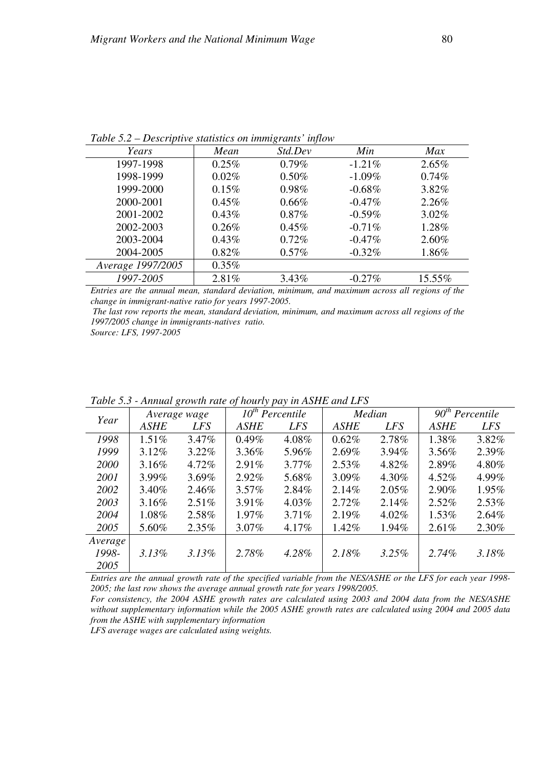*Table 5.2 – Descriptive statistics on immigrants' inflow*

| Years | Mean | Std.Dev | Min | Max |
|---|---|---|---|---|
| 1997-1998 | 0.25% | 0.79% | -1.21% | 2.65% |
| 1998-1999 | 0.02% | 0.50% | -1.09% | 0.74% |
| 1999-2000 | 0.15% | 0.98% | -0.68% | 3.82% |
| 2000-2001 | 0.45% | 0.66% | -0.47% | 2.26% |
| 2001-2002 | 0.43% | 0.87% | -0.59% | 3.02% |
| 2002-2003 | 0.26% | 0.45% | -0.71% | 1.28% |
| 2003-2004 | 0.43% | 0.72% | -0.47% | 2.60% |
| 2004-2005 | 0.82% | 0.57% | -0.32% | 1.86% |
| *Average 1997/2005* | 0.35% | | | |
| *1997-2005* | 2.81% | 3.43% | -0.27% | 15.55% |

*Entries are the annual mean, standard deviation, minimum, and maximum across all regions of the change in immigrant-native ratio for years 1997-2005.*

*The last row reports the mean, standard deviation, minimum, and maximum across all regions of the 1997/2005 change in immigrants-natives ratio.*

*Source: LFS, 1997-2005*

*Table 5.3 - Annual growth rate of hourly pay in ASHE and LFS*

| Year | Average wage | | $10^{th}$ Percentile | | Median | | $90^{th}$ Percentile | |
|---|---|---|---|---|---|---|---|---|
| | *ASHE* | *LFS* | *ASHE* | *LFS* | *ASHE* | *LFS* | *ASHE* | *LFS* |
| *1998* | 1.51% | 3.47% | 0.49% | 4.08% | 0.62% | 2.78% | 1.38% | 3.82% |
| *1999* | 3.12% | 3.22% | 3.36% | 5.96% | 2.69% | 3.94% | 3.56% | 2.39% |
| *2000* | 3.16% | 4.72% | 2.91% | 3.77% | 2.53% | 4.82% | 2.89% | 4.80% |
| *2001* | 3.99% | 3.69% | 2.92% | 5.68% | 3.09% | 4.30% | 4.52% | 4.99% |
| *2002* | 3.40% | 2.46% | 3.57% | 2.84% | 2.14% | 2.05% | 2.90% | 1.95% |
| *2003* | 3.16% | 2.51% | 3.91% | 4.03% | 2.72% | 2.14% | 2.52% | 2.53% |
| *2004* | 1.08% | 2.58% | 1.97% | 3.71% | 2.19% | 4.02% | 1.53% | 2.64% |
| *2005* | 5.60% | 2.35% | 3.07% | 4.17% | 1.42% | 1.94% | 2.61% | 2.30% |
| *Average 1998-2005* | *3.13%* | *3.13%* | *2.78%* | *4.28%* | *2.18%* | *3.25%* | *2.74%* | *3.18%* |

*Entries are the annual growth rate of the specified variable from the NES/ASHE or the LFS for each year 1998-2005; the last row shows the average annual growth rate for years 1998/2005.*

*For consistency, the 2004 ASHE growth rates are calculated using 2003 and 2004 data from the NES/ASHE without supplementary information while the 2005 ASHE growth rates are calculated using 2004 and 2005 data from the ASHE with supplementary information*

*LFS average wages are calculated using weights.*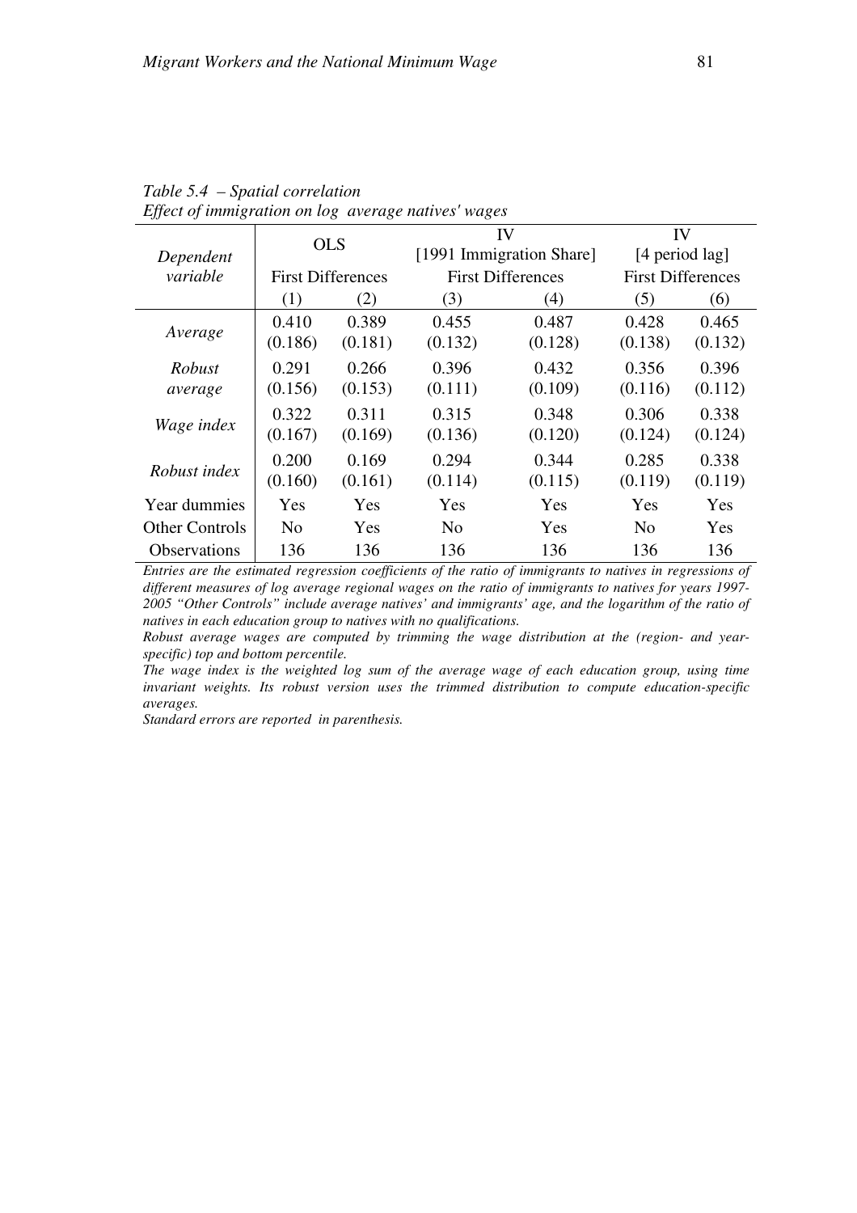*Table 5.4 – Spatial correlation*
*Effect of immigration on log average natives' wages*

| Dependent variable | OLS First Differences | | IV [1991 Immigration Share] First Differences | | IV [4 period lag] First Differences | |
|---|---|---|---|---|---|---|
| | (1) | (2) | (3) | (4) | (5) | (6) |
| *Average* | 0.410 (0.186) | 0.389 (0.181) | 0.455 (0.132) | 0.487 (0.128) | 0.428 (0.138) | 0.465 (0.132) |
| *Robust average* | 0.291 (0.156) | 0.266 (0.153) | 0.396 (0.111) | 0.432 (0.109) | 0.356 (0.116) | 0.396 (0.112) |
| *Wage index* | 0.322 (0.167) | 0.311 (0.169) | 0.315 (0.136) | 0.348 (0.120) | 0.306 (0.124) | 0.338 (0.124) |
| *Robust index* | 0.200 (0.160) | 0.169 (0.161) | 0.294 (0.114) | 0.344 (0.115) | 0.285 (0.119) | 0.338 (0.119) |
| Year dummies | Yes | Yes | Yes | Yes | Yes | Yes |
| Other Controls | No | Yes | No | Yes | No | Yes |
| Observations | 136 | 136 | 136 | 136 | 136 | 136 |

*Entries are the estimated regression coefficients of the ratio of immigrants to natives in regressions of different measures of log average regional wages on the ratio of immigrants to natives for years 1997-2005 "Other Controls" include average natives' and immigrants' age, and the logarithm of the ratio of natives in each education group to natives with no qualifications.*

*Robust average wages are computed by trimming the wage distribution at the (region- and year-specific) top and bottom percentile.*

*The wage index is the weighted log sum of the average wage of each education group, using time invariant weights. Its robust version uses the trimmed distribution to compute education-specific averages.*

*Standard errors are reported in parenthesis.*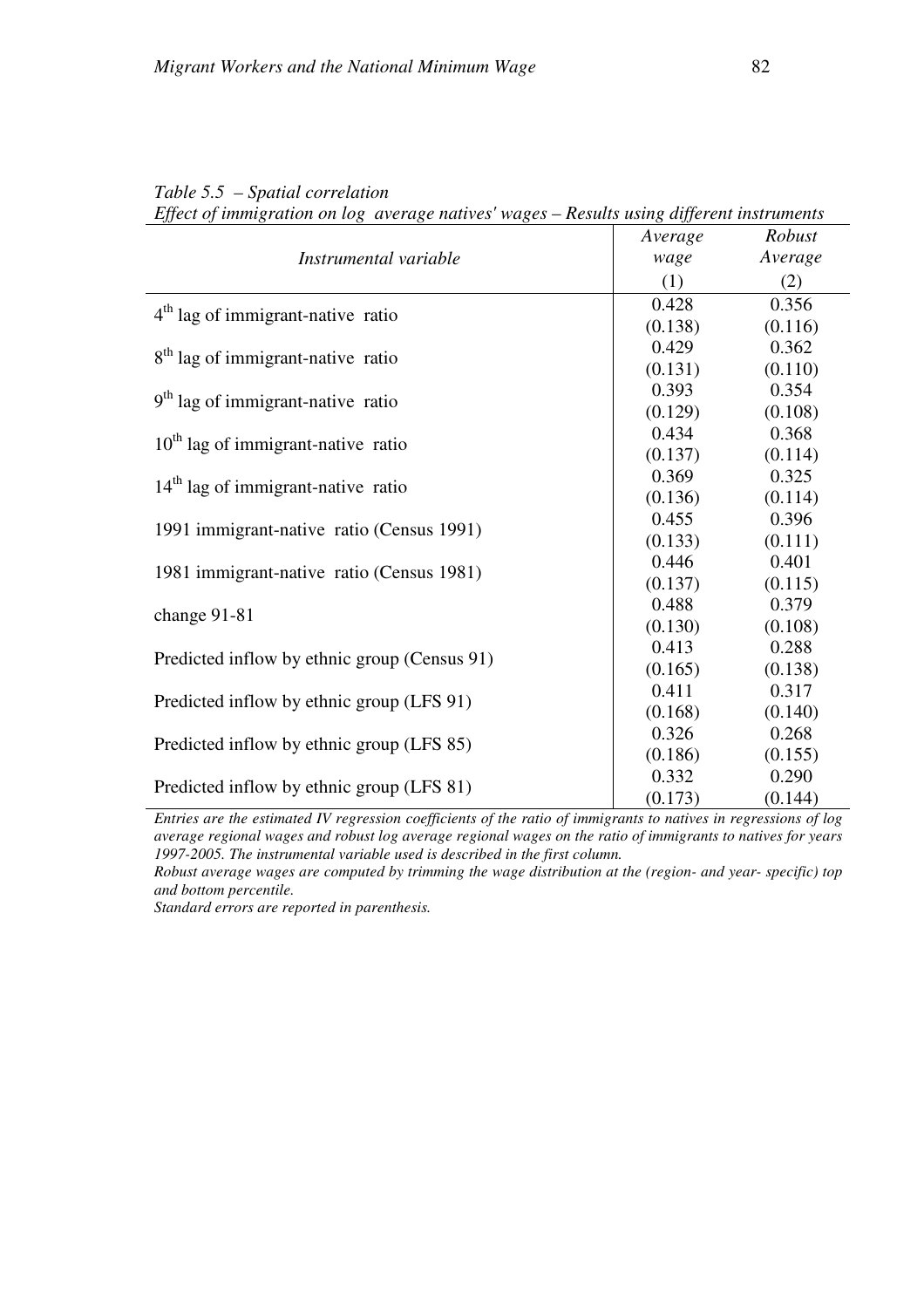*Table 5.5 – Spatial correlation*

*Effect of immigration on log average natives' wages – Results using different instruments*

| *Instrumental variable* | *Average wage* | *Robust Average* |
|---|---|---|
| | (1) | (2) |
| 4th lag of immigrant-native ratio | 0.428 | 0.356 |
| | (0.138) | (0.116) |
| 8th lag of immigrant-native ratio | 0.429 | 0.362 |
| | (0.131) | (0.110) |
| 9th lag of immigrant-native ratio | 0.393 | 0.354 |
| | (0.129) | (0.108) |
| 10th lag of immigrant-native ratio | 0.434 | 0.368 |
| | (0.137) | (0.114) |
| 14th lag of immigrant-native ratio | 0.369 | 0.325 |
| | (0.136) | (0.114) |
| 1991 immigrant-native ratio (Census 1991) | 0.455 | 0.396 |
| | (0.133) | (0.111) |
| 1981 immigrant-native ratio (Census 1981) | 0.446 | 0.401 |
| | (0.137) | (0.115) |
| change 91-81 | 0.488 | 0.379 |
| | (0.130) | (0.108) |
| Predicted inflow by ethnic group (Census 91) | 0.413 | 0.288 |
| | (0.165) | (0.138) |
| Predicted inflow by ethnic group (LFS 91) | 0.411 | 0.317 |
| | (0.168) | (0.140) |
| Predicted inflow by ethnic group (LFS 85) | 0.326 | 0.268 |
| | (0.186) | (0.155) |
| Predicted inflow by ethnic group (LFS 81) | 0.332 | 0.290 |
| | (0.173) | (0.144) |

*Entries are the estimated IV regression coefficients of the ratio of immigrants to natives in regressions of log average regional wages and robust log average regional wages on the ratio of immigrants to natives for years 1997-2005. The instrumental variable used is described in the first column.*

*Robust average wages are computed by trimming the wage distribution at the (region- and year- specific) top and bottom percentile.*

*Standard errors are reported in parenthesis.*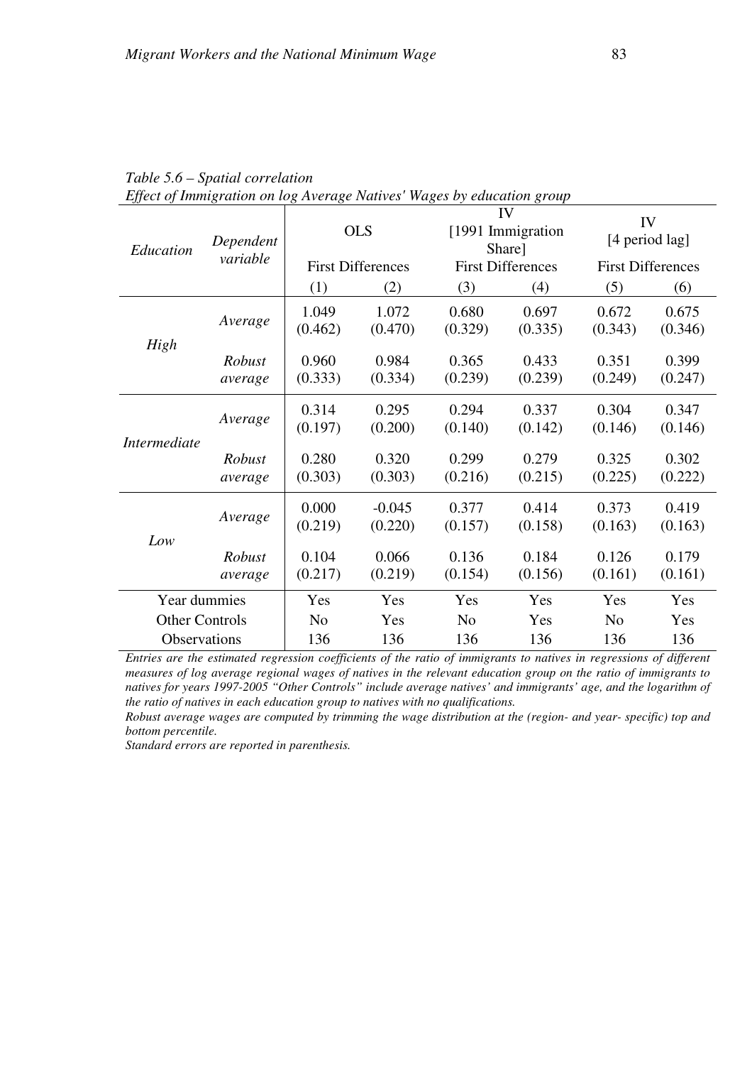*Table 5.6 – Spatial correlation*
*Effect of Immigration on log Average Natives' Wages by education group*

| *Education* | *Dependent variable* | OLS | | IV [1991 Immigration Share] | | IV [4 period lag] | |
|---|---|---|---|---|---|---|---|
| | | First Differences | | First Differences | | First Differences | |
| | | (1) | (2) | (3) | (4) | (5) | (6) |
| *High* | *Average* | 1.049 (0.462) | 1.072 (0.470) | 0.680 (0.329) | 0.697 (0.335) | 0.672 (0.343) | 0.675 (0.346) |
| | *Robust average* | 0.960 (0.333) | 0.984 (0.334) | 0.365 (0.239) | 0.433 (0.239) | 0.351 (0.249) | 0.399 (0.247) |
| *Intermediate* | *Average* | 0.314 (0.197) | 0.295 (0.200) | 0.294 (0.140) | 0.337 (0.142) | 0.304 (0.146) | 0.347 (0.146) |
| | *Robust average* | 0.280 (0.303) | 0.320 (0.303) | 0.299 (0.216) | 0.279 (0.215) | 0.325 (0.225) | 0.302 (0.222) |
| *Low* | *Average* | 0.000 (0.219) | -0.045 (0.220) | 0.377 (0.157) | 0.414 (0.158) | 0.373 (0.163) | 0.419 (0.163) |
| | *Robust average* | 0.104 (0.217) | 0.066 (0.219) | 0.136 (0.154) | 0.184 (0.156) | 0.126 (0.161) | 0.179 (0.161) |
| Year dummies | | Yes | Yes | Yes | Yes | Yes | Yes |
| Other Controls | | No | Yes | No | Yes | No | Yes |
| Observations | | 136 | 136 | 136 | 136 | 136 | 136 |

*Entries are the estimated regression coefficients of the ratio of immigrants to natives in regressions of different measures of log average regional wages of natives in the relevant education group on the ratio of immigrants to natives for years 1997-2005 "Other Controls" include average natives' and immigrants' age, and the logarithm of the ratio of natives in each education group to natives with no qualifications.*

*Robust average wages are computed by trimming the wage distribution at the (region- and year- specific) top and bottom percentile.*

*Standard errors are reported in parenthesis.*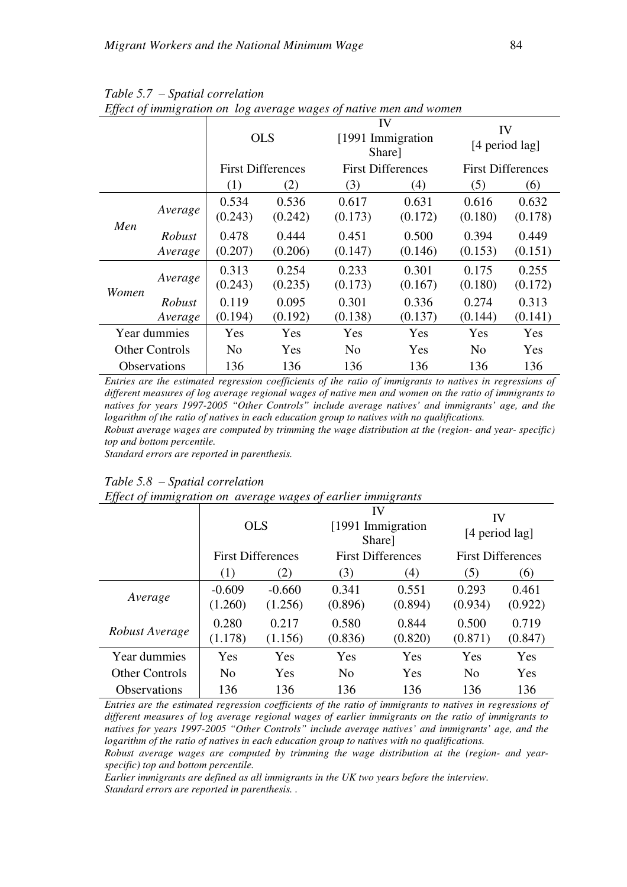*Table 5.7 – Spatial correlation*
*Effect of immigration on log average wages of native men and women*

| | | OLS | | IV [1991 Immigration Share] | | IV [4 period lag] | |
|---|---|---|---|---|---|---|---|
| | | First Differences | | First Differences | | First Differences | |
| | | (1) | (2) | (3) | (4) | (5) | (6) |
| Men | *Average* | 0.534<br>(0.243) | 0.536<br>(0.242) | 0.617<br>(0.173) | 0.631<br>(0.172) | 0.616<br>(0.180) | 0.632<br>(0.178) |
| | *Robust Average* | 0.478<br>(0.207) | 0.444<br>(0.206) | 0.451<br>(0.147) | 0.500<br>(0.146) | 0.394<br>(0.153) | 0.449<br>(0.151) |
| Women | *Average* | 0.313<br>(0.243) | 0.254<br>(0.235) | 0.233<br>(0.173) | 0.301<br>(0.167) | 0.175<br>(0.180) | 0.255<br>(0.172) |
| | *Robust Average* | 0.119<br>(0.194) | 0.095<br>(0.192) | 0.301<br>(0.138) | 0.336<br>(0.137) | 0.274<br>(0.144) | 0.313<br>(0.141) |
| Year dummies | | Yes | Yes | Yes | Yes | Yes | Yes |
| Other Controls | | No | Yes | No | Yes | No | Yes |
| Observations | | 136 | 136 | 136 | 136 | 136 | 136 |

*Entries are the estimated regression coefficients of the ratio of immigrants to natives in regressions of different measures of log average regional wages of native men and women on the ratio of immigrants to natives for years 1997-2005 "Other Controls" include average natives' and immigrants' age, and the logarithm of the ratio of natives in each education group to natives with no qualifications.*
*Robust average wages are computed by trimming the wage distribution at the (region- and year- specific) top and bottom percentile.*
*Standard errors are reported in parenthesis.*

*Table 5.8 – Spatial correlation*
*Effect of immigration on average wages of earlier immigrants*

| | OLS | | IV [1991 Immigration Share] | | IV [4 period lag] | |
|---|---|---|---|---|---|---|
| | First Differences | | First Differences | | First Differences | |
| | (1) | (2) | (3) | (4) | (5) | (6) |
| *Average* | -0.609<br>(1.260) | -0.660<br>(1.256) | 0.341<br>(0.896) | 0.551<br>(0.894) | 0.293<br>(0.934) | 0.461<br>(0.922) |
| *Robust Average* | 0.280<br>(1.178) | 0.217<br>(1.156) | 0.580<br>(0.836) | 0.844<br>(0.820) | 0.500<br>(0.871) | 0.719<br>(0.847) |
| Year dummies | Yes | Yes | Yes | Yes | Yes | Yes |
| Other Controls | No | Yes | No | Yes | No | Yes |
| Observations | 136 | 136 | 136 | 136 | 136 | 136 |

*Entries are the estimated regression coefficients of the ratio of immigrants to natives in regressions of different measures of log average regional wages of earlier immigrants on the ratio of immigrants to natives for years 1997-2005 "Other Controls" include average natives' and immigrants' age, and the logarithm of the ratio of natives in each education group to natives with no qualifications.*
*Robust average wages are computed by trimming the wage distribution at the (region- and year-specific) top and bottom percentile.*
*Earlier immigrants are defined as all immigrants in the UK two years before the interview.*
*Standard errors are reported in parenthesis. .*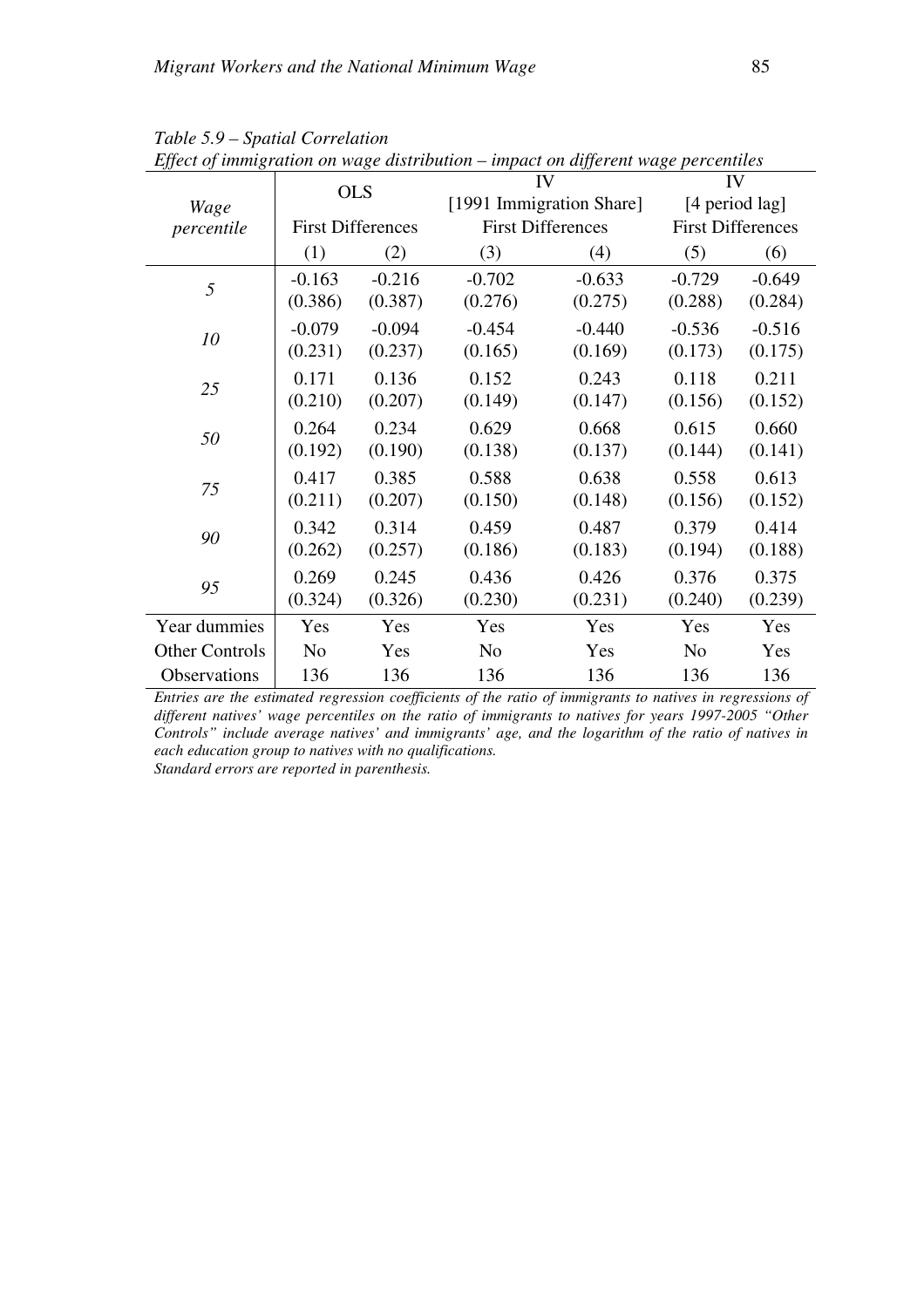*Table 5.9 – Spatial Correlation*

*Effect of immigration on wage distribution – impact on different wage percentiles*

| *Wage percentile* | OLS | | IV [1991 Immigration Share] | | IV [4 period lag] | |
|---|---|---|---|---|---|---|
| | First Differences | | First Differences | | First Differences | |
| | (1) | (2) | (3) | (4) | (5) | (6) |
| *5* | -0.163 | -0.216 | -0.702 | -0.633 | -0.729 | -0.649 |
| | (0.386) | (0.387) | (0.276) | (0.275) | (0.288) | (0.284) |
| *10* | -0.079 | -0.094 | -0.454 | -0.440 | -0.536 | -0.516 |
| | (0.231) | (0.237) | (0.165) | (0.169) | (0.173) | (0.175) |
| *25* | 0.171 | 0.136 | 0.152 | 0.243 | 0.118 | 0.211 |
| | (0.210) | (0.207) | (0.149) | (0.147) | (0.156) | (0.152) |
| *50* | 0.264 | 0.234 | 0.629 | 0.668 | 0.615 | 0.660 |
| | (0.192) | (0.190) | (0.138) | (0.137) | (0.144) | (0.141) |
| *75* | 0.417 | 0.385 | 0.588 | 0.638 | 0.558 | 0.613 |
| | (0.211) | (0.207) | (0.150) | (0.148) | (0.156) | (0.152) |
| *90* | 0.342 | 0.314 | 0.459 | 0.487 | 0.379 | 0.414 |
| | (0.262) | (0.257) | (0.186) | (0.183) | (0.194) | (0.188) |
| *95* | 0.269 | 0.245 | 0.436 | 0.426 | 0.376 | 0.375 |
| | (0.324) | (0.326) | (0.230) | (0.231) | (0.240) | (0.239) |
| Year dummies | Yes | Yes | Yes | Yes | Yes | Yes |
| Other Controls | No | Yes | No | Yes | No | Yes |
| Observations | 136 | 136 | 136 | 136 | 136 | 136 |

*Entries are the estimated regression coefficients of the ratio of immigrants to natives in regressions of different natives' wage percentiles on the ratio of immigrants to natives for years 1997-2005 "Other Controls" include average natives' and immigrants' age, and the logarithm of the ratio of natives in each education group to natives with no qualifications.*

*Standard errors are reported in parenthesis.*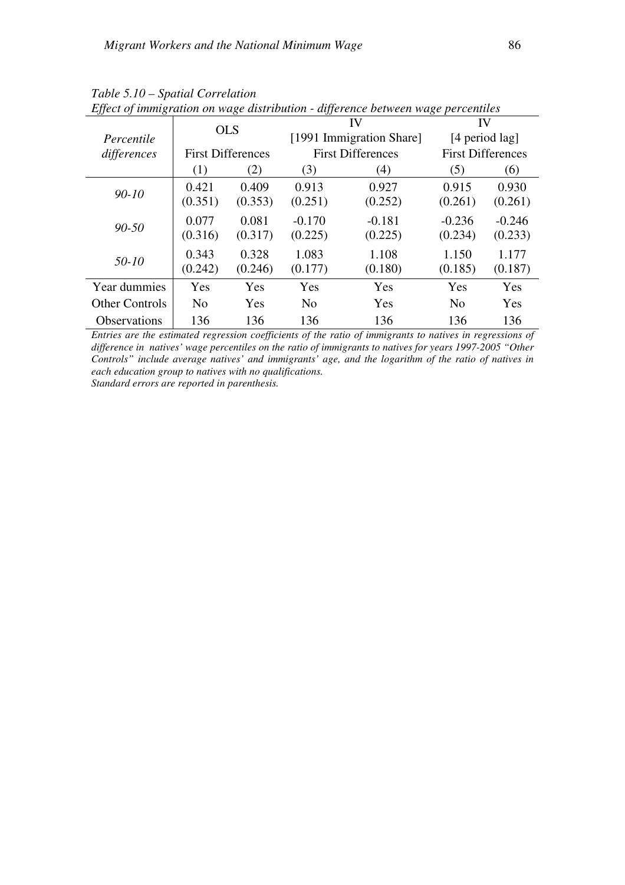*Table 5.10 – Spatial Correlation*

*Effect of immigration on wage distribution - difference between wage percentiles*

| *Percentile differences* | OLS | | IV [1991 Immigration Share] | | IV [4 period lag] | |
|---|---|---|---|---|---|---|
| | First Differences | | First Differences | | First Differences | |
| | (1) | (2) | (3) | (4) | (5) | (6) |
| *90-10* | 0.421 | 0.409 | 0.913 | 0.927 | 0.915 | 0.930 |
| | (0.351) | (0.353) | (0.251) | (0.252) | (0.261) | (0.261) |
| *90-50* | 0.077 | 0.081 | -0.170 | -0.181 | -0.236 | -0.246 |
| | (0.316) | (0.317) | (0.225) | (0.225) | (0.234) | (0.233) |
| *50-10* | 0.343 | 0.328 | 1.083 | 1.108 | 1.150 | 1.177 |
| | (0.242) | (0.246) | (0.177) | (0.180) | (0.185) | (0.187) |
| Year dummies | Yes | Yes | Yes | Yes | Yes | Yes |
| Other Controls | No | Yes | No | Yes | No | Yes |
| Observations | 136 | 136 | 136 | 136 | 136 | 136 |

*Entries are the estimated regression coefficients of the ratio of immigrants to natives in regressions of difference in natives' wage percentiles on the ratio of immigrants to natives for years 1997-2005 "Other Controls" include average natives' and immigrants' age, and the logarithm of the ratio of natives in each education group to natives with no qualifications.*

*Standard errors are reported in parenthesis.*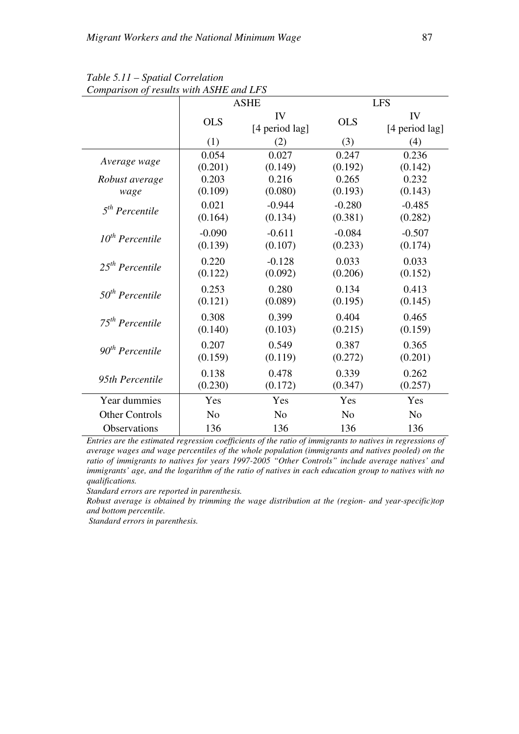*Table 5.11 – Spatial Correlation*
*Comparison of results with ASHE and LFS*

| | ASHE | | LFS | |
|---|---|---|---|---|
| | OLS | IV [4 period lag] | OLS | IV [4 period lag] |
| | (1) | (2) | (3) | (4) |
| *Average wage* | 0.054 | 0.027 | 0.247 | 0.236 |
| | (0.201) | (0.149) | (0.192) | (0.142) |
| *Robust average wage* | 0.203 | 0.216 | 0.265 | 0.232 |
| | (0.109) | (0.080) | (0.193) | (0.143) |
| *5$^{th}$ Percentile* | 0.021 | -0.944 | -0.280 | -0.485 |
| | (0.164) | (0.134) | (0.381) | (0.282) |
| *10$^{th}$ Percentile* | -0.090 | -0.611 | -0.084 | -0.507 |
| | (0.139) | (0.107) | (0.233) | (0.174) |
| *25$^{th}$ Percentile* | 0.220 | -0.128 | 0.033 | 0.033 |
| | (0.122) | (0.092) | (0.206) | (0.152) |
| *50$^{th}$ Percentile* | 0.253 | 0.280 | 0.134 | 0.413 |
| | (0.121) | (0.089) | (0.195) | (0.145) |
| *75$^{th}$ Percentile* | 0.308 | 0.399 | 0.404 | 0.465 |
| | (0.140) | (0.103) | (0.215) | (0.159) |
| *90$^{th}$ Percentile* | 0.207 | 0.549 | 0.387 | 0.365 |
| | (0.159) | (0.119) | (0.272) | (0.201) |
| *95th Percentile* | 0.138 | 0.478 | 0.339 | 0.262 |
| | (0.230) | (0.172) | (0.347) | (0.257) |
| Year dummies | Yes | Yes | Yes | Yes |
| Other Controls | No | No | No | No |
| Observations | 136 | 136 | 136 | 136 |

*Entries are the estimated regression coefficients of the ratio of immigrants to natives in regressions of average wages and wage percentiles of the whole population (immigrants and natives pooled) on the ratio of immigrants to natives for years 1997-2005 "Other Controls" include average natives' and immigrants' age, and the logarithm of the ratio of natives in each education group to natives with no qualifications.*

*Standard errors are reported in parenthesis.*

*Robust average is obtained by trimming the wage distribution at the (region- and year-specific)top and bottom percentile.*

*Standard errors in parenthesis.*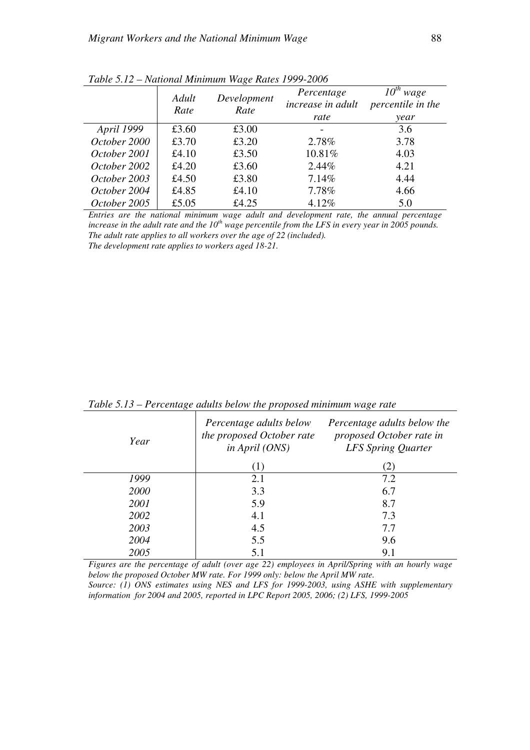*Table 5.12 – National Minimum Wage Rates 1999-2006*

| | *Adult Rate* | *Development Rate* | *Percentage increase in adult rate* | *10th wage percentile in the year* |
|---|---|---|---|---|
| *April 1999* | £3.60 | £3.00 | - | 3.6 |
| *October 2000* | £3.70 | £3.20 | 2.78% | 3.78 |
| *October 2001* | £4.10 | £3.50 | 10.81% | 4.03 |
| *October 2002* | £4.20 | £3.60 | 2.44% | 4.21 |
| *October 2003* | £4.50 | £3.80 | 7.14% | 4.44 |
| *October 2004* | £4.85 | £4.10 | 7.78% | 4.66 |
| *October 2005* | £5.05 | £4.25 | 4.12% | 5.0 |

*Entries are the national minimum wage adult and development rate, the annual percentage increase in the adult rate and the 10th wage percentile from the LFS in every year in 2005 pounds.*
*The adult rate applies to all workers over the age of 22 (included).*
*The development rate applies to workers aged 18-21.*

*Table 5.13 – Percentage adults below the proposed minimum wage rate*

| *Year* | *Percentage adults below the proposed October rate in April (ONS)* (1) | *Percentage adults below the proposed October rate in LFS Spring Quarter* (2) |
|---|---|---|
| *1999* | 2.1 | 7.2 |
| *2000* | 3.3 | 6.7 |
| *2001* | 5.9 | 8.7 |
| *2002* | 4.1 | 7.3 |
| *2003* | 4.5 | 7.7 |
| *2004* | 5.5 | 9.6 |
| *2005* | 5.1 | 9.1 |

*Figures are the percentage of adult (over age 22) employees in April/Spring with an hourly wage below the proposed October MW rate. For 1999 only: below the April MW rate.*
*Source: (1) ONS estimates using NES and LFS for 1999-2003, using ASHE with supplementary information for 2004 and 2005, reported in LPC Report 2005, 2006; (2) LFS, 1999-2005*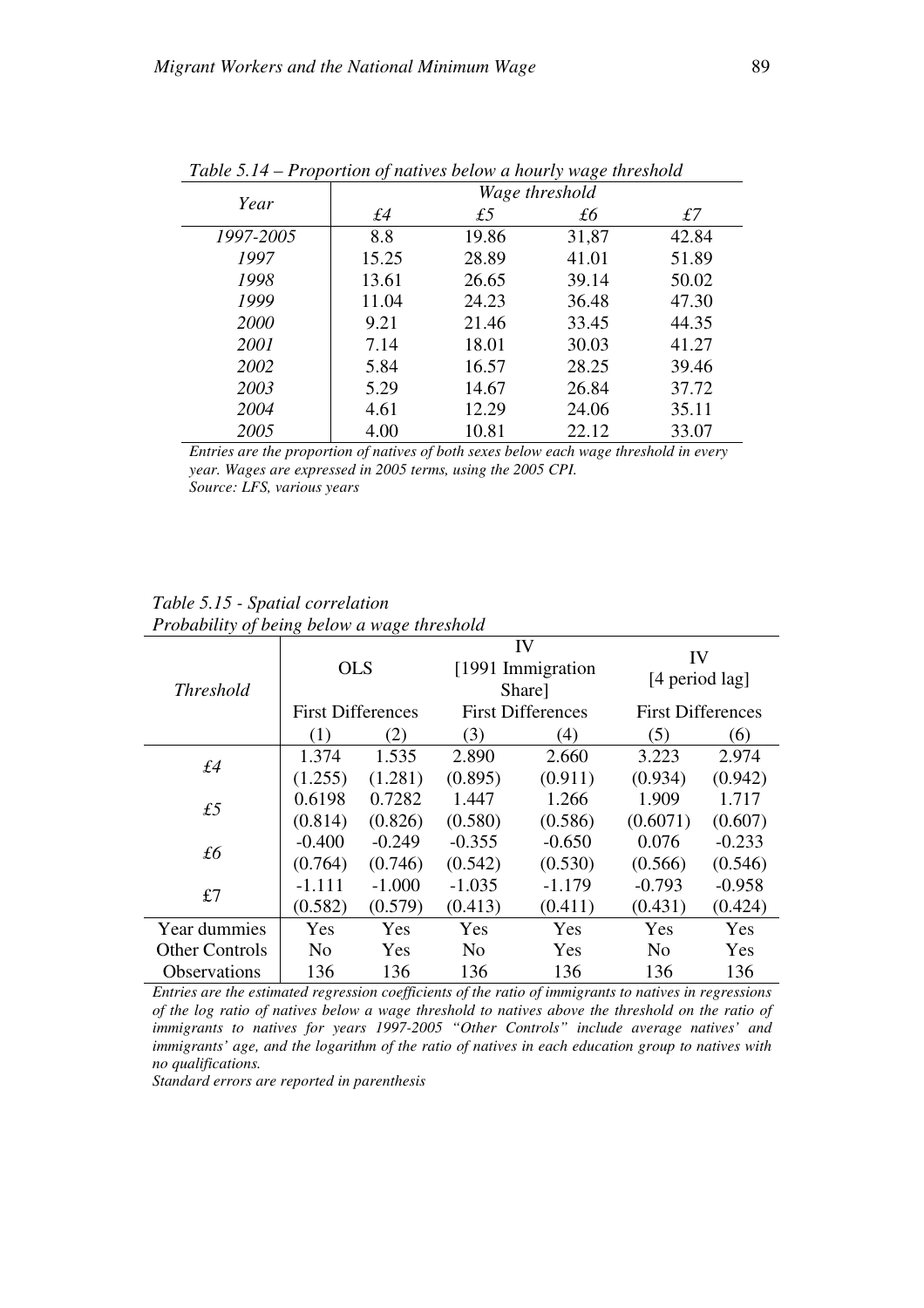*Table 5.14 – Proportion of natives below a hourly wage threshold*

| *Year* | *Wage threshold* | | | |
|---|---|---|---|---|
| | *£4* | *£5* | *£6* | *£7* |
| *1997-2005* | 8.8 | 19.86 | 31,87 | 42.84 |
| *1997* | 15.25 | 28.89 | 41.01 | 51.89 |
| *1998* | 13.61 | 26.65 | 39.14 | 50.02 |
| *1999* | 11.04 | 24.23 | 36.48 | 47.30 |
| *2000* | 9.21 | 21.46 | 33.45 | 44.35 |
| *2001* | 7.14 | 18.01 | 30.03 | 41.27 |
| *2002* | 5.84 | 16.57 | 28.25 | 39.46 |
| *2003* | 5.29 | 14.67 | 26.84 | 37.72 |
| *2004* | 4.61 | 12.29 | 24.06 | 35.11 |
| *2005* | 4.00 | 10.81 | 22.12 | 33.07 |

***Entries are the proportion of natives of both sexes below each wage threshold in every year. Wages are expressed in 2005 terms, using the 2005 CPI.***
***Source: LFS, various years***

*Table 5.15 - Spatial correlation*
*Probability of being below a wage threshold*

| *Threshold* | OLS | | IV [1991 Immigration Share] | | IV [4 period lag] | |
|---|---|---|---|---|---|---|
| | First Differences | | First Differences | | First Differences | |
| | (1) | (2) | (3) | (4) | (5) | (6) |
| *£4* | 1.374 | 1.535 | 2.890 | 2.660 | 3.223 | 2.974 |
| | (1.255) | (1.281) | (0.895) | (0.911) | (0.934) | (0.942) |
| *£5* | 0.6198 | 0.7282 | 1.447 | 1.266 | 1.909 | 1.717 |
| | (0.814) | (0.826) | (0.580) | (0.586) | (0.6071) | (0.607) |
| *£6* | -0.400 | -0.249 | -0.355 | -0.650 | 0.076 | -0.233 |
| | (0.764) | (0.746) | (0.542) | (0.530) | (0.566) | (0.546) |
| £7 | -1.111 | -1.000 | -1.035 | -1.179 | -0.793 | -0.958 |
| | (0.582) | (0.579) | (0.413) | (0.411) | (0.431) | (0.424) |
| Year dummies | Yes | Yes | Yes | Yes | Yes | Yes |
| Other Controls | No | Yes | No | Yes | No | Yes |
| Observations | 136 | 136 | 136 | 136 | 136 | 136 |

***Entries are the estimated regression coefficients of the ratio of immigrants to natives in regressions of the log ratio of natives below a wage threshold to natives above the threshold on the ratio of immigrants to natives for years 1997-2005 "Other Controls" include average natives' and immigrants' age, and the logarithm of the ratio of natives in each education group to natives with no qualifications.***
***Standard errors are reported in parenthesis***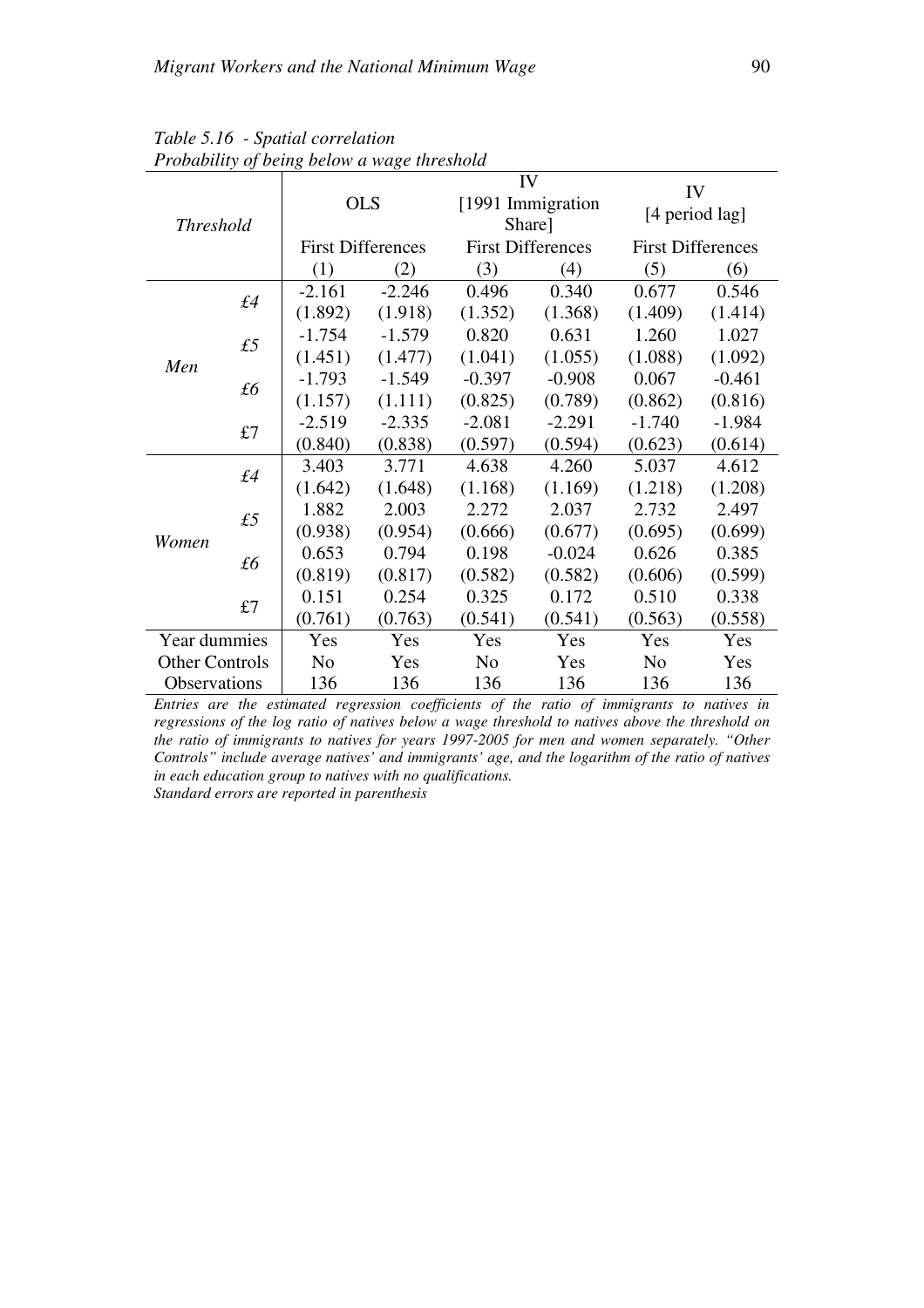*Table 5.16 - Spatial correlation*
*Probability of being below a wage threshold*

| *Threshold* | | OLS | | IV [1991 Immigration Share] | | IV [4 period lag] | |
|---|---|---|---|---|---|---|---|
| | | First Differences | | First Differences | | First Differences | |
| | | (1) | (2) | (3) | (4) | (5) | (6) |
| *Men* | *£4* | -2.161 | -2.246 | 0.496 | 0.340 | 0.677 | 0.546 |
| | | (1.892) | (1.918) | (1.352) | (1.368) | (1.409) | (1.414) |
| | *£5* | -1.754 | -1.579 | 0.820 | 0.631 | 1.260 | 1.027 |
| | | (1.451) | (1.477) | (1.041) | (1.055) | (1.088) | (1.092) |
| | *£6* | -1.793 | -1.549 | -0.397 | -0.908 | 0.067 | -0.461 |
| | | (1.157) | (1.111) | (0.825) | (0.789) | (0.862) | (0.816) |
| | £7 | -2.519 | -2.335 | -2.081 | -2.291 | -1.740 | -1.984 |
| | | (0.840) | (0.838) | (0.597) | (0.594) | (0.623) | (0.614) |
| *Women* | *£4* | 3.403 | 3.771 | 4.638 | 4.260 | 5.037 | 4.612 |
| | | (1.642) | (1.648) | (1.168) | (1.169) | (1.218) | (1.208) |
| | *£5* | 1.882 | 2.003 | 2.272 | 2.037 | 2.732 | 2.497 |
| | | (0.938) | (0.954) | (0.666) | (0.677) | (0.695) | (0.699) |
| | *£6* | 0.653 | 0.794 | 0.198 | -0.024 | 0.626 | 0.385 |
| | | (0.819) | (0.817) | (0.582) | (0.582) | (0.606) | (0.599) |
| | £7 | 0.151 | 0.254 | 0.325 | 0.172 | 0.510 | 0.338 |
| | | (0.761) | (0.763) | (0.541) | (0.541) | (0.563) | (0.558) |
| Year dummies | | Yes | Yes | Yes | Yes | Yes | Yes |
| Other Controls | | No | Yes | No | Yes | No | Yes |
| Observations | | 136 | 136 | 136 | 136 | 136 | 136 |

*Entries are the estimated regression coefficients of the ratio of immigrants to natives in regressions of the log ratio of natives below a wage threshold to natives above the threshold on the ratio of immigrants to natives for years 1997-2005 for men and women separately. "Other Controls" include average natives' and immigrants' age, and the logarithm of the ratio of natives in each education group to natives with no qualifications.*
*Standard errors are reported in parenthesis*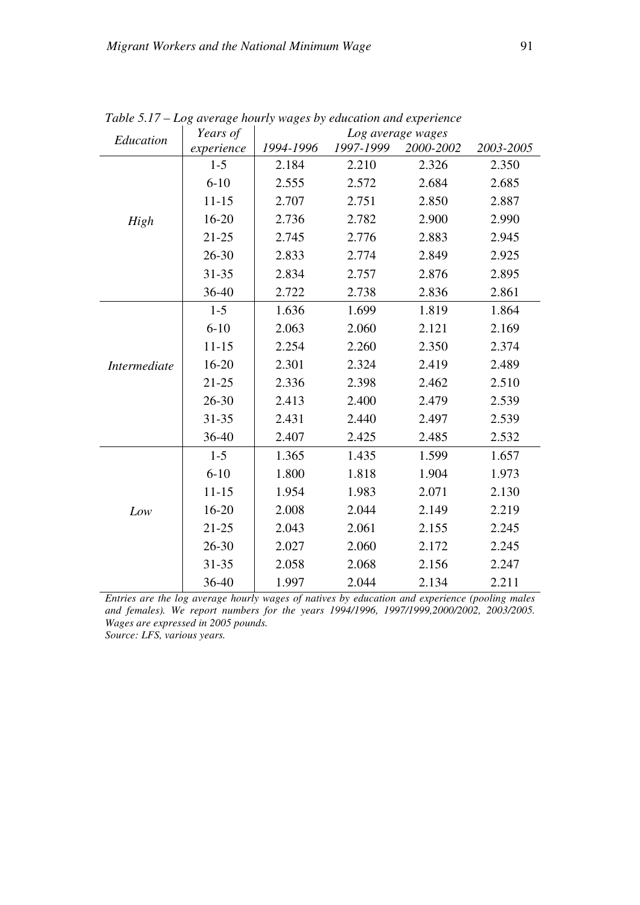*Table 5.17 – Log average hourly wages by education and experience*

| Education | Years of experience | Log average wages | | | |
|---|---|---|---|---|---|
| | | 1994-1996 | 1997-1999 | 2000-2002 | 2003-2005 |
| *High* | 1-5 | 2.184 | 2.210 | 2.326 | 2.350 |
| | 6-10 | 2.555 | 2.572 | 2.684 | 2.685 |
| | 11-15 | 2.707 | 2.751 | 2.850 | 2.887 |
| | 16-20 | 2.736 | 2.782 | 2.900 | 2.990 |
| | 21-25 | 2.745 | 2.776 | 2.883 | 2.945 |
| | 26-30 | 2.833 | 2.774 | 2.849 | 2.925 |
| | 31-35 | 2.834 | 2.757 | 2.876 | 2.895 |
| | 36-40 | 2.722 | 2.738 | 2.836 | 2.861 |
| *Intermediate* | 1-5 | 1.636 | 1.699 | 1.819 | 1.864 |
| | 6-10 | 2.063 | 2.060 | 2.121 | 2.169 |
| | 11-15 | 2.254 | 2.260 | 2.350 | 2.374 |
| | 16-20 | 2.301 | 2.324 | 2.419 | 2.489 |
| | 21-25 | 2.336 | 2.398 | 2.462 | 2.510 |
| | 26-30 | 2.413 | 2.400 | 2.479 | 2.539 |
| | 31-35 | 2.431 | 2.440 | 2.497 | 2.539 |
| | 36-40 | 2.407 | 2.425 | 2.485 | 2.532 |
| *Low* | 1-5 | 1.365 | 1.435 | 1.599 | 1.657 |
| | 6-10 | 1.800 | 1.818 | 1.904 | 1.973 |
| | 11-15 | 1.954 | 1.983 | 2.071 | 2.130 |
| | 16-20 | 2.008 | 2.044 | 2.149 | 2.219 |
| | 21-25 | 2.043 | 2.061 | 2.155 | 2.245 |
| | 26-30 | 2.027 | 2.060 | 2.172 | 2.245 |
| | 31-35 | 2.058 | 2.068 | 2.156 | 2.247 |
| | 36-40 | 1.997 | 2.044 | 2.134 | 2.211 |

*Entries are the log average hourly wages of natives by education and experience (pooling males and females). We report numbers for the years 1994/1996, 1997/1999,2000/2002, 2003/2005. Wages are expressed in 2005 pounds.*
*Source: LFS, various years.*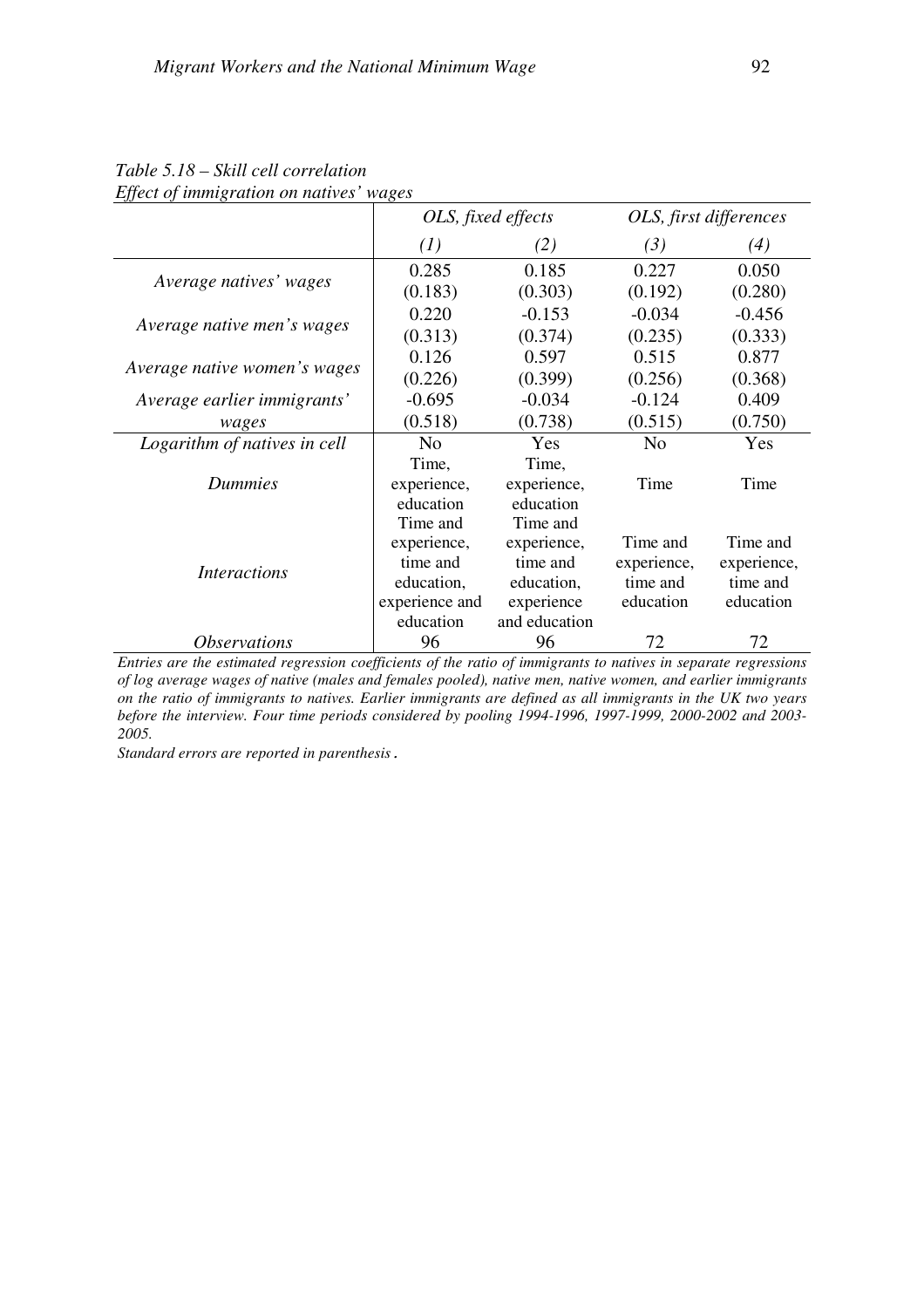*Table 5.18 – Skill cell correlation*
*Effect of immigration on natives' wages*

| | *OLS, fixed effects* | | *OLS, first differences* | |
|---|---|---|---|---|
| | *(1)* | *(2)* | *(3)* | *(4)* |
| *Average natives' wages* | 0.285<br>(0.183) | 0.185<br>(0.303) | 0.227<br>(0.192) | 0.050<br>(0.280) |
| *Average native men's wages* | 0.220<br>(0.313) | -0.153<br>(0.374) | -0.034<br>(0.235) | -0.456<br>(0.333) |
| *Average native women's wages* | 0.126<br>(0.226) | 0.597<br>(0.399) | 0.515<br>(0.256) | 0.877<br>(0.368) |
| *Average earlier immigrants' wages* | -0.695<br>(0.518) | -0.034<br>(0.738) | -0.124<br>(0.515) | 0.409<br>(0.750) |
| *Logarithm of natives in cell* | No | Yes | No | Yes |
| *Dummies* | Time, experience, education | Time, experience, education | Time | Time |
| *Interactions* | Time and experience, time and education, experience and education | Time and experience, time and education, experience and education | Time and experience, time and education | Time and experience, time and education |
| *Observations* | 96 | 96 | 72 | 72 |

*Entries are the estimated regression coefficients of the ratio of immigrants to natives in separate regressions of log average wages of native (males and females pooled), native men, native women, and earlier immigrants on the ratio of immigrants to natives. Earlier immigrants are defined as all immigrants in the UK two years before the interview. Four time periods considered by pooling 1994-1996, 1997-1999, 2000-2002 and 2003-2005.*

*Standard errors are reported in parenthesis.*